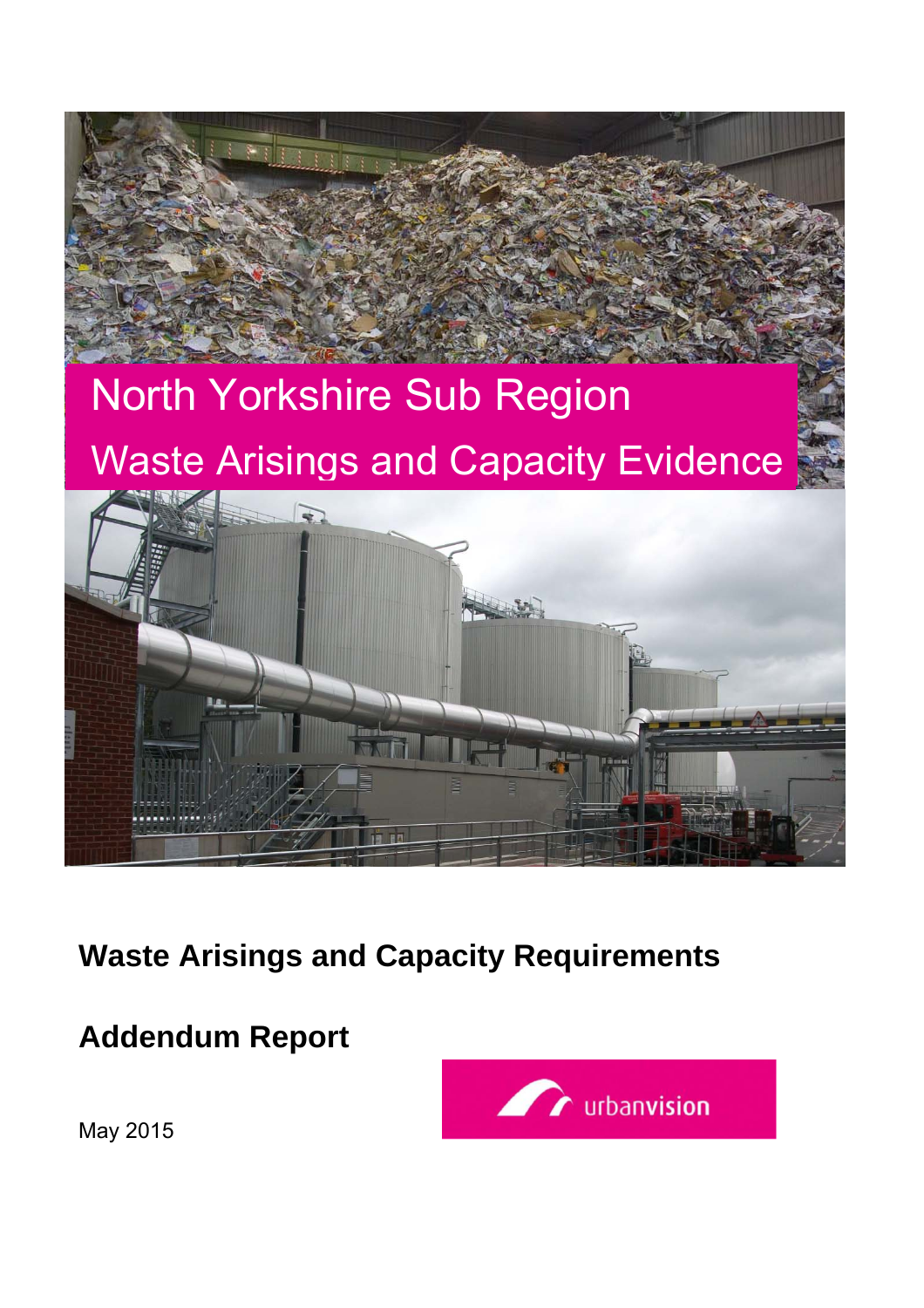# North Yorkshire Sub Region

## Waste Arisings and Capacity Evidence

**Waste Arisings and Capacity Requirements**

**Addendum Report**

May 2015

urbanvision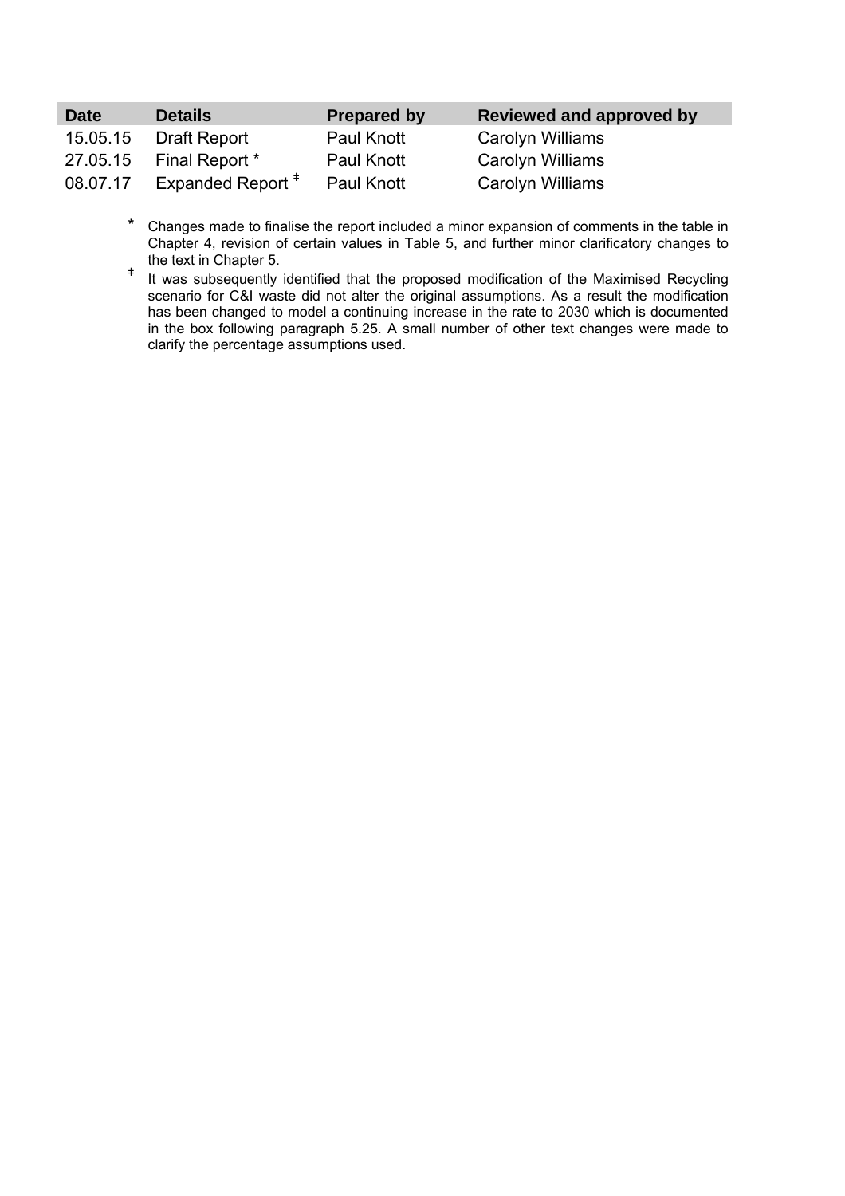| Date | Details | Prepared by | Reviewed and approved by |
| --- | --- | --- | --- |
| 15.05.15 | Draft Report | Paul Knott | Carolyn Williams |
| 27.05.15 | Final Report * | Paul Knott | Carolyn Williams |
| 08.07.17 | Expanded Report ‡ | Paul Knott | Carolyn Williams |

\* Changes made to finalise the report included a minor expansion of comments in the table in Chapter 4, revision of certain values in Table 5, and further minor clarificatory changes to the text in Chapter 5.

‡ It was subsequently identified that the proposed modification of the Maximised Recycling scenario for C&I waste did not alter the original assumptions. As a result the modification has been changed to model a continuing increase in the rate to 2030 which is documented in the box following paragraph 5.25. A small number of other text changes were made to clarify the percentage assumptions used.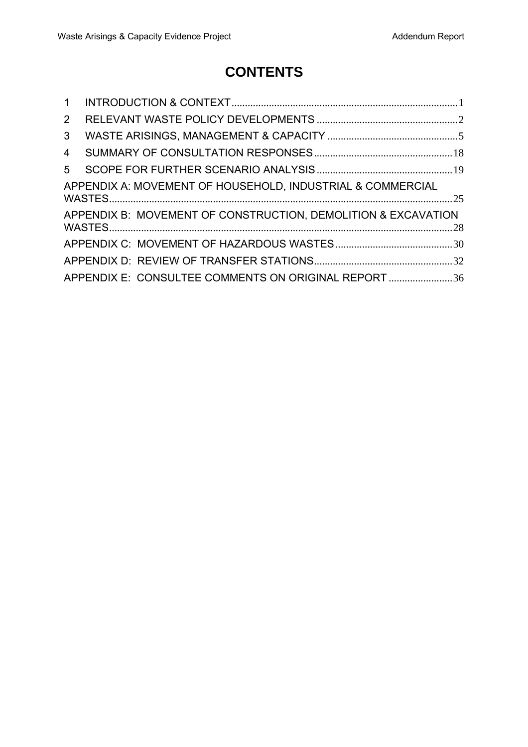# CONTENTS

1 INTRODUCTION & CONTEXT ... 1

2 RELEVANT WASTE POLICY DEVELOPMENTS ... 2

3 WASTE ARISINGS, MANAGEMENT & CAPACITY ... 5

4 SUMMARY OF CONSULTATION RESPONSES ... 18

5 SCOPE FOR FURTHER SCENARIO ANALYSIS ... 19

APPENDIX A: MOVEMENT OF HOUSEHOLD, INDUSTRIAL & COMMERCIAL WASTES ... 25

APPENDIX B: MOVEMENT OF CONSTRUCTION, DEMOLITION & EXCAVATION WASTES ... 28

APPENDIX C: MOVEMENT OF HAZARDOUS WASTES ... 30

APPENDIX D: REVIEW OF TRANSFER STATIONS ... 32

APPENDIX E: CONSULTEE COMMENTS ON ORIGINAL REPORT ... 36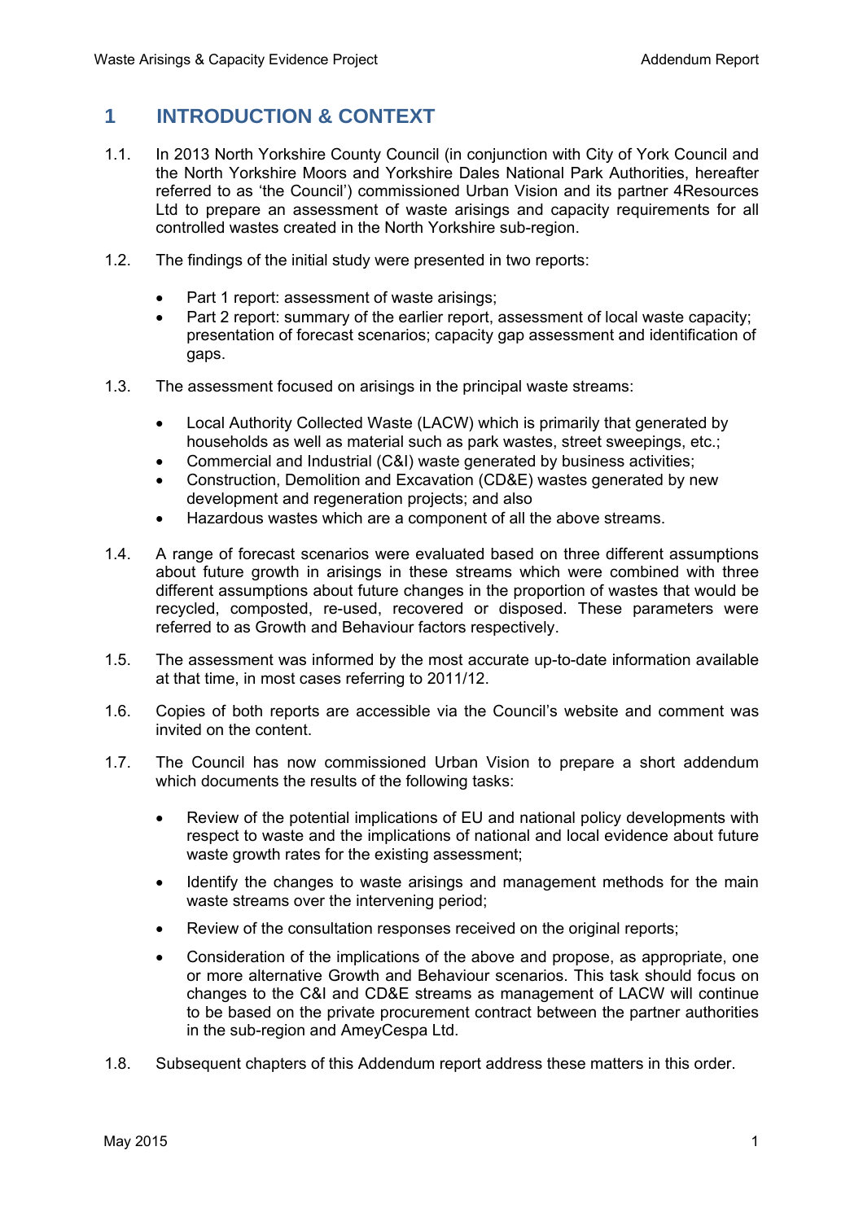# 1 INTRODUCTION & CONTEXT

1.1. In 2013 North Yorkshire County Council (in conjunction with City of York Council and the North Yorkshire Moors and Yorkshire Dales National Park Authorities, hereafter referred to as 'the Council') commissioned Urban Vision and its partner 4Resources Ltd to prepare an assessment of waste arisings and capacity requirements for all controlled wastes created in the North Yorkshire sub-region.

1.2. The findings of the initial study were presented in two reports:

- Part 1 report: assessment of waste arisings;
- Part 2 report: summary of the earlier report, assessment of local waste capacity; presentation of forecast scenarios; capacity gap assessment and identification of gaps.

1.3. The assessment focused on arisings in the principal waste streams:

- Local Authority Collected Waste (LACW) which is primarily that generated by households as well as material such as park wastes, street sweepings, etc.;
- Commercial and Industrial (C&I) waste generated by business activities;
- Construction, Demolition and Excavation (CD&E) wastes generated by new development and regeneration projects; and also
- Hazardous wastes which are a component of all the above streams.

1.4. A range of forecast scenarios were evaluated based on three different assumptions about future growth in arisings in these streams which were combined with three different assumptions about future changes in the proportion of wastes that would be recycled, composted, re-used, recovered or disposed. These parameters were referred to as Growth and Behaviour factors respectively.

1.5. The assessment was informed by the most accurate up-to-date information available at that time, in most cases referring to 2011/12.

1.6. Copies of both reports are accessible via the Council's website and comment was invited on the content.

1.7. The Council has now commissioned Urban Vision to prepare a short addendum which documents the results of the following tasks:

- Review of the potential implications of EU and national policy developments with respect to waste and the implications of national and local evidence about future waste growth rates for the existing assessment;
- Identify the changes to waste arisings and management methods for the main waste streams over the intervening period;
- Review of the consultation responses received on the original reports;
- Consideration of the implications of the above and propose, as appropriate, one or more alternative Growth and Behaviour scenarios. This task should focus on changes to the C&I and CD&E streams as management of LACW will continue to be based on the private procurement contract between the partner authorities in the sub-region and AmeyCespa Ltd.

1.8. Subsequent chapters of this Addendum report address these matters in this order.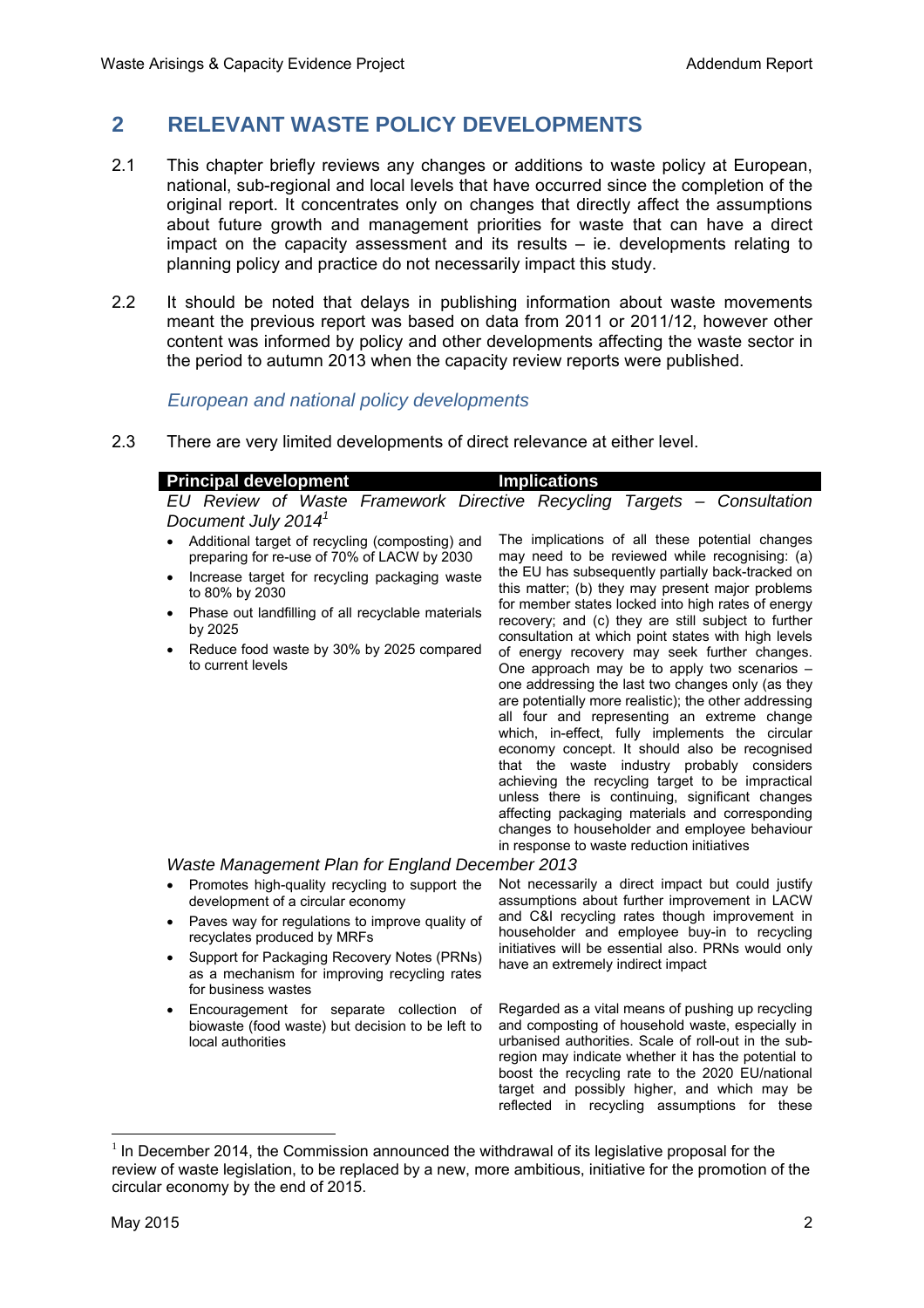## 2 RELEVANT WASTE POLICY DEVELOPMENTS

2.1 This chapter briefly reviews any changes or additions to waste policy at European, national, sub-regional and local levels that have occurred since the completion of the original report. It concentrates only on changes that directly affect the assumptions about future growth and management priorities for waste that can have a direct impact on the capacity assessment and its results – ie. developments relating to planning policy and practice do not necessarily impact this study.

2.2 It should be noted that delays in publishing information about waste movements meant the previous report was based on data from 2011 or 2011/12, however other content was informed by policy and other developments affecting the waste sector in the period to autumn 2013 when the capacity review reports were published.

### *European and national policy developments*

2.3 There are very limited developments of direct relevance at either level.

| Principal development | Implications |
|---|---|
| *EU Review of Waste Framework Directive Recycling Targets – Consultation Document July 2014*[1] | |
| • Additional target of recycling (composting) and preparing for re-use of 70% of LACW by 2030<br>• Increase target for recycling packaging waste to 80% by 2030<br>• Phase out landfilling of all recyclable materials by 2025<br>• Reduce food waste by 30% by 2025 compared to current levels | The implications of all these potential changes may need to be reviewed while recognising: (a) the EU has subsequently partially back-tracked on this matter; (b) they may present major problems for member states locked into high rates of energy recovery; and (c) they are still subject to further consultation at which point states with high levels of energy recovery may seek further changes. One approach may be to apply two scenarios – one addressing the last two changes only (as they are potentially more realistic); the other addressing all four and representing an extreme change which, in-effect, fully implements the circular economy concept. It should also be recognised that the waste industry probably considers achieving the recycling target to be impractical unless there is continuing, significant changes affecting packaging materials and corresponding changes to householder and employee behaviour in response to waste reduction initiatives |
| *Waste Management Plan for England December 2013* | |
| • Promotes high-quality recycling to support the development of a circular economy<br>• Paves way for regulations to improve quality of recyclates produced by MRFs<br>• Support for Packaging Recovery Notes (PRNs) as a mechanism for improving recycling rates for business wastes | Not necessarily a direct impact but could justify assumptions about further improvement in LACW and C&I recycling rates though improvement in householder and employee buy-in to recycling initiatives will be essential also. PRNs would only have an extremely indirect impact |
| • Encouragement for separate collection of biowaste (food waste) but decision to be left to local authorities | Regarded as a vital means of pushing up recycling and composting of household waste, especially in urbanised authorities. Scale of roll-out in the sub-region may indicate whether it has the potential to boost the recycling rate to the 2020 EU/national target and possibly higher, and which may be reflected in recycling assumptions for these |

[1] In December 2014, the Commission announced the withdrawal of its legislative proposal for the review of waste legislation, to be replaced by a new, more ambitious, initiative for the promotion of the circular economy by the end of 2015.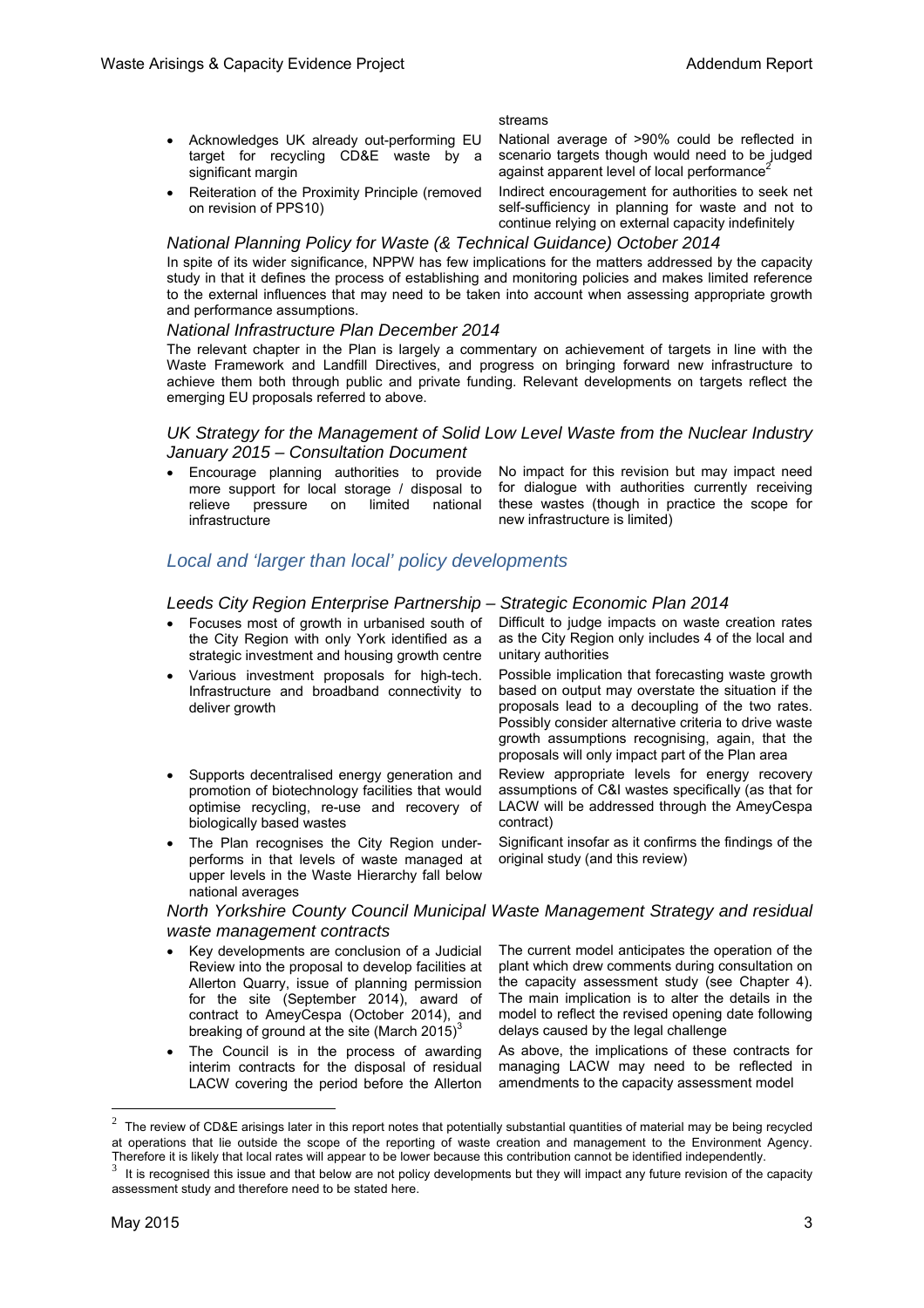| | |
|---|---|
| | streams |
| • Acknowledges UK already out-performing EU target for recycling CD&E waste by a significant margin | National average of >90% could be reflected in scenario targets though would need to be judged against apparent level of local performance[2] |
| • Reiteration of the Proximity Principle (removed on revision of PPS10) | Indirect encouragement for authorities to seek net self-sufficiency in planning for waste and not to continue relying on external capacity indefinitely |

### *National Planning Policy for Waste (& Technical Guidance) October 2014*

In spite of its wider significance, NPPW has few implications for the matters addressed by the capacity study in that it defines the process of establishing and monitoring policies and makes limited reference to the external influences that may need to be taken into account when assessing appropriate growth and performance assumptions.

### *National Infrastructure Plan December 2014*

The relevant chapter in the Plan is largely a commentary on achievement of targets in line with the Waste Framework and Landfill Directives, and progress on bringing forward new infrastructure to achieve them both through public and private funding. Relevant developments on targets reflect the emerging EU proposals referred to above.

### *UK Strategy for the Management of Solid Low Level Waste from the Nuclear Industry January 2015 – Consultation Document*

| | |
|---|---|
| • Encourage planning authorities to provide more support for local storage / disposal to relieve pressure on limited national infrastructure | No impact for this revision but may impact need for dialogue with authorities currently receiving these wastes (though in practice the scope for new infrastructure is limited) |

## *Local and 'larger than local' policy developments*

### *Leeds City Region Enterprise Partnership – Strategic Economic Plan 2014*

| | |
|---|---|
| • Focuses most of growth in urbanised south of the City Region with only York identified as a strategic investment and housing growth centre | Difficult to judge impacts on waste creation rates as the City Region only includes 4 of the local and unitary authorities |
| • Various investment proposals for high-tech. Infrastructure and broadband connectivity to deliver growth | Possible implication that forecasting waste growth based on output may overstate the situation if the proposals lead to a decoupling of the two rates. Possibly consider alternative criteria to drive waste growth assumptions recognising, again, that the proposals will only impact part of the Plan area |
| • Supports decentralised energy generation and promotion of biotechnology facilities that would optimise recycling, re-use and recovery of biologically based wastes | Review appropriate levels for energy recovery assumptions of C&I wastes specifically (as that for LACW will be addressed through the AmeyCespa contract) |
| • The Plan recognises the City Region under-performs in that levels of waste managed at upper levels in the Waste Hierarchy fall below national averages | Significant insofar as it confirms the findings of the original study (and this review) |

### *North Yorkshire County Council Municipal Waste Management Strategy and residual waste management contracts*

| | |
|---|---|
| • Key developments are conclusion of a Judicial Review into the proposal to develop facilities at Allerton Quarry, issue of planning permission for the site (September 2014), award of contract to AmeyCespa (October 2014), and breaking of ground at the site (March 2015)[3] | The current model anticipates the operation of the plant which drew comments during consultation on the capacity assessment study (see Chapter 4). The main implication is to alter the details in the model to reflect the revised opening date following delays caused by the legal challenge |
| • The Council is in the process of awarding interim contracts for the disposal of residual LACW covering the period before the Allerton | As above, the implications of these contracts for managing LACW may need to be reflected in amendments to the capacity assessment model |

[2] The review of CD&E arisings later in this report notes that potentially substantial quantities of material may be being recycled at operations that lie outside the scope of the reporting of waste creation and management to the Environment Agency. Therefore it is likely that local rates will appear to be lower because this contribution cannot be identified independently.

[3] It is recognised this issue and that below are not policy developments but they will impact any future revision of the capacity assessment study and therefore need to be stated here.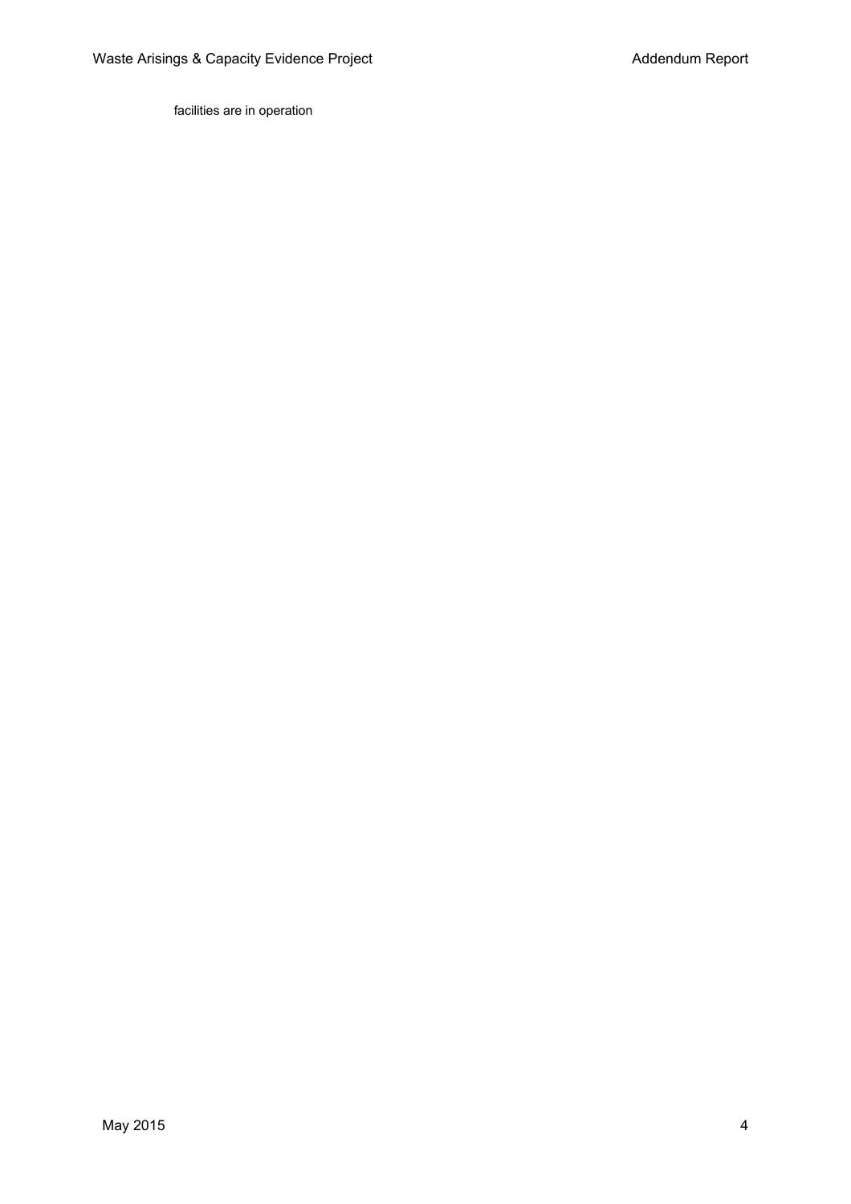facilities are in operation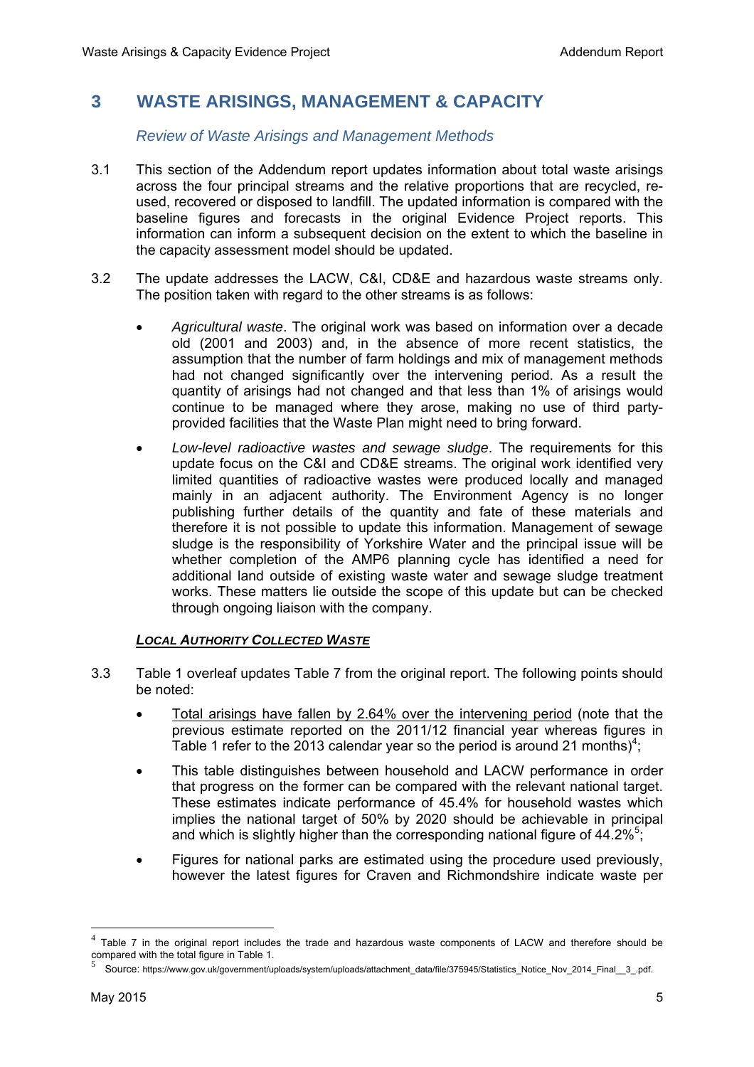# 3 WASTE ARISINGS, MANAGEMENT & CAPACITY

### *Review of Waste Arisings and Management Methods*

3.1 This section of the Addendum report updates information about total waste arisings across the four principal streams and the relative proportions that are recycled, re-used, recovered or disposed to landfill. The updated information is compared with the baseline figures and forecasts in the original Evidence Project reports. This information can inform a subsequent decision on the extent to which the baseline in the capacity assessment model should be updated.

3.2 The update addresses the LACW, C&I, CD&E and hazardous waste streams only. The position taken with regard to the other streams is as follows:

- *Agricultural waste*. The original work was based on information over a decade old (2001 and 2003) and, in the absence of more recent statistics, the assumption that the number of farm holdings and mix of management methods had not changed significantly over the intervening period. As a result the quantity of arisings had not changed and that less than 1% of arisings would continue to be managed where they arose, making no use of third party-provided facilities that the Waste Plan might need to bring forward.
- *Low-level radioactive wastes and sewage sludge*. The requirements for this update focus on the C&I and CD&E streams. The original work identified very limited quantities of radioactive wastes were produced locally and managed mainly in an adjacent authority. The Environment Agency is no longer publishing further details of the quantity and fate of these materials and therefore it is not possible to update this information. Management of sewage sludge is the responsibility of Yorkshire Water and the principal issue will be whether completion of the AMP6 planning cycle has identified a need for additional land outside of existing waste water and sewage sludge treatment works. These matters lie outside the scope of this update but can be checked through ongoing liaison with the company.

#### ***Local Authority Collected Waste***

3.3 Table 1 overleaf updates Table 7 from the original report. The following points should be noted:

- Total arisings have fallen by 2.64% over the intervening period (note that the previous estimate reported on the 2011/12 financial year whereas figures in Table 1 refer to the 2013 calendar year so the period is around 21 months)[4];
- This table distinguishes between household and LACW performance in order that progress on the former can be compared with the relevant national target. These estimates indicate performance of 45.4% for household wastes which implies the national target of 50% by 2020 should be achievable in principal and which is slightly higher than the corresponding national figure of 44.2%[5];
- Figures for national parks are estimated using the procedure used previously, however the latest figures for Craven and Richmondshire indicate waste per

---

[4] Table 7 in the original report includes the trade and hazardous waste components of LACW and therefore should be compared with the total figure in Table 1.

[5] Source: https://www.gov.uk/government/uploads/system/uploads/attachment_data/file/375945/Statistics_Notice_Nov_2014_Final__3_.pdf.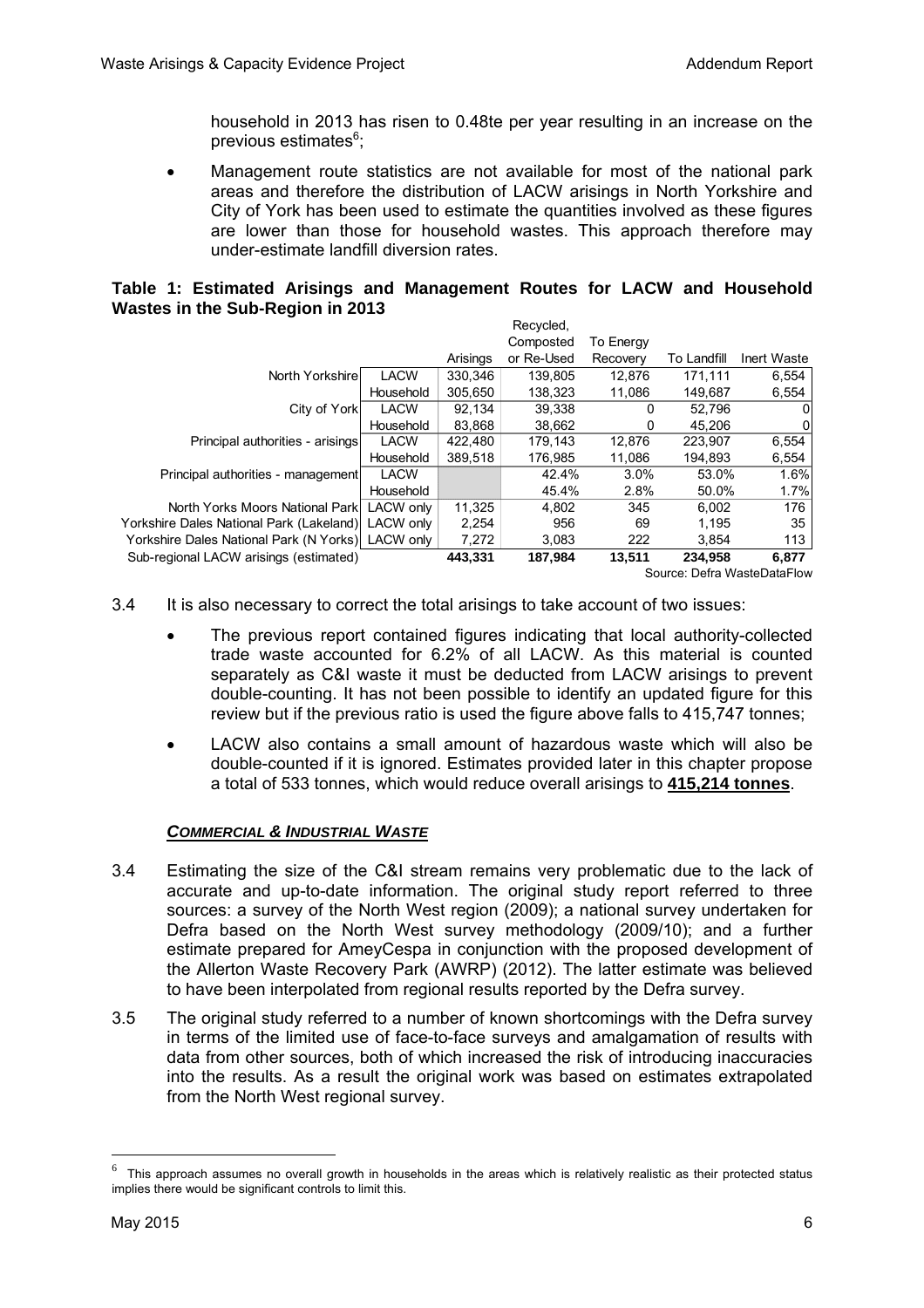household in 2013 has risen to 0.48te per year resulting in an increase on the previous estimates[6];

- Management route statistics are not available for most of the national park areas and therefore the distribution of LACW arisings in North Yorkshire and City of York has been used to estimate the quantities involved as these figures are lower than those for household wastes. This approach therefore may under-estimate landfill diversion rates.

**Table 1: Estimated Arisings and Management Routes for LACW and Household Wastes in the Sub-Region in 2013**

| | | Arisings | Recycled, Composted or Re-Used | To Energy Recovery | To Landfill | Inert Waste |
|---|---|---|---|---|---|---|
| North Yorkshire | LACW | 330,346 | 139,805 | 12,876 | 171,111 | 6,554 |
| | Household | 305,650 | 138,323 | 11,086 | 149,687 | 6,554 |
| City of York | LACW | 92,134 | 39,338 | 0 | 52,796 | 0 |
| | Household | 83,868 | 38,662 | 0 | 45,206 | 0 |
| Principal authorities - arisings | LACW | 422,480 | 179,143 | 12,876 | 223,907 | 6,554 |
| | Household | 389,518 | 176,985 | 11,086 | 194,893 | 6,554 |
| Principal authorities - management | LACW | | 42.4% | 3.0% | 53.0% | 1.6% |
| | Household | | 45.4% | 2.8% | 50.0% | 1.7% |
| North Yorks Moors National Park | LACW only | 11,325 | 4,802 | 345 | 6,002 | 176 |
| Yorkshire Dales National Park (Lakeland) | LACW only | 2,254 | 956 | 69 | 1,195 | 35 |
| Yorkshire Dales National Park (N Yorks) | LACW only | 7,272 | 3,083 | 222 | 3,854 | 113 |
| Sub-regional LACW arisings (estimated) | | **443,331** | **187,984** | **13,511** | **234,958** | **6,877** |

Source: Defra WasteDataFlow

3.4 It is also necessary to correct the total arisings to take account of two issues:

- The previous report contained figures indicating that local authority-collected trade waste accounted for 6.2% of all LACW. As this material is counted separately as C&I waste it must be deducted from LACW arisings to prevent double-counting. It has not been possible to identify an updated figure for this review but if the previous ratio is used the figure above falls to 415,747 tonnes;

- LACW also contains a small amount of hazardous waste which will also be double-counted if it is ignored. Estimates provided later in this chapter propose a total of 533 tonnes, which would reduce overall arisings to **415,214 tonnes**.

### ***COMMERCIAL & INDUSTRIAL WASTE***

3.4 Estimating the size of the C&I stream remains very problematic due to the lack of accurate and up-to-date information. The original study report referred to three sources: a survey of the North West region (2009); a national survey undertaken for Defra based on the North West survey methodology (2009/10); and a further estimate prepared for AmeyCespa in conjunction with the proposed development of the Allerton Waste Recovery Park (AWRP) (2012). The latter estimate was believed to have been interpolated from regional results reported by the Defra survey.

3.5 The original study referred to a number of known shortcomings with the Defra survey in terms of the limited use of face-to-face surveys and amalgamation of results with data from other sources, both of which increased the risk of introducing inaccuracies into the results. As a result the original work was based on estimates extrapolated from the North West regional survey.

[6] This approach assumes no overall growth in households in the areas which is relatively realistic as their protected status implies there would be significant controls to limit this.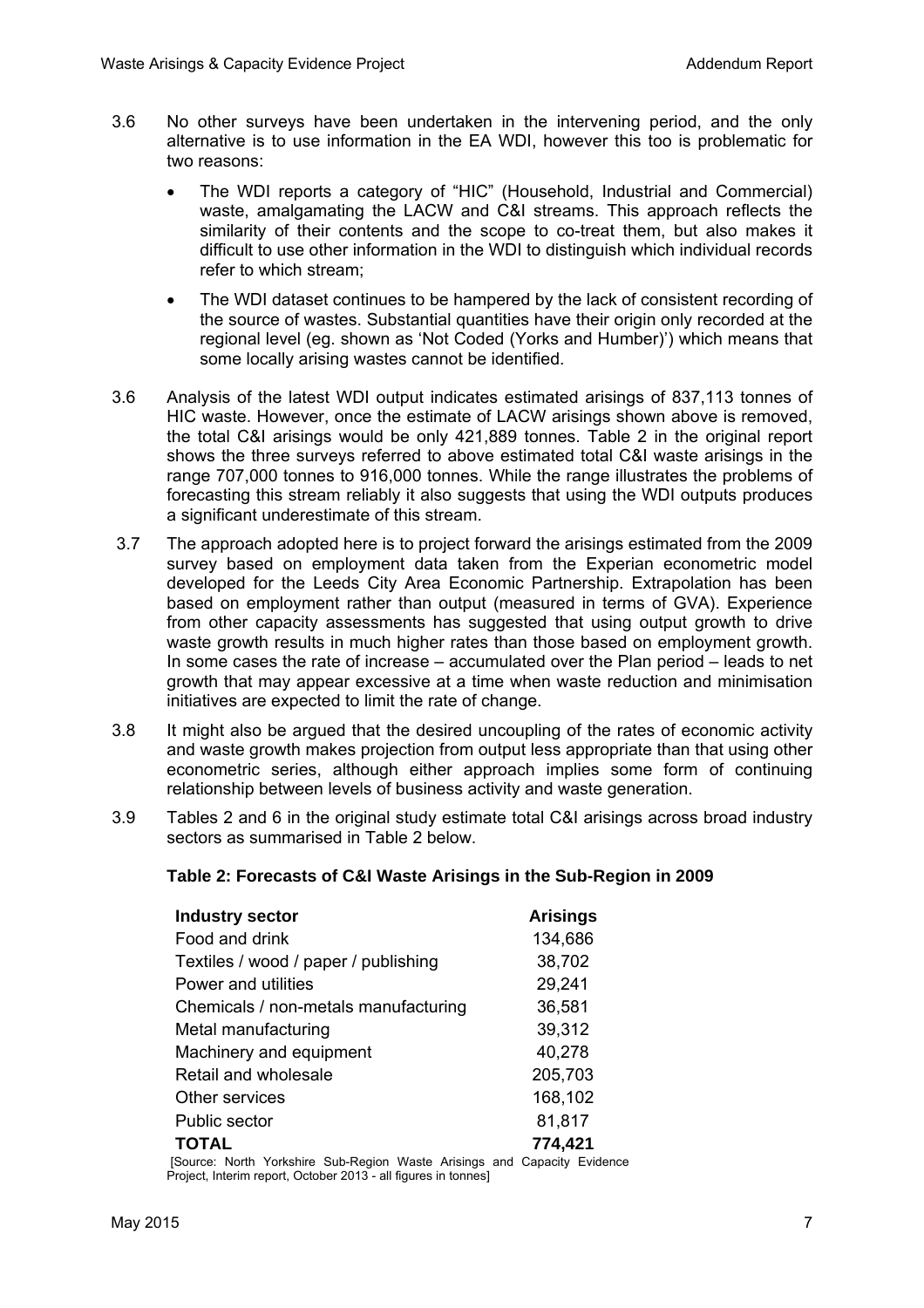3.6 No other surveys have been undertaken in the intervening period, and the only alternative is to use information in the EA WDI, however this too is problematic for two reasons:

- The WDI reports a category of "HIC" (Household, Industrial and Commercial) waste, amalgamating the LACW and C&I streams. This approach reflects the similarity of their contents and the scope to co-treat them, but also makes it difficult to use other information in the WDI to distinguish which individual records refer to which stream;
- The WDI dataset continues to be hampered by the lack of consistent recording of the source of wastes. Substantial quantities have their origin only recorded at the regional level (eg. shown as 'Not Coded (Yorks and Humber)') which means that some locally arising wastes cannot be identified.

3.6 Analysis of the latest WDI output indicates estimated arisings of 837,113 tonnes of HIC waste. However, once the estimate of LACW arisings shown above is removed, the total C&I arisings would be only 421,889 tonnes. Table 2 in the original report shows the three surveys referred to above estimated total C&I waste arisings in the range 707,000 tonnes to 916,000 tonnes. While the range illustrates the problems of forecasting this stream reliably it also suggests that using the WDI outputs produces a significant underestimate of this stream.

3.7 The approach adopted here is to project forward the arisings estimated from the 2009 survey based on employment data taken from the Experian econometric model developed for the Leeds City Area Economic Partnership. Extrapolation has been based on employment rather than output (measured in terms of GVA). Experience from other capacity assessments has suggested that using output growth to drive waste growth results in much higher rates than those based on employment growth. In some cases the rate of increase – accumulated over the Plan period – leads to net growth that may appear excessive at a time when waste reduction and minimisation initiatives are expected to limit the rate of change.

3.8 It might also be argued that the desired uncoupling of the rates of economic activity and waste growth makes projection from output less appropriate than that using other econometric series, although either approach implies some form of continuing relationship between levels of business activity and waste generation.

3.9 Tables 2 and 6 in the original study estimate total C&I arisings across broad industry sectors as summarised in Table 2 below.

**Table 2: Forecasts of C&I Waste Arisings in the Sub-Region in 2009**

| Industry sector | Arisings |
|---|---|
| Food and drink | 134,686 |
| Textiles / wood / paper / publishing | 38,702 |
| Power and utilities | 29,241 |
| Chemicals / non-metals manufacturing | 36,581 |
| Metal manufacturing | 39,312 |
| Machinery and equipment | 40,278 |
| Retail and wholesale | 205,703 |
| Other services | 168,102 |
| Public sector | 81,817 |
| **TOTAL** | **774,421** |

[Source: North Yorkshire Sub-Region Waste Arisings and Capacity Evidence Project, Interim report, October 2013 - all figures in tonnes]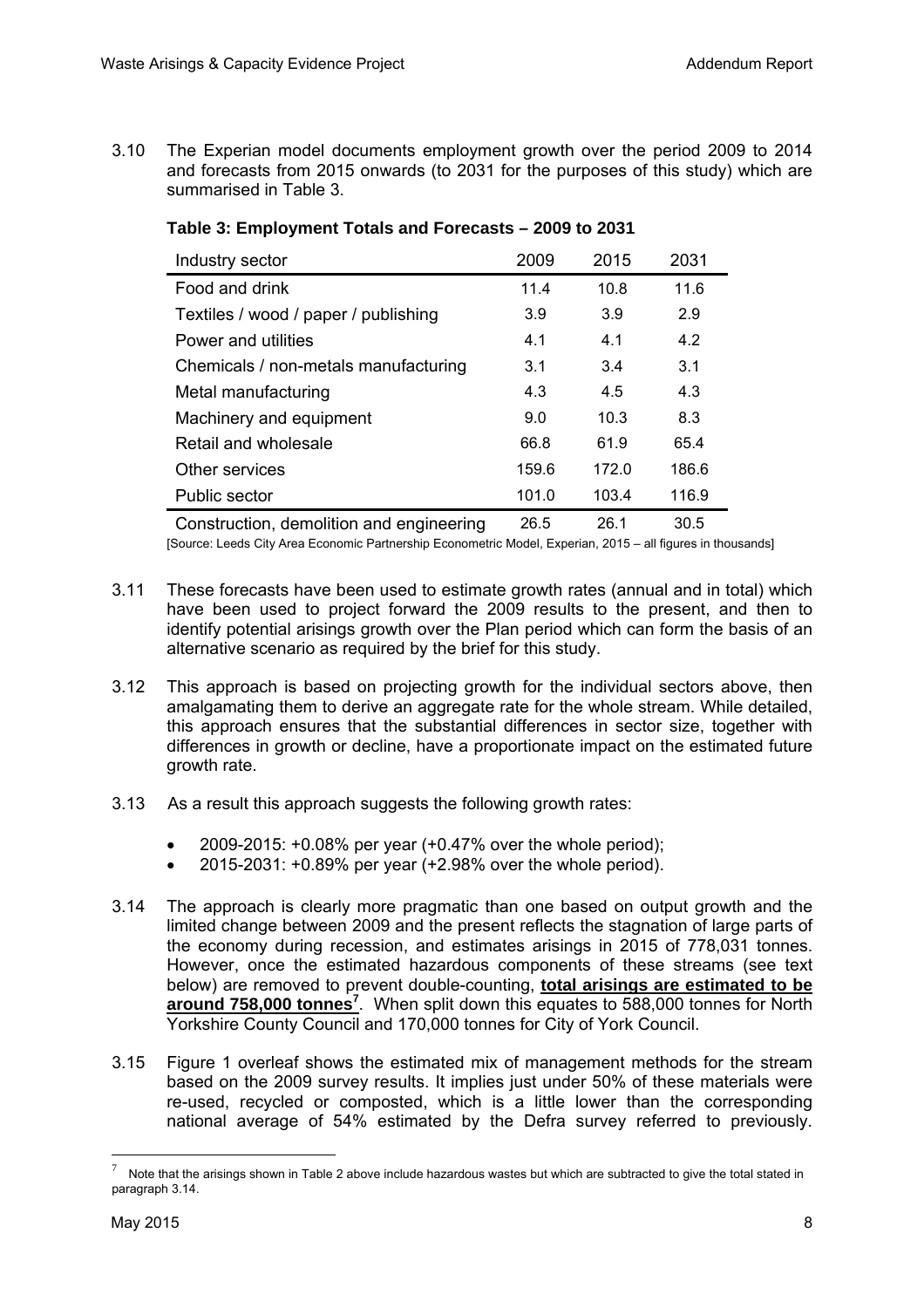3.10 The Experian model documents employment growth over the period 2009 to 2014 and forecasts from 2015 onwards (to 2031 for the purposes of this study) which are summarised in Table 3.

**Table 3: Employment Totals and Forecasts – 2009 to 2031**

| Industry sector | 2009 | 2015 | 2031 |
|---|---|---|---|
| Food and drink | 11.4 | 10.8 | 11.6 |
| Textiles / wood / paper / publishing | 3.9 | 3.9 | 2.9 |
| Power and utilities | 4.1 | 4.1 | 4.2 |
| Chemicals / non-metals manufacturing | 3.1 | 3.4 | 3.1 |
| Metal manufacturing | 4.3 | 4.5 | 4.3 |
| Machinery and equipment | 9.0 | 10.3 | 8.3 |
| Retail and wholesale | 66.8 | 61.9 | 65.4 |
| Other services | 159.6 | 172.0 | 186.6 |
| Public sector | 101.0 | 103.4 | 116.9 |
| Construction, demolition and engineering | 26.5 | 26.1 | 30.5 |

[Source: Leeds City Area Economic Partnership Econometric Model, Experian, 2015 – all figures in thousands]

3.11 These forecasts have been used to estimate growth rates (annual and in total) which have been used to project forward the 2009 results to the present, and then to identify potential arisings growth over the Plan period which can form the basis of an alternative scenario as required by the brief for this study.

3.12 This approach is based on projecting growth for the individual sectors above, then amalgamating them to derive an aggregate rate for the whole stream. While detailed, this approach ensures that the substantial differences in sector size, together with differences in growth or decline, have a proportionate impact on the estimated future growth rate.

3.13 As a result this approach suggests the following growth rates:

- 2009-2015: +0.08% per year (+0.47% over the whole period);
- 2015-2031: +0.89% per year (+2.98% over the whole period).

3.14 The approach is clearly more pragmatic than one based on output growth and the limited change between 2009 and the present reflects the stagnation of large parts of the economy during recession, and estimates arisings in 2015 of 778,031 tonnes. However, once the estimated hazardous components of these streams (see text below) are removed to prevent double-counting, **total arisings are estimated to be around 758,000 tonnes**[7]. When split down this equates to 588,000 tonnes for North Yorkshire County Council and 170,000 tonnes for City of York Council.

3.15 Figure 1 overleaf shows the estimated mix of management methods for the stream based on the 2009 survey results. It implies just under 50% of these materials were re-used, recycled or composted, which is a little lower than the corresponding national average of 54% estimated by the Defra survey referred to previously.

[7] Note that the arisings shown in Table 2 above include hazardous wastes but which are subtracted to give the total stated in paragraph 3.14.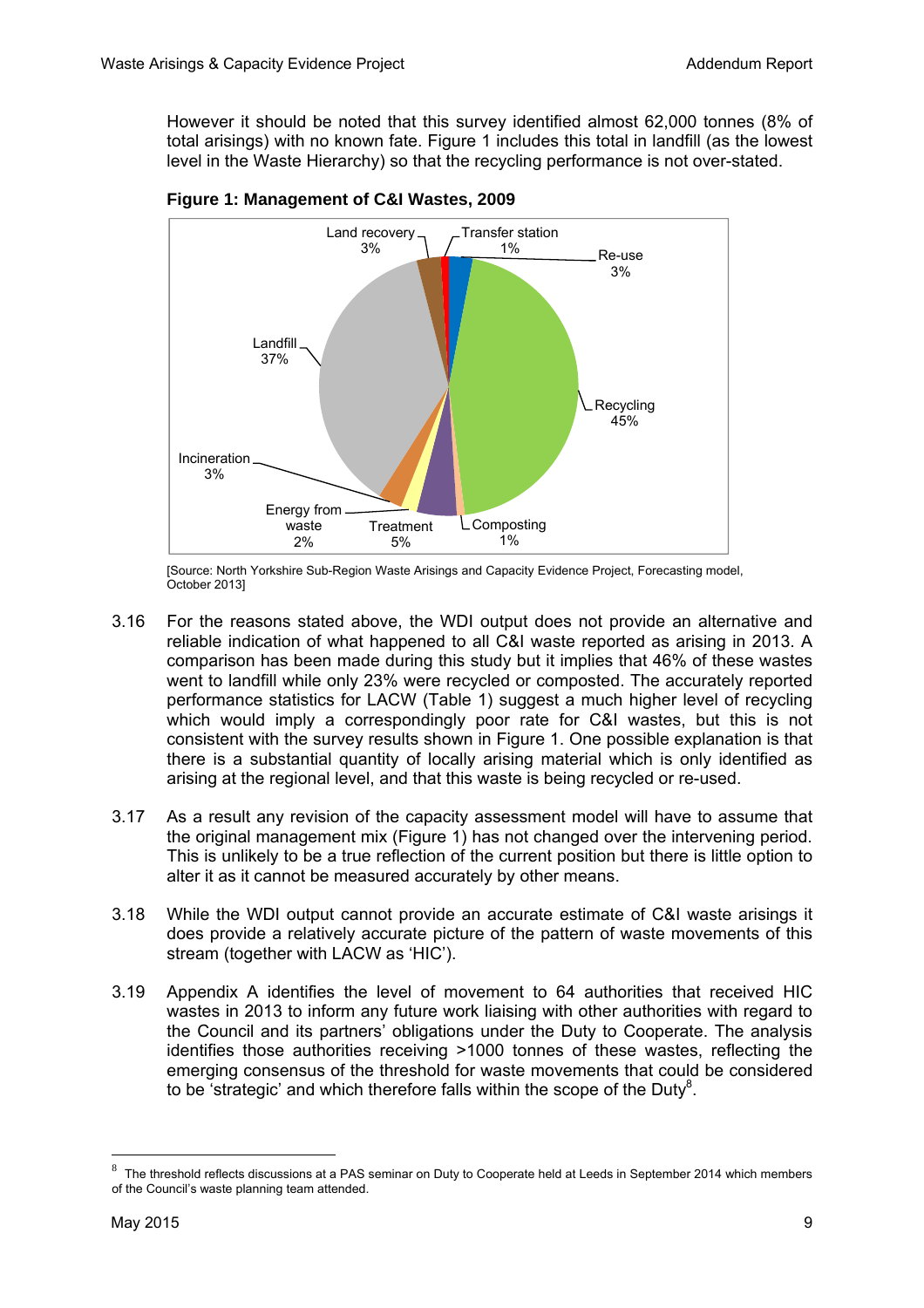However it should be noted that this survey identified almost 62,000 tonnes (8% of total arisings) with no known fate. Figure 1 includes this total in landfill (as the lowest level in the Waste Hierarchy) so that the recycling performance is not over-stated.

**Figure 1: Management of C&I Wastes, 2009**

| Management route | Share |
|---|---|
| Re-use | 3% |
| Recycling | 45% |
| Composting | 1% |
| Treatment | 5% |
| Energy from waste | 2% |
| Incineration | 3% |
| Landfill | 37% |
| Land recovery | 3% |
| Transfer station | 1% |

[Source: North Yorkshire Sub-Region Waste Arisings and Capacity Evidence Project, Forecasting model, October 2013]

3.16 For the reasons stated above, the WDI output does not provide an alternative and reliable indication of what happened to all C&I waste reported as arising in 2013. A comparison has been made during this study but it implies that 46% of these wastes went to landfill while only 23% were recycled or composted. The accurately reported performance statistics for LACW (Table 1) suggest a much higher level of recycling which would imply a correspondingly poor rate for C&I wastes, but this is not consistent with the survey results shown in Figure 1. One possible explanation is that there is a substantial quantity of locally arising material which is only identified as arising at the regional level, and that this waste is being recycled or re-used.

3.17 As a result any revision of the capacity assessment model will have to assume that the original management mix (Figure 1) has not changed over the intervening period. This is unlikely to be a true reflection of the current position but there is little option to alter it as it cannot be measured accurately by other means.

3.18 While the WDI output cannot provide an accurate estimate of C&I waste arisings it does provide a relatively accurate picture of the pattern of waste movements of this stream (together with LACW as 'HIC').

3.19 Appendix A identifies the level of movement to 64 authorities that received HIC wastes in 2013 to inform any future work liaising with other authorities with regard to the Council and its partners' obligations under the Duty to Cooperate. The analysis identifies those authorities receiving >1000 tonnes of these wastes, reflecting the emerging consensus of the threshold for waste movements that could be considered to be 'strategic' and which therefore falls within the scope of the Duty[8].

[8] The threshold reflects discussions at a PAS seminar on Duty to Cooperate held at Leeds in September 2014 which members of the Council's waste planning team attended.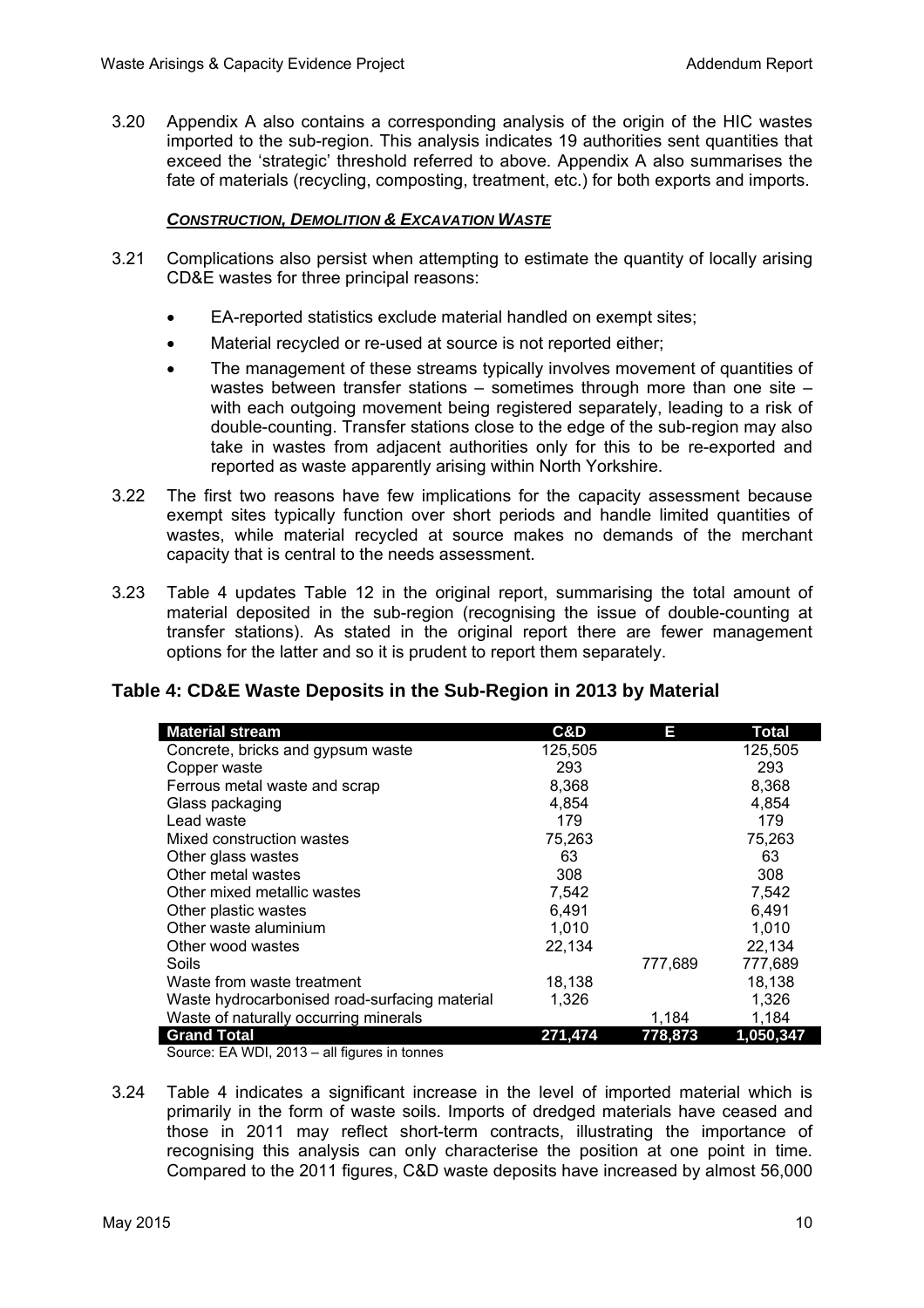3.20 Appendix A also contains a corresponding analysis of the origin of the HIC wastes imported to the sub-region. This analysis indicates 19 authorities sent quantities that exceed the 'strategic' threshold referred to above. Appendix A also summarises the fate of materials (recycling, composting, treatment, etc.) for both exports and imports.

***CONSTRUCTION, DEMOLITION & EXCAVATION WASTE***

3.21 Complications also persist when attempting to estimate the quantity of locally arising CD&E wastes for three principal reasons:

- EA-reported statistics exclude material handled on exempt sites;
- Material recycled or re-used at source is not reported either;
- The management of these streams typically involves movement of quantities of wastes between transfer stations – sometimes through more than one site – with each outgoing movement being registered separately, leading to a risk of double-counting. Transfer stations close to the edge of the sub-region may also take in wastes from adjacent authorities only for this to be re-exported and reported as waste apparently arising within North Yorkshire.

3.22 The first two reasons have few implications for the capacity assessment because exempt sites typically function over short periods and handle limited quantities of wastes, while material recycled at source makes no demands of the merchant capacity that is central to the needs assessment.

3.23 Table 4 updates Table 12 in the original report, summarising the total amount of material deposited in the sub-region (recognising the issue of double-counting at transfer stations). As stated in the original report there are fewer management options for the latter and so it is prudent to report them separately.

## Table 4: CD&E Waste Deposits in the Sub-Region in 2013 by Material

| Material stream | C&D | E | Total |
|---|---|---|---|
| Concrete, bricks and gypsum waste | 125,505 | | 125,505 |
| Copper waste | 293 | | 293 |
| Ferrous metal waste and scrap | 8,368 | | 8,368 |
| Glass packaging | 4,854 | | 4,854 |
| Lead waste | 179 | | 179 |
| Mixed construction wastes | 75,263 | | 75,263 |
| Other glass wastes | 63 | | 63 |
| Other metal wastes | 308 | | 308 |
| Other mixed metallic wastes | 7,542 | | 7,542 |
| Other plastic wastes | 6,491 | | 6,491 |
| Other waste aluminium | 1,010 | | 1,010 |
| Other wood wastes | 22,134 | | 22,134 |
| Soils | | 777,689 | 777,689 |
| Waste from waste treatment | 18,138 | | 18,138 |
| Waste hydrocarbonised road-surfacing material | 1,326 | | 1,326 |
| Waste of naturally occurring minerals | | 1,184 | 1,184 |
| **Grand Total** | **271,474** | **778,873** | **1,050,347** |

Source: EA WDI, 2013 – all figures in tonnes

3.24 Table 4 indicates a significant increase in the level of imported material which is primarily in the form of waste soils. Imports of dredged materials have ceased and those in 2011 may reflect short-term contracts, illustrating the importance of recognising this analysis can only characterise the position at one point in time. Compared to the 2011 figures, C&D waste deposits have increased by almost 56,000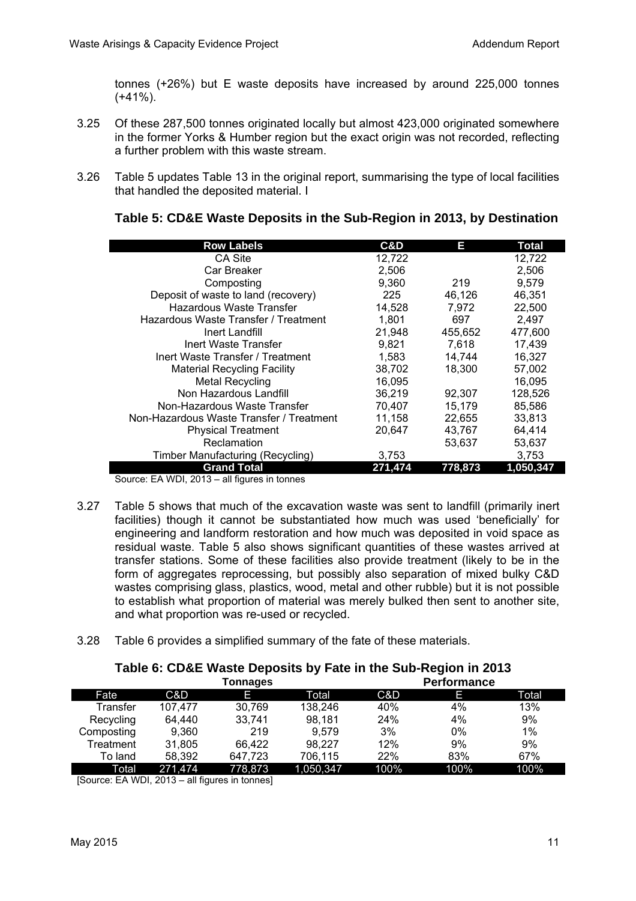tonnes (+26%) but E waste deposits have increased by around 225,000 tonnes (+41%).

3.25 Of these 287,500 tonnes originated locally but almost 423,000 originated somewhere in the former Yorks & Humber region but the exact origin was not recorded, reflecting a further problem with this waste stream.

3.26 Table 5 updates Table 13 in the original report, summarising the type of local facilities that handled the deposited material. I

### Table 5: CD&E Waste Deposits in the Sub-Region in 2013, by Destination

| Row Labels | C&D | E | Total |
|---|---|---|---|
| CA Site | 12,722 | | 12,722 |
| Car Breaker | 2,506 | | 2,506 |
| Composting | 9,360 | 219 | 9,579 |
| Deposit of waste to land (recovery) | 225 | 46,126 | 46,351 |
| Hazardous Waste Transfer | 14,528 | 7,972 | 22,500 |
| Hazardous Waste Transfer / Treatment | 1,801 | 697 | 2,497 |
| Inert Landfill | 21,948 | 455,652 | 477,600 |
| Inert Waste Transfer | 9,821 | 7,618 | 17,439 |
| Inert Waste Transfer / Treatment | 1,583 | 14,744 | 16,327 |
| Material Recycling Facility | 38,702 | 18,300 | 57,002 |
| Metal Recycling | 16,095 | | 16,095 |
| Non Hazardous Landfill | 36,219 | 92,307 | 128,526 |
| Non-Hazardous Waste Transfer | 70,407 | 15,179 | 85,586 |
| Non-Hazardous Waste Transfer / Treatment | 11,158 | 22,655 | 33,813 |
| Physical Treatment | 20,647 | 43,767 | 64,414 |
| Reclamation | | 53,637 | 53,637 |
| Timber Manufacturing (Recycling) | 3,753 | | 3,753 |
| **Grand Total** | **271,474** | **778,873** | **1,050,347** |

Source: EA WDI, 2013 – all figures in tonnes

3.27 Table 5 shows that much of the excavation waste was sent to landfill (primarily inert facilities) though it cannot be substantiated how much was used 'beneficially' for engineering and landform restoration and how much was deposited in void space as residual waste. Table 5 also shows significant quantities of these wastes arrived at transfer stations. Some of these facilities also provide treatment (likely to be in the form of aggregates reprocessing, but possibly also separation of mixed bulky C&D wastes comprising glass, plastics, wood, metal and other rubble) but it is not possible to establish what proportion of material was merely bulked then sent to another site, and what proportion was re-used or recycled.

3.28 Table 6 provides a simplified summary of the fate of these materials.

### Table 6: CD&E Waste Deposits by Fate in the Sub-Region in 2013

| | Tonnages | | | Performance | | |
|---|---|---|---|---|---|---|
| Fate | C&D | E | Total | C&D | E | Total |
| Transfer | 107,477 | 30,769 | 138,246 | 40% | 4% | 13% |
| Recycling | 64,440 | 33,741 | 98,181 | 24% | 4% | 9% |
| Composting | 9,360 | 219 | 9,579 | 3% | 0% | 1% |
| Treatment | 31,805 | 66,422 | 98,227 | 12% | 9% | 9% |
| To land | 58,392 | 647,723 | 706,115 | 22% | 83% | 67% |
| Total | 271,474 | 778,873 | 1,050,347 | 100% | 100% | 100% |

[Source: EA WDI, 2013 – all figures in tonnes]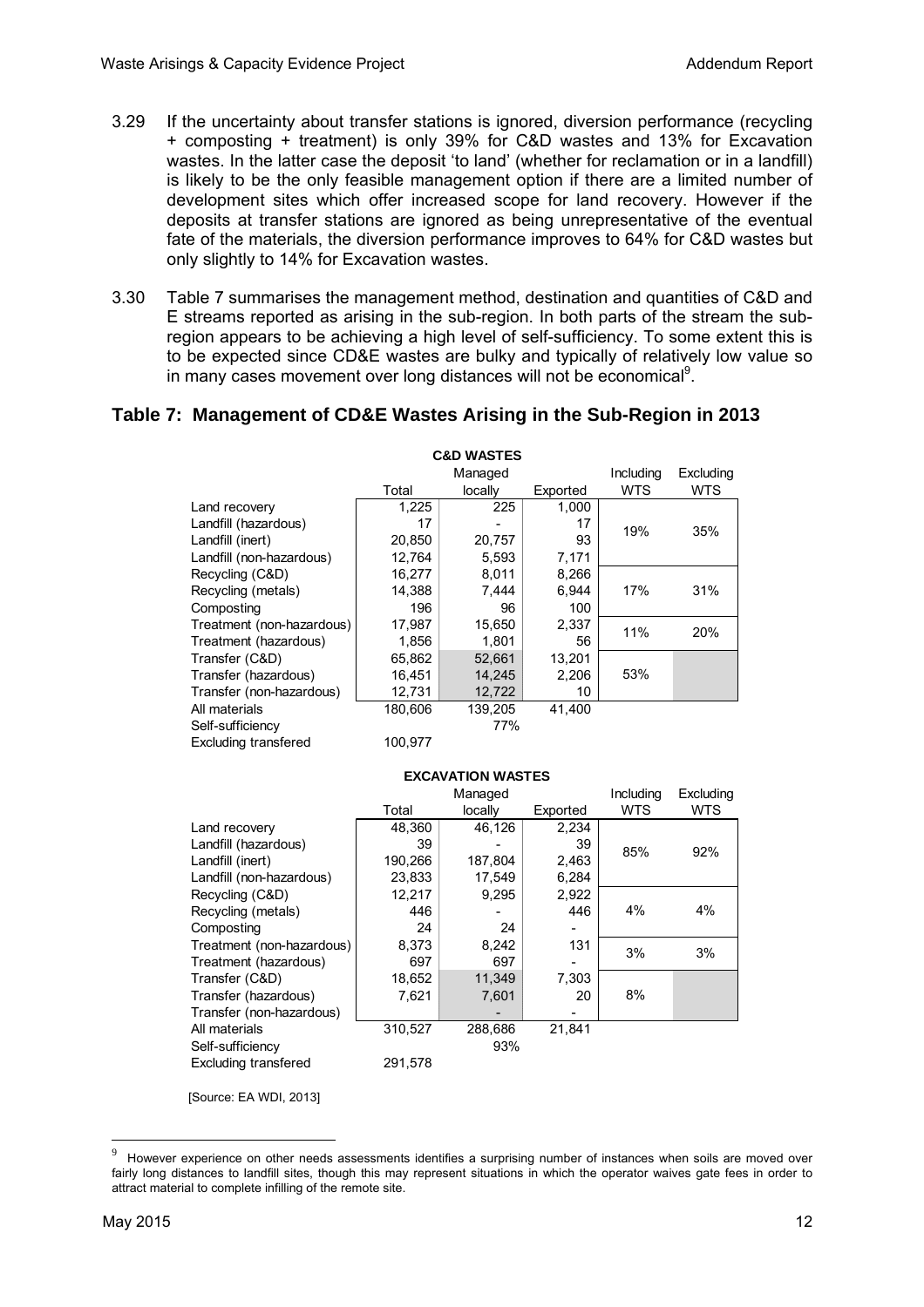3.29 If the uncertainty about transfer stations is ignored, diversion performance (recycling + composting + treatment) is only 39% for C&D wastes and 13% for Excavation wastes. In the latter case the deposit 'to land' (whether for reclamation or in a landfill) is likely to be the only feasible management option if there are a limited number of development sites which offer increased scope for land recovery. However if the deposits at transfer stations are ignored as being unrepresentative of the eventual fate of the materials, the diversion performance improves to 64% for C&D wastes but only slightly to 14% for Excavation wastes.

3.30 Table 7 summarises the management method, destination and quantities of C&D and E streams reported as arising in the sub-region. In both parts of the stream the sub-region appears to be achieving a high level of self-sufficiency. To some extent this is to be expected since CD&E wastes are bulky and typically of relatively low value so in many cases movement over long distances will not be economical[9].

## Table 7: Management of CD&E Wastes Arising in the Sub-Region in 2013

**C&D WASTES**

| | Total | Managed locally | Exported | Including WTS | Excluding WTS |
|---|---|---|---|---|---|
| Land recovery | 1,225 | 225 | 1,000 | 19% | 35% |
| Landfill (hazardous) | 17 | - | 17 | | |
| Landfill (inert) | 20,850 | 20,757 | 93 | | |
| Landfill (non-hazardous) | 12,764 | 5,593 | 7,171 | | |
| Recycling (C&D) | 16,277 | 8,011 | 8,266 | 17% | 31% |
| Recycling (metals) | 14,388 | 7,444 | 6,944 | | |
| Composting | 196 | 96 | 100 | | |
| Treatment (non-hazardous) | 17,987 | 15,650 | 2,337 | 11% | 20% |
| Treatment (hazardous) | 1,856 | 1,801 | 56 | | |
| Transfer (C&D) | 65,862 | 52,661 | 13,201 | 53% | |
| Transfer (hazardous) | 16,451 | 14,245 | 2,206 | | |
| Transfer (non-hazardous) | 12,731 | 12,722 | 10 | | |
| All materials | 180,606 | 139,205 | 41,400 | | |
| Self-sufficiency | | 77% | | | |
| Excluding transfered | 100,977 | | | | |

**EXCAVATION WASTES**

| | Total | Managed locally | Exported | Including WTS | Excluding WTS |
|---|---|---|---|---|---|
| Land recovery | 48,360 | 46,126 | 2,234 | 85% | 92% |
| Landfill (hazardous) | 39 | - | 39 | | |
| Landfill (inert) | 190,266 | 187,804 | 2,463 | | |
| Landfill (non-hazardous) | 23,833 | 17,549 | 6,284 | | |
| Recycling (C&D) | 12,217 | 9,295 | 2,922 | 4% | 4% |
| Recycling (metals) | 446 | - | 446 | | |
| Composting | 24 | 24 | - | | |
| Treatment (non-hazardous) | 8,373 | 8,242 | 131 | 3% | 3% |
| Treatment (hazardous) | 697 | 697 | - | | |
| Transfer (C&D) | 18,652 | 11,349 | 7,303 | 8% | |
| Transfer (hazardous) | 7,621 | 7,601 | 20 | | |
| Transfer (non-hazardous) | | - | - | | |
| All materials | 310,527 | 288,686 | 21,841 | | |
| Self-sufficiency | | 93% | | | |
| Excluding transfered | 291,578 | | | | |

[Source: EA WDI, 2013]

[9] However experience on other needs assessments identifies a surprising number of instances when soils are moved over fairly long distances to landfill sites, though this may represent situations in which the operator waives gate fees in order to attract material to complete infilling of the remote site.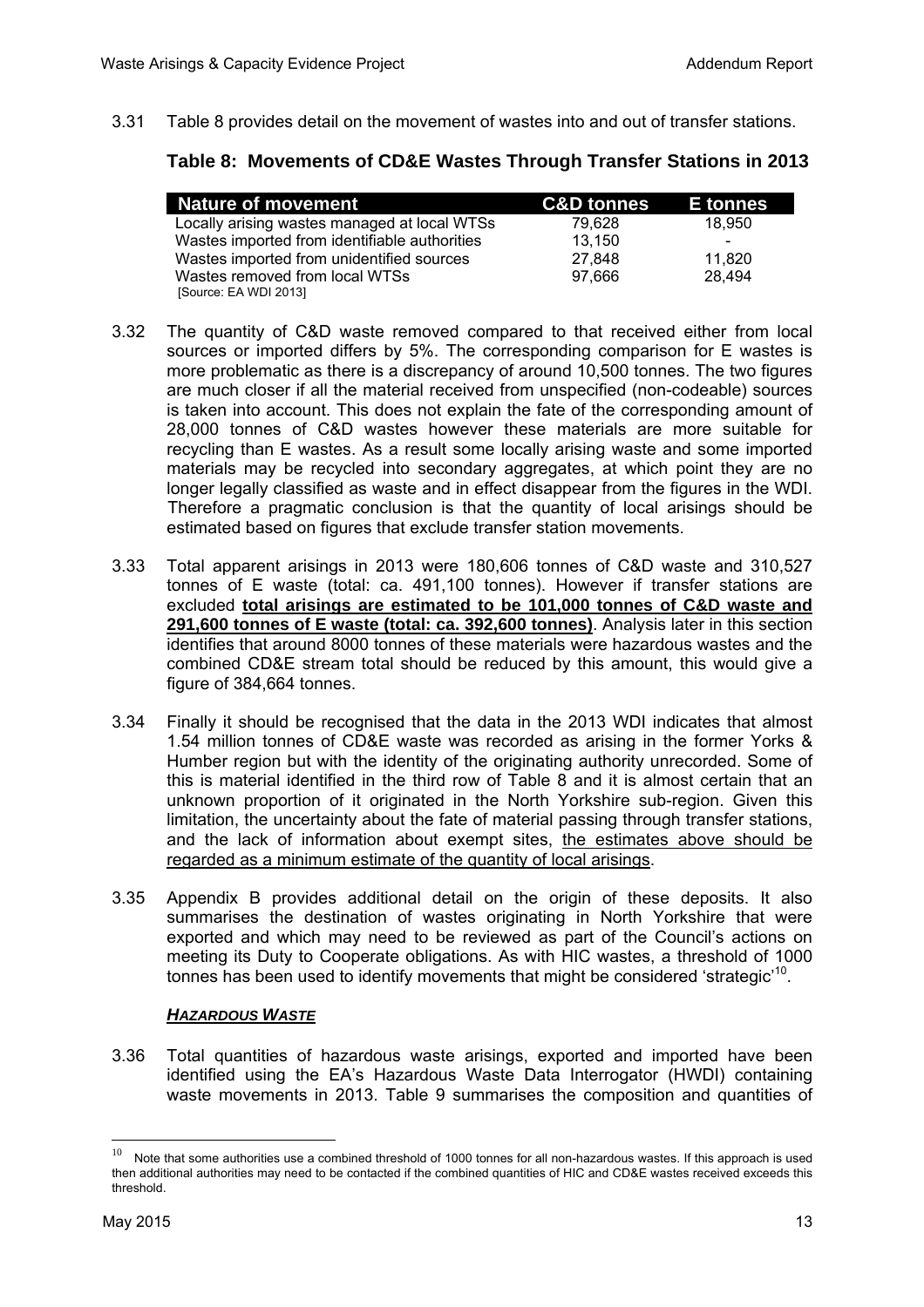3.31 Table 8 provides detail on the movement of wastes into and out of transfer stations.

### Table 8: Movements of CD&E Wastes Through Transfer Stations in 2013

| Nature of movement | C&D tonnes | E tonnes |
|---|---|---|
| Locally arising wastes managed at local WTSs | 79,628 | 18,950 |
| Wastes imported from identifiable authorities | 13,150 | - |
| Wastes imported from unidentified sources | 27,848 | 11,820 |
| Wastes removed from local WTSs | 97,666 | 28,494 |

[Source: EA WDI 2013]

3.32 The quantity of C&D waste removed compared to that received either from local sources or imported differs by 5%. The corresponding comparison for E wastes is more problematic as there is a discrepancy of around 10,500 tonnes. The two figures are much closer if all the material received from unspecified (non-codeable) sources is taken into account. This does not explain the fate of the corresponding amount of 28,000 tonnes of C&D wastes however these materials are more suitable for recycling than E wastes. As a result some locally arising waste and some imported materials may be recycled into secondary aggregates, at which point they are no longer legally classified as waste and in effect disappear from the figures in the WDI. Therefore a pragmatic conclusion is that the quantity of local arisings should be estimated based on figures that exclude transfer station movements.

3.33 Total apparent arisings in 2013 were 180,606 tonnes of C&D waste and 310,527 tonnes of E waste (total: ca. 491,100 tonnes). However if transfer stations are excluded **total arisings are estimated to be 101,000 tonnes of C&D waste and 291,600 tonnes of E waste (total: ca. 392,600 tonnes)**. Analysis later in this section identifies that around 8000 tonnes of these materials were hazardous wastes and the combined CD&E stream total should be reduced by this amount, this would give a figure of 384,664 tonnes.

3.34 Finally it should be recognised that the data in the 2013 WDI indicates that almost 1.54 million tonnes of CD&E waste was recorded as arising in the former Yorks & Humber region but with the identity of the originating authority unrecorded. Some of this is material identified in the third row of Table 8 and it is almost certain that an unknown proportion of it originated in the North Yorkshire sub-region. Given this limitation, the uncertainty about the fate of material passing through transfer stations, and the lack of information about exempt sites, the estimates above should be regarded as a minimum estimate of the quantity of local arisings.

3.35 Appendix B provides additional detail on the origin of these deposits. It also summarises the destination of wastes originating in North Yorkshire that were exported and which may need to be reviewed as part of the Council's actions on meeting its Duty to Cooperate obligations. As with HIC wastes, a threshold of 1000 tonnes has been used to identify movements that might be considered 'strategic'[10].

#### *HAZARDOUS WASTE*

3.36 Total quantities of hazardous waste arisings, exported and imported have been identified using the EA's Hazardous Waste Data Interrogator (HWDI) containing waste movements in 2013. Table 9 summarises the composition and quantities of

[10] Note that some authorities use a combined threshold of 1000 tonnes for all non-hazardous wastes. If this approach is used then additional authorities may need to be contacted if the combined quantities of HIC and CD&E wastes received exceeds this threshold.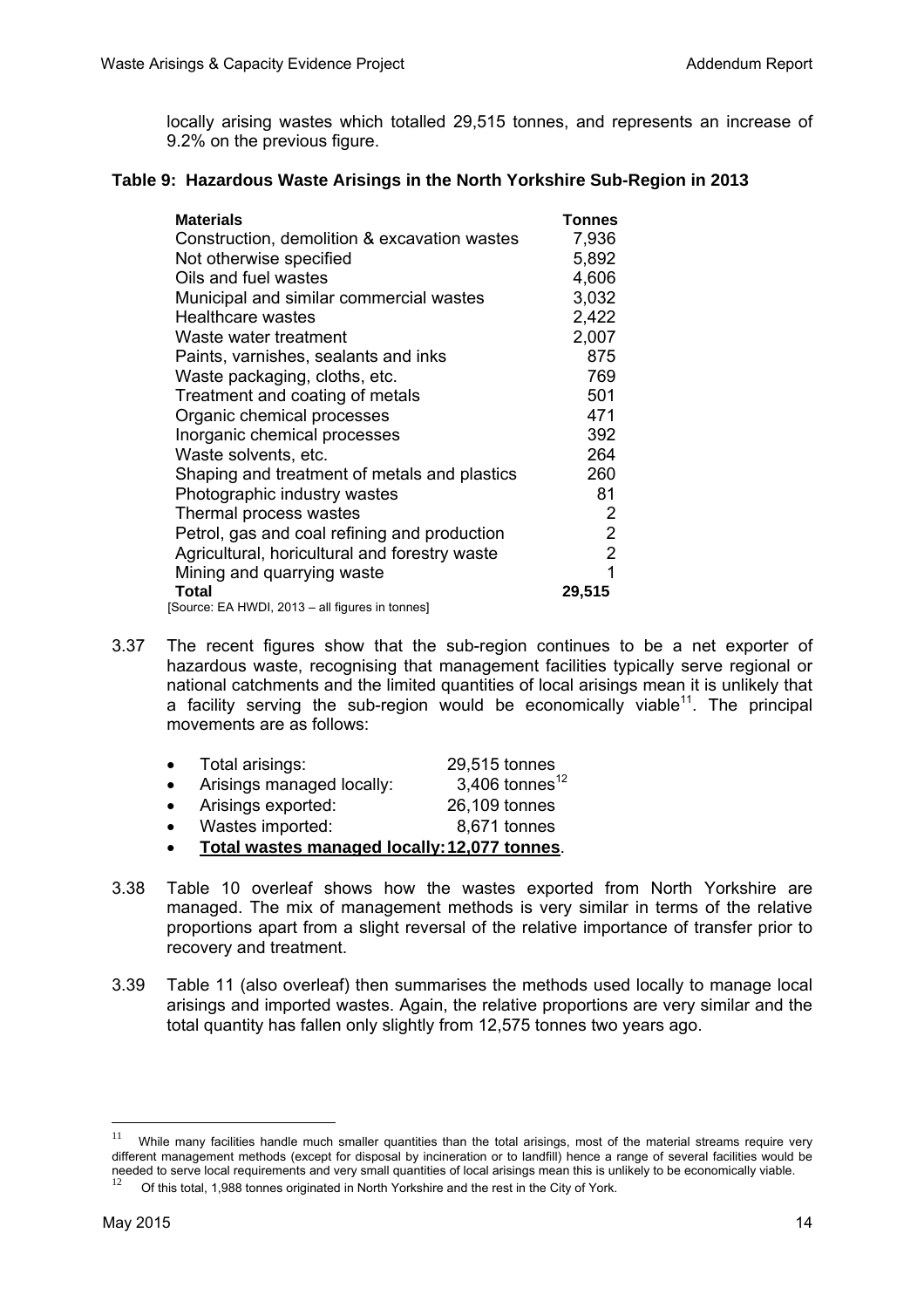locally arising wastes which totalled 29,515 tonnes, and represents an increase of 9.2% on the previous figure.

**Table 9: Hazardous Waste Arisings in the North Yorkshire Sub-Region in 2013**

| Materials | Tonnes |
|---|---|
| Construction, demolition & excavation wastes | 7,936 |
| Not otherwise specified | 5,892 |
| Oils and fuel wastes | 4,606 |
| Municipal and similar commercial wastes | 3,032 |
| Healthcare wastes | 2,422 |
| Waste water treatment | 2,007 |
| Paints, varnishes, sealants and inks | 875 |
| Waste packaging, cloths, etc. | 769 |
| Treatment and coating of metals | 501 |
| Organic chemical processes | 471 |
| Inorganic chemical processes | 392 |
| Waste solvents, etc. | 264 |
| Shaping and treatment of metals and plastics | 260 |
| Photographic industry wastes | 81 |
| Thermal process wastes | 2 |
| Petrol, gas and coal refining and production | 2 |
| Agricultural, horicultural and forestry waste | 2 |
| Mining and quarrying waste | 1 |
| **Total** | **29,515** |

[Source: EA HWDI, 2013 – all figures in tonnes]

3.37 The recent figures show that the sub-region continues to be a net exporter of hazardous waste, recognising that management facilities typically serve regional or national catchments and the limited quantities of local arisings mean it is unlikely that a facility serving the sub-region would be economically viable[11]. The principal movements are as follows:

- Total arisings: 29,515 tonnes
- Arisings managed locally: 3,406 tonnes[12]
- Arisings exported: 26,109 tonnes
- Wastes imported: 8,671 tonnes
- **Total wastes managed locally: 12,077 tonnes**.

3.38 Table 10 overleaf shows how the wastes exported from North Yorkshire are managed. The mix of management methods is very similar in terms of the relative proportions apart from a slight reversal of the relative importance of transfer prior to recovery and treatment.

3.39 Table 11 (also overleaf) then summarises the methods used locally to manage local arisings and imported wastes. Again, the relative proportions are very similar and the total quantity has fallen only slightly from 12,575 tonnes two years ago.

[11] While many facilities handle much smaller quantities than the total arisings, most of the material streams require very different management methods (except for disposal by incineration or to landfill) hence a range of several facilities would be needed to serve local requirements and very small quantities of local arisings mean this is unlikely to be economically viable.

[12] Of this total, 1,988 tonnes originated in North Yorkshire and the rest in the City of York.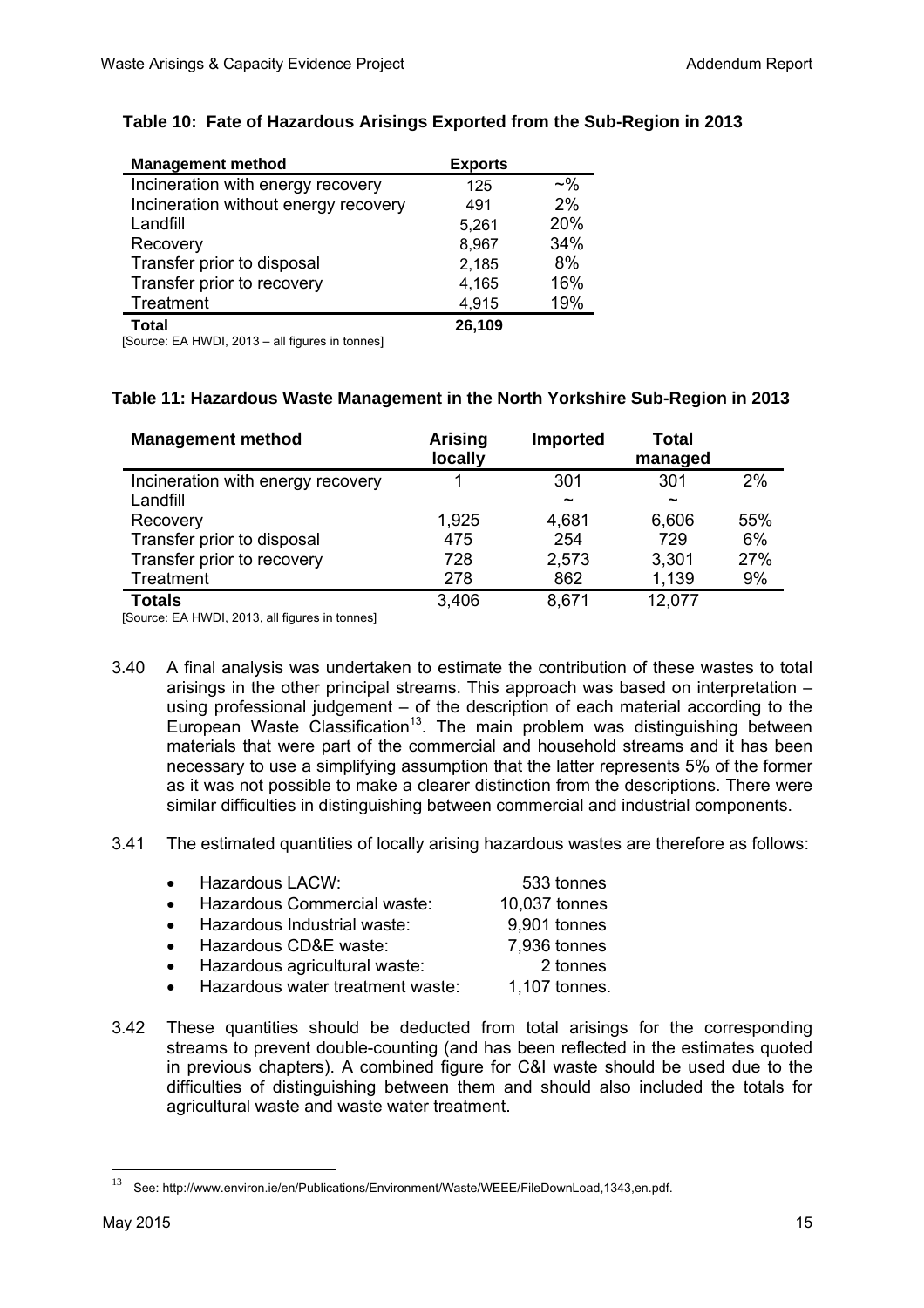**Table 10: Fate of Hazardous Arisings Exported from the Sub-Region in 2013**

| Management method | Exports | |
|---|---|---|
| Incineration with energy recovery | 125 | ~% |
| Incineration without energy recovery | 491 | 2% |
| Landfill | 5,261 | 20% |
| Recovery | 8,967 | 34% |
| Transfer prior to disposal | 2,185 | 8% |
| Transfer prior to recovery | 4,165 | 16% |
| Treatment | 4,915 | 19% |
| **Total** | **26,109** | |

[Source: EA HWDI, 2013 – all figures in tonnes]

**Table 11: Hazardous Waste Management in the North Yorkshire Sub-Region in 2013**

| Management method | Arising locally | Imported | Total managed | |
|---|---|---|---|---|
| Incineration with energy recovery | 1 | 301 | 301 | 2% |
| Landfill | | ~ | ~ | |
| Recovery | 1,925 | 4,681 | 6,606 | 55% |
| Transfer prior to disposal | 475 | 254 | 729 | 6% |
| Transfer prior to recovery | 728 | 2,573 | 3,301 | 27% |
| Treatment | 278 | 862 | 1,139 | 9% |
| **Totals** | 3,406 | 8,671 | 12,077 | |

[Source: EA HWDI, 2013, all figures in tonnes]

3.40 A final analysis was undertaken to estimate the contribution of these wastes to total arisings in the other principal streams. This approach was based on interpretation – using professional judgement – of the description of each material according to the European Waste Classification[13]. The main problem was distinguishing between materials that were part of the commercial and household streams and it has been necessary to use a simplifying assumption that the latter represents 5% of the former as it was not possible to make a clearer distinction from the descriptions. There were similar difficulties in distinguishing between commercial and industrial components.

3.41 The estimated quantities of locally arising hazardous wastes are therefore as follows:

- Hazardous LACW: 533 tonnes
- Hazardous Commercial waste: 10,037 tonnes
- Hazardous Industrial waste: 9,901 tonnes
- Hazardous CD&E waste: 7,936 tonnes
- Hazardous agricultural waste: 2 tonnes
- Hazardous water treatment waste: 1,107 tonnes.

3.42 These quantities should be deducted from total arisings for the corresponding streams to prevent double-counting (and has been reflected in the estimates quoted in previous chapters). A combined figure for C&I waste should be used due to the difficulties of distinguishing between them and should also included the totals for agricultural waste and waste water treatment.

[13] See: http://www.environ.ie/en/Publications/Environment/Waste/WEEE/FileDownLoad,1343,en.pdf.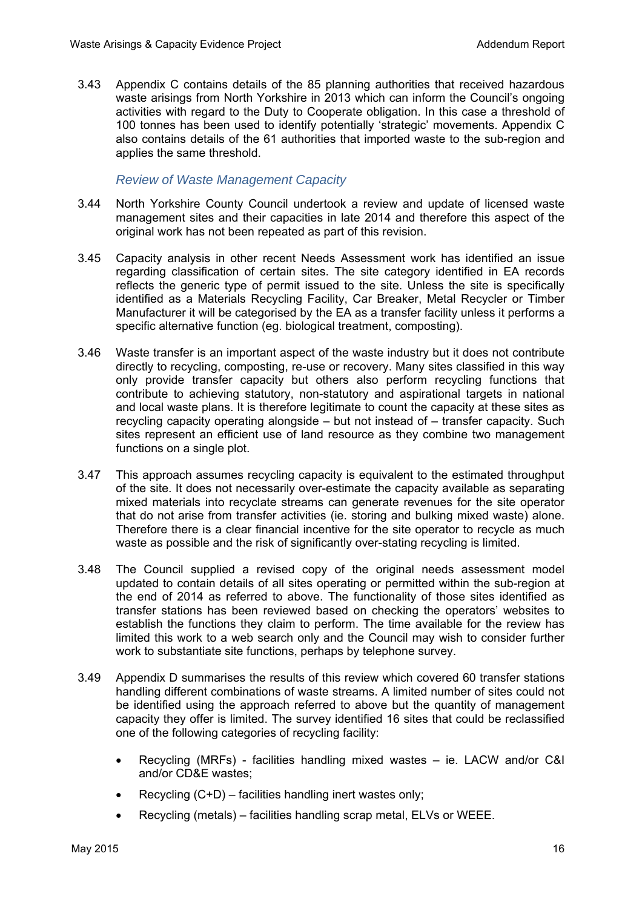3.43 Appendix C contains details of the 85 planning authorities that received hazardous waste arisings from North Yorkshire in 2013 which can inform the Council's ongoing activities with regard to the Duty to Cooperate obligation. In this case a threshold of 100 tonnes has been used to identify potentially 'strategic' movements. Appendix C also contains details of the 61 authorities that imported waste to the sub-region and applies the same threshold.

### *Review of Waste Management Capacity*

3.44 North Yorkshire County Council undertook a review and update of licensed waste management sites and their capacities in late 2014 and therefore this aspect of the original work has not been repeated as part of this revision.

3.45 Capacity analysis in other recent Needs Assessment work has identified an issue regarding classification of certain sites. The site category identified in EA records reflects the generic type of permit issued to the site. Unless the site is specifically identified as a Materials Recycling Facility, Car Breaker, Metal Recycler or Timber Manufacturer it will be categorised by the EA as a transfer facility unless it performs a specific alternative function (eg. biological treatment, composting).

3.46 Waste transfer is an important aspect of the waste industry but it does not contribute directly to recycling, composting, re-use or recovery. Many sites classified in this way only provide transfer capacity but others also perform recycling functions that contribute to achieving statutory, non-statutory and aspirational targets in national and local waste plans. It is therefore legitimate to count the capacity at these sites as recycling capacity operating alongside – but not instead of – transfer capacity. Such sites represent an efficient use of land resource as they combine two management functions on a single plot.

3.47 This approach assumes recycling capacity is equivalent to the estimated throughput of the site. It does not necessarily over-estimate the capacity available as separating mixed materials into recyclate streams can generate revenues for the site operator that do not arise from transfer activities (ie. storing and bulking mixed waste) alone. Therefore there is a clear financial incentive for the site operator to recycle as much waste as possible and the risk of significantly over-stating recycling is limited.

3.48 The Council supplied a revised copy of the original needs assessment model updated to contain details of all sites operating or permitted within the sub-region at the end of 2014 as referred to above. The functionality of those sites identified as transfer stations has been reviewed based on checking the operators' websites to establish the functions they claim to perform. The time available for the review has limited this work to a web search only and the Council may wish to consider further work to substantiate site functions, perhaps by telephone survey.

3.49 Appendix D summarises the results of this review which covered 60 transfer stations handling different combinations of waste streams. A limited number of sites could not be identified using the approach referred to above but the quantity of management capacity they offer is limited. The survey identified 16 sites that could be reclassified one of the following categories of recycling facility:

- Recycling (MRFs) - facilities handling mixed wastes – ie. LACW and/or C&I and/or CD&E wastes;
- Recycling (C+D) – facilities handling inert wastes only;
- Recycling (metals) – facilities handling scrap metal, ELVs or WEEE.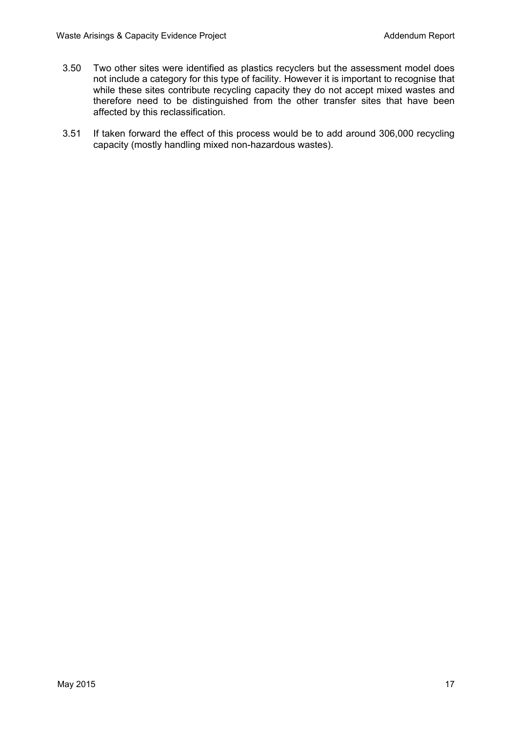3.50 Two other sites were identified as plastics recyclers but the assessment model does not include a category for this type of facility. However it is important to recognise that while these sites contribute recycling capacity they do not accept mixed wastes and therefore need to be distinguished from the other transfer sites that have been affected by this reclassification.

3.51 If taken forward the effect of this process would be to add around 306,000 recycling capacity (mostly handling mixed non-hazardous wastes).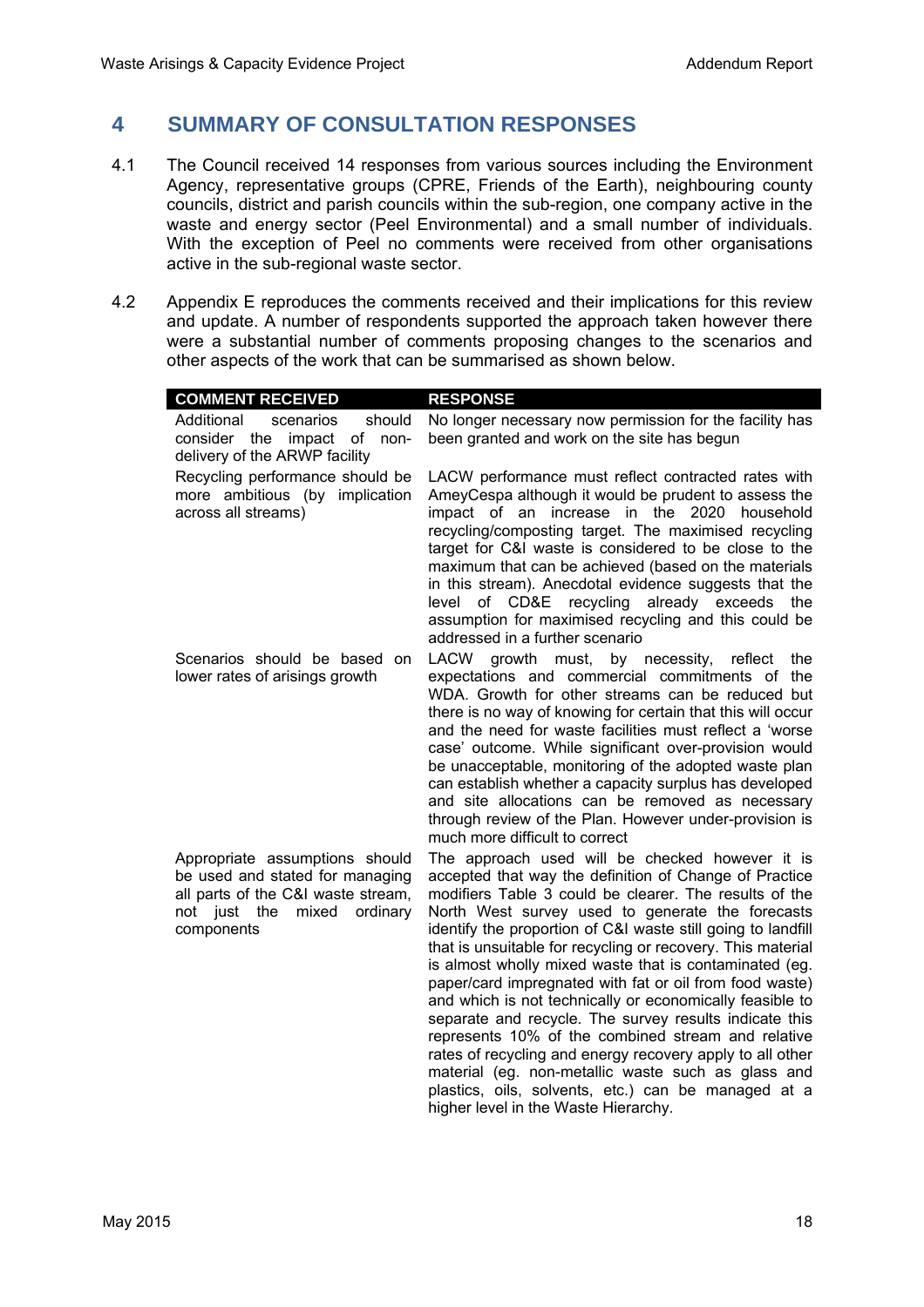## 4 SUMMARY OF CONSULTATION RESPONSES

4.1 The Council received 14 responses from various sources including the Environment Agency, representative groups (CPRE, Friends of the Earth), neighbouring county councils, district and parish councils within the sub-region, one company active in the waste and energy sector (Peel Environmental) and a small number of individuals. With the exception of Peel no comments were received from other organisations active in the sub-regional waste sector.

4.2 Appendix E reproduces the comments received and their implications for this review and update. A number of respondents supported the approach taken however there were a substantial number of comments proposing changes to the scenarios and other aspects of the work that can be summarised as shown below.

| COMMENT RECEIVED | RESPONSE |
|---|---|
| Additional scenarios should consider the impact of non-delivery of the ARWP facility | No longer necessary now permission for the facility has been granted and work on the site has begun |
| Recycling performance should be more ambitious (by implication across all streams) | LACW performance must reflect contracted rates with AmeyCespa although it would be prudent to assess the impact of an increase in the 2020 household recycling/composting target. The maximised recycling target for C&I waste is considered to be close to the maximum that can be achieved (based on the materials in this stream). Anecdotal evidence suggests that the level of CD&E recycling already exceeds the assumption for maximised recycling and this could be addressed in a further scenario |
| Scenarios should be based on lower rates of arisings growth | LACW growth must, by necessity, reflect the expectations and commercial commitments of the WDA. Growth for other streams can be reduced but there is no way of knowing for certain that this will occur and the need for waste facilities must reflect a 'worse case' outcome. While significant over-provision would be unacceptable, monitoring of the adopted waste plan can establish whether a capacity surplus has developed and site allocations can be removed as necessary through review of the Plan. However under-provision is much more difficult to correct |
| Appropriate assumptions should be used and stated for managing all parts of the C&I waste stream, not just the mixed ordinary components | The approach used will be checked however it is accepted that way the definition of Change of Practice modifiers Table 3 could be clearer. The results of the North West survey used to generate the forecasts identify the proportion of C&I waste still going to landfill that is unsuitable for recycling or recovery. This material is almost wholly mixed waste that is contaminated (eg. paper/card impregnated with fat or oil from food waste) and which is not technically or economically feasible to separate and recycle. The survey results indicate this represents 10% of the combined stream and relative rates of recycling and energy recovery apply to all other material (eg. non-metallic waste such as glass and plastics, oils, solvents, etc.) can be managed at a higher level in the Waste Hierarchy. |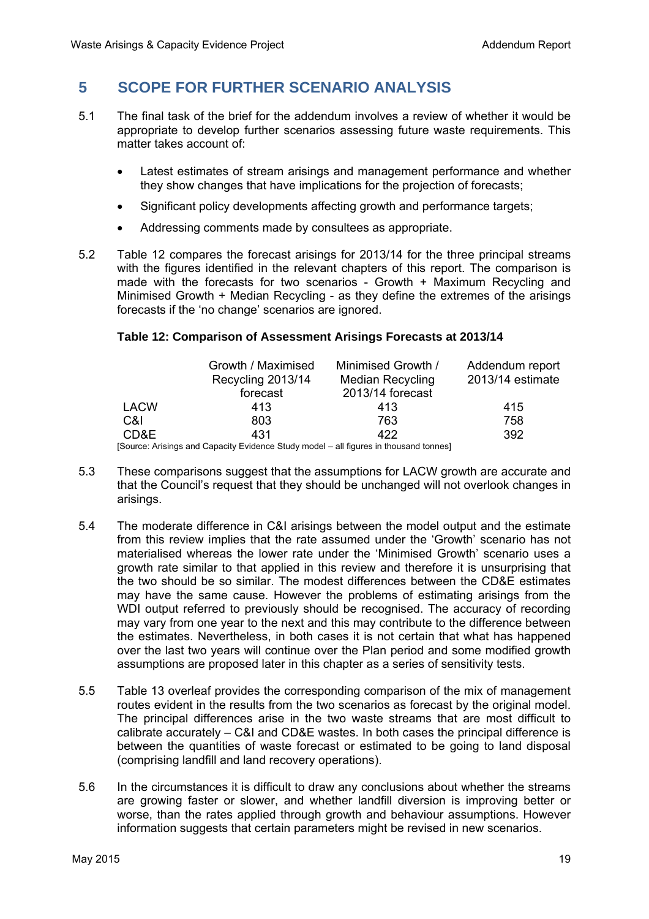## 5 SCOPE FOR FURTHER SCENARIO ANALYSIS

5.1 The final task of the brief for the addendum involves a review of whether it would be appropriate to develop further scenarios assessing future waste requirements. This matter takes account of:

- Latest estimates of stream arisings and management performance and whether they show changes that have implications for the projection of forecasts;
- Significant policy developments affecting growth and performance targets;
- Addressing comments made by consultees as appropriate.

5.2 Table 12 compares the forecast arisings for 2013/14 for the three principal streams with the figures identified in the relevant chapters of this report. The comparison is made with the forecasts for two scenarios - Growth + Maximum Recycling and Minimised Growth + Median Recycling - as they define the extremes of the arisings forecasts if the 'no change' scenarios are ignored.

**Table 12: Comparison of Assessment Arisings Forecasts at 2013/14**

| | Growth / Maximised Recycling 2013/14 forecast | Minimised Growth / Median Recycling 2013/14 forecast | Addendum report 2013/14 estimate |
|---|---|---|---|
| LACW | 413 | 413 | 415 |
| C&I | 803 | 763 | 758 |
| CD&E | 431 | 422 | 392 |

[Source: Arisings and Capacity Evidence Study model – all figures in thousand tonnes]

5.3 These comparisons suggest that the assumptions for LACW growth are accurate and that the Council's request that they should be unchanged will not overlook changes in arisings.

5.4 The moderate difference in C&I arisings between the model output and the estimate from this review implies that the rate assumed under the 'Growth' scenario has not materialised whereas the lower rate under the 'Minimised Growth' scenario uses a growth rate similar to that applied in this review and therefore it is unsurprising that the two should be so similar. The modest differences between the CD&E estimates may have the same cause. However the problems of estimating arisings from the WDI output referred to previously should be recognised. The accuracy of recording may vary from one year to the next and this may contribute to the difference between the estimates. Nevertheless, in both cases it is not certain that what has happened over the last two years will continue over the Plan period and some modified growth assumptions are proposed later in this chapter as a series of sensitivity tests.

5.5 Table 13 overleaf provides the corresponding comparison of the mix of management routes evident in the results from the two scenarios as forecast by the original model. The principal differences arise in the two waste streams that are most difficult to calibrate accurately – C&I and CD&E wastes. In both cases the principal difference is between the quantities of waste forecast or estimated to be going to land disposal (comprising landfill and land recovery operations).

5.6 In the circumstances it is difficult to draw any conclusions about whether the streams are growing faster or slower, and whether landfill diversion is improving better or worse, than the rates applied through growth and behaviour assumptions. However information suggests that certain parameters might be revised in new scenarios.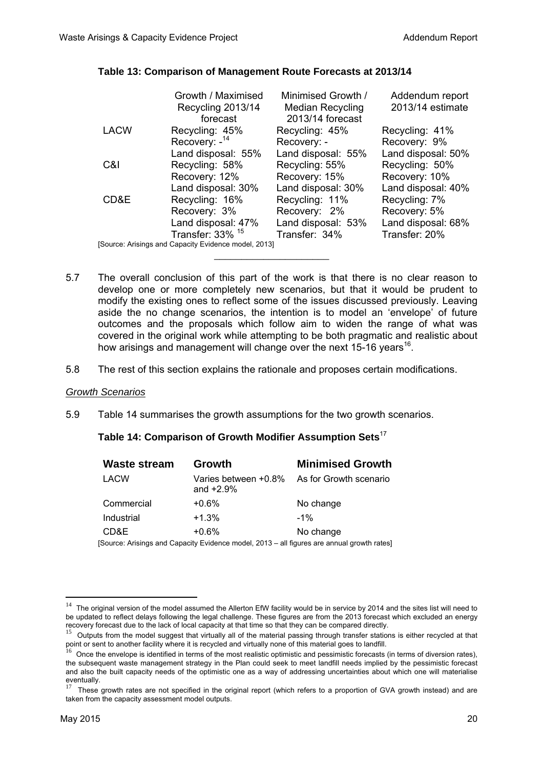**Table 13: Comparison of Management Route Forecasts at 2013/14**

| | Growth / Maximised Recycling 2013/14 forecast | Minimised Growth / Median Recycling 2013/14 forecast | Addendum report 2013/14 estimate |
|---|---|---|---|
| LACW | Recycling: 45%<br>Recovery: -[14]<br>Land disposal: 55% | Recycling: 45%<br>Recovery: -<br>Land disposal: 55% | Recycling: 41%<br>Recovery: 9%<br>Land disposal: 50% |
| C&I | Recycling: 58%<br>Recovery: 12%<br>Land disposal: 30% | Recycling: 55%<br>Recovery: 15%<br>Land disposal: 30% | Recycling: 50%<br>Recovery: 10%<br>Land disposal: 40% |
| CD&E | Recycling: 16%<br>Recovery: 3%<br>Land disposal: 47%<br>Transfer: 33% [15] | Recycling: 11%<br>Recovery: 2%<br>Land disposal: 53%<br>Transfer: 34% | Recycling: 7%<br>Recovery: 5%<br>Land disposal: 68%<br>Transfer: 20% |

[Source: Arisings and Capacity Evidence model, 2013]

5.7 The overall conclusion of this part of the work is that there is no clear reason to develop one or more completely new scenarios, but that it would be prudent to modify the existing ones to reflect some of the issues discussed previously. Leaving aside the no change scenarios, the intention is to model an 'envelope' of future outcomes and the proposals which follow aim to widen the range of what was covered in the original work while attempting to be both pragmatic and realistic about how arisings and management will change over the next 15-16 years[16].

5.8 The rest of this section explains the rationale and proposes certain modifications.

*Growth Scenarios*

5.9 Table 14 summarises the growth assumptions for the two growth scenarios.

**Table 14: Comparison of Growth Modifier Assumption Sets**[17]

| Waste stream | Growth | Minimised Growth |
|---|---|---|
| LACW | Varies between +0.8% and +2.9% | As for Growth scenario |
| Commercial | +0.6% | No change |
| Industrial | +1.3% | -1% |
| CD&E | +0.6% | No change |

[Source: Arisings and Capacity Evidence model, 2013 – all figures are annual growth rates]

---

[14] The original version of the model assumed the Allerton EfW facility would be in service by 2014 and the sites list will need to be updated to reflect delays following the legal challenge. These figures are from the 2013 forecast which excluded an energy recovery forecast due to the lack of local capacity at that time so that they can be compared directly.

[15] Outputs from the model suggest that virtually all of the material passing through transfer stations is either recycled at that point or sent to another facility where it is recycled and virtually none of this material goes to landfill.

[16] Once the envelope is identified in terms of the most realistic optimistic and pessimistic forecasts (in terms of diversion rates), the subsequent waste management strategy in the Plan could seek to meet landfill needs implied by the pessimistic forecast and also the built capacity needs of the optimistic one as a way of addressing uncertainties about which one will materialise eventually.

[17] These growth rates are not specified in the original report (which refers to a proportion of GVA growth instead) and are taken from the capacity assessment model outputs.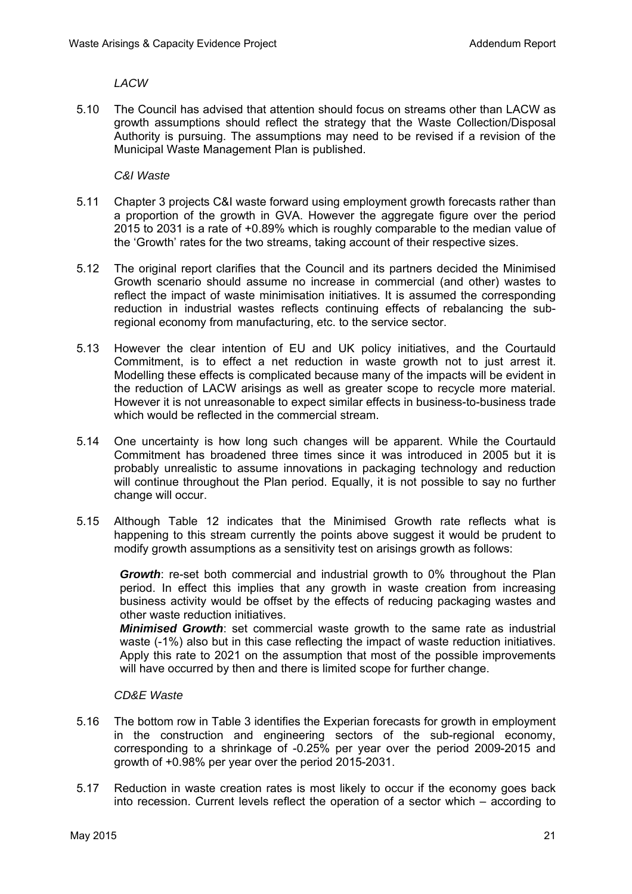*LACW*

5.10 The Council has advised that attention should focus on streams other than LACW as growth assumptions should reflect the strategy that the Waste Collection/Disposal Authority is pursuing. The assumptions may need to be revised if a revision of the Municipal Waste Management Plan is published.

*C&I Waste*

5.11 Chapter 3 projects C&I waste forward using employment growth forecasts rather than a proportion of the growth in GVA. However the aggregate figure over the period 2015 to 2031 is a rate of +0.89% which is roughly comparable to the median value of the 'Growth' rates for the two streams, taking account of their respective sizes.

5.12 The original report clarifies that the Council and its partners decided the Minimised Growth scenario should assume no increase in commercial (and other) wastes to reflect the impact of waste minimisation initiatives. It is assumed the corresponding reduction in industrial wastes reflects continuing effects of rebalancing the sub-regional economy from manufacturing, etc. to the service sector.

5.13 However the clear intention of EU and UK policy initiatives, and the Courtauld Commitment, is to effect a net reduction in waste growth not to just arrest it. Modelling these effects is complicated because many of the impacts will be evident in the reduction of LACW arisings as well as greater scope to recycle more material. However it is not unreasonable to expect similar effects in business-to-business trade which would be reflected in the commercial stream.

5.14 One uncertainty is how long such changes will be apparent. While the Courtauld Commitment has broadened three times since it was introduced in 2005 but it is probably unrealistic to assume innovations in packaging technology and reduction will continue throughout the Plan period. Equally, it is not possible to say no further change will occur.

5.15 Although Table 12 indicates that the Minimised Growth rate reflects what is happening to this stream currently the points above suggest it would be prudent to modify growth assumptions as a sensitivity test on arisings growth as follows:

> ***Growth***: re-set both commercial and industrial growth to 0% throughout the Plan period. In effect this implies that any growth in waste creation from increasing business activity would be offset by the effects of reducing packaging wastes and other waste reduction initiatives.
>
> ***Minimised Growth***: set commercial waste growth to the same rate as industrial waste (-1%) also but in this case reflecting the impact of waste reduction initiatives. Apply this rate to 2021 on the assumption that most of the possible improvements will have occurred by then and there is limited scope for further change.

*CD&E Waste*

5.16 The bottom row in Table 3 identifies the Experian forecasts for growth in employment in the construction and engineering sectors of the sub-regional economy, corresponding to a shrinkage of -0.25% per year over the period 2009-2015 and growth of +0.98% per year over the period 2015-2031.

5.17 Reduction in waste creation rates is most likely to occur if the economy goes back into recession. Current levels reflect the operation of a sector which – according to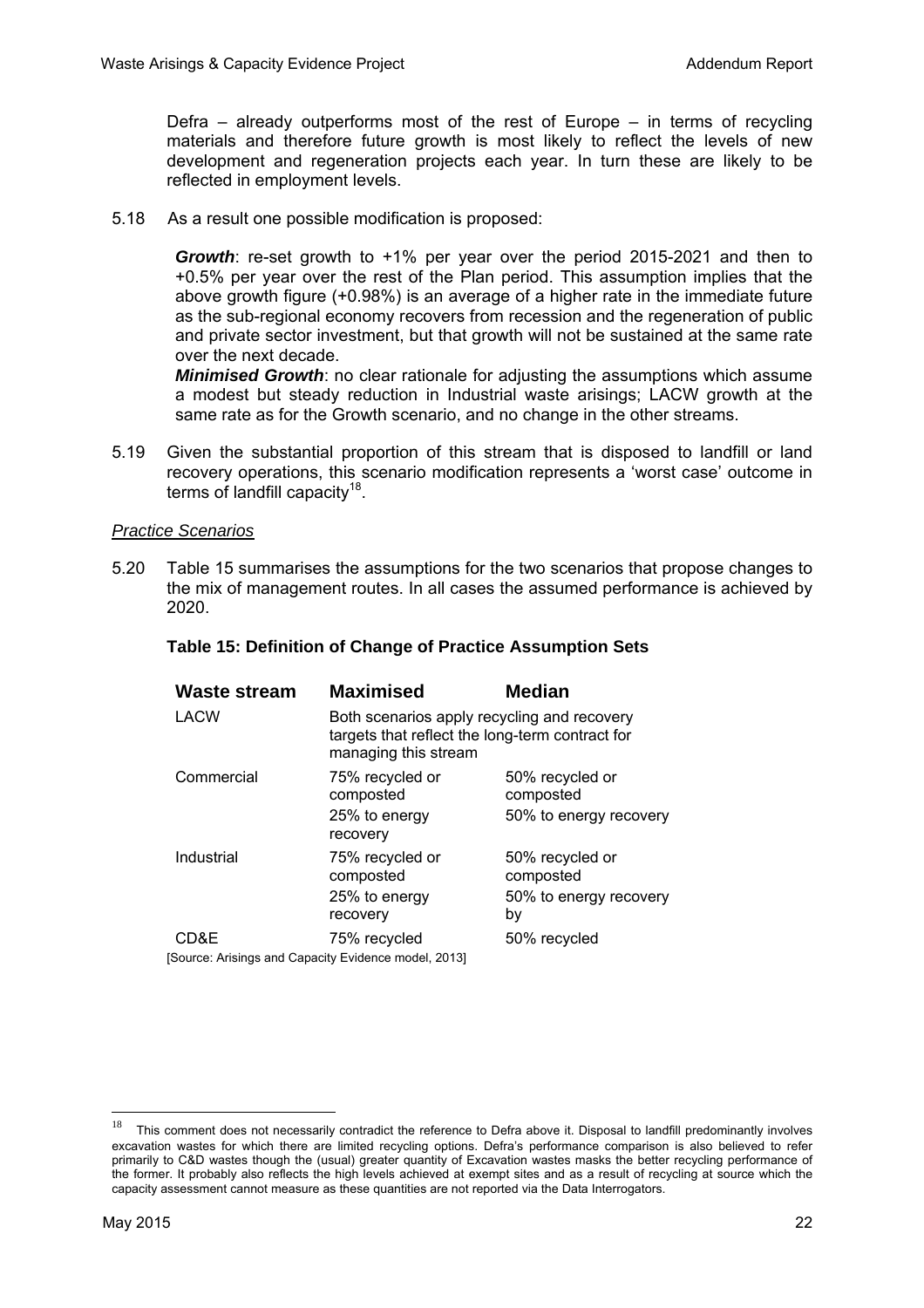Defra – already outperforms most of the rest of Europe – in terms of recycling materials and therefore future growth is most likely to reflect the levels of new development and regeneration projects each year. In turn these are likely to be reflected in employment levels.

5.18 As a result one possible modification is proposed:

> ***Growth***: re-set growth to +1% per year over the period 2015-2021 and then to +0.5% per year over the rest of the Plan period. This assumption implies that the above growth figure (+0.98%) is an average of a higher rate in the immediate future as the sub-regional economy recovers from recession and the regeneration of public and private sector investment, but that growth will not be sustained at the same rate over the next decade.
>
> ***Minimised Growth***: no clear rationale for adjusting the assumptions which assume a modest but steady reduction in Industrial waste arisings; LACW growth at the same rate as for the Growth scenario, and no change in the other streams.

5.19 Given the substantial proportion of this stream that is disposed to landfill or land recovery operations, this scenario modification represents a 'worst case' outcome in terms of landfill capacity[18].

*Practice Scenarios*

5.20 Table 15 summarises the assumptions for the two scenarios that propose changes to the mix of management routes. In all cases the assumed performance is achieved by 2020.

**Table 15: Definition of Change of Practice Assumption Sets**

| Waste stream | Maximised | Median |
|---|---|---|
| LACW | Both scenarios apply recycling and recovery targets that reflect the long-term contract for managing this stream | |
| Commercial | 75% recycled or composted<br>25% to energy recovery | 50% recycled or composted<br>50% to energy recovery |
| Industrial | 75% recycled or composted<br>25% to energy recovery | 50% recycled or composted<br>50% to energy recovery by |
| CD&E | 75% recycled | 50% recycled |

[Source: Arisings and Capacity Evidence model, 2013]

---

[18] This comment does not necessarily contradict the reference to Defra above it. Disposal to landfill predominantly involves excavation wastes for which there are limited recycling options. Defra's performance comparison is also believed to refer primarily to C&D wastes though the (usual) greater quantity of Excavation wastes masks the better recycling performance of the former. It probably also reflects the high levels achieved at exempt sites and as a result of recycling at source which the capacity assessment cannot measure as these quantities are not reported via the Data Interrogators.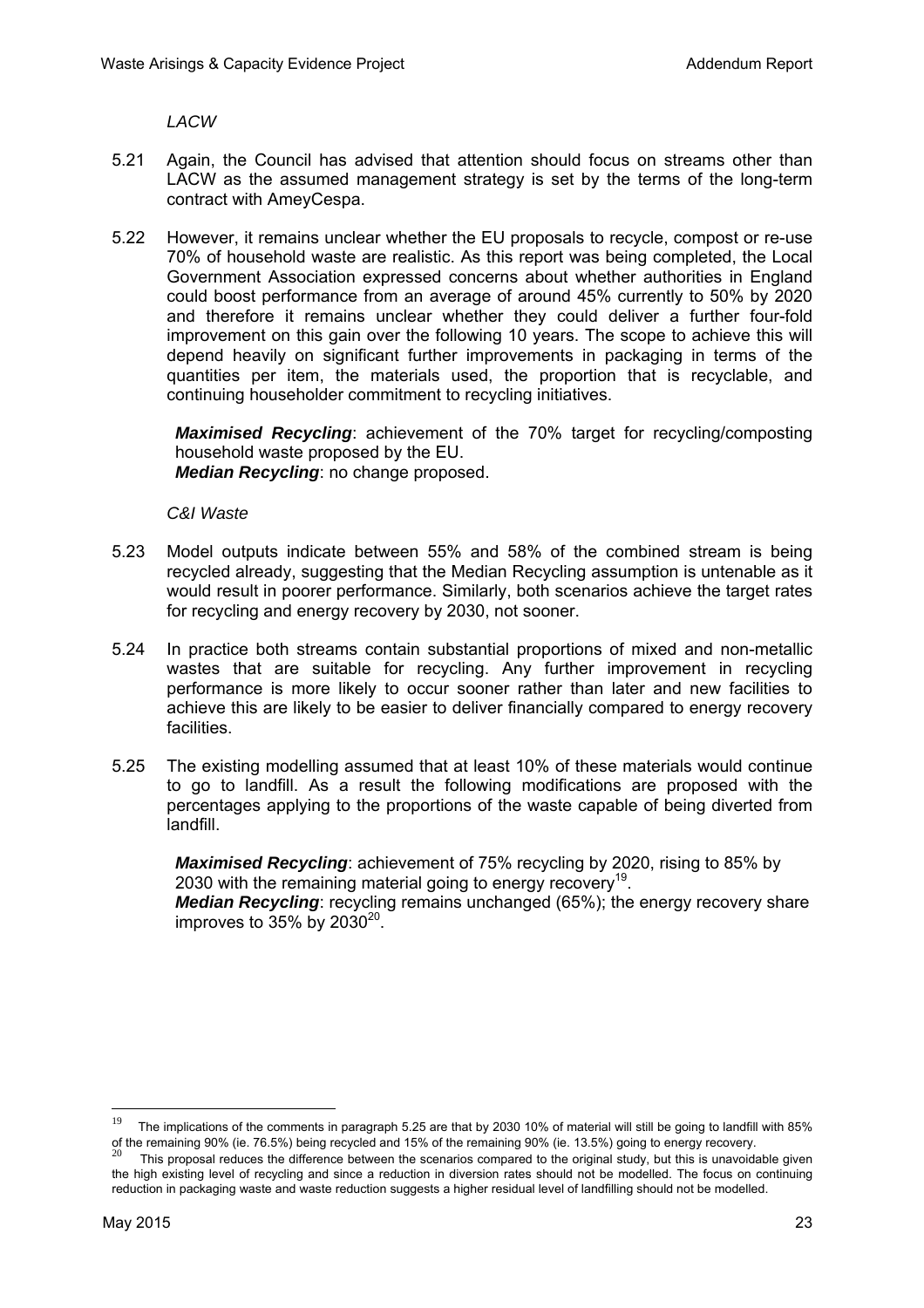*LACW*

5.21 Again, the Council has advised that attention should focus on streams other than LACW as the assumed management strategy is set by the terms of the long-term contract with AmeyCespa.

5.22 However, it remains unclear whether the EU proposals to recycle, compost or re-use 70% of household waste are realistic. As this report was being completed, the Local Government Association expressed concerns about whether authorities in England could boost performance from an average of around 45% currently to 50% by 2020 and therefore it remains unclear whether they could deliver a further four-fold improvement on this gain over the following 10 years. The scope to achieve this will depend heavily on significant further improvements in packaging in terms of the quantities per item, the materials used, the proportion that is recyclable, and continuing householder commitment to recycling initiatives.

> ***Maximised Recycling***: achievement of the 70% target for recycling/composting household waste proposed by the EU.
> ***Median Recycling***: no change proposed.

*C&I Waste*

5.23 Model outputs indicate between 55% and 58% of the combined stream is being recycled already, suggesting that the Median Recycling assumption is untenable as it would result in poorer performance. Similarly, both scenarios achieve the target rates for recycling and energy recovery by 2030, not sooner.

5.24 In practice both streams contain substantial proportions of mixed and non-metallic wastes that are suitable for recycling. Any further improvement in recycling performance is more likely to occur sooner rather than later and new facilities to achieve this are likely to be easier to deliver financially compared to energy recovery facilities.

5.25 The existing modelling assumed that at least 10% of these materials would continue to go to landfill. As a result the following modifications are proposed with the percentages applying to the proportions of the waste capable of being diverted from landfill.

> ***Maximised Recycling***: achievement of 75% recycling by 2020, rising to 85% by 2030 with the remaining material going to energy recovery[19].
> ***Median Recycling***: recycling remains unchanged (65%); the energy recovery share improves to 35% by 2030[20].

---

[19] The implications of the comments in paragraph 5.25 are that by 2030 10% of material will still be going to landfill with 85% of the remaining 90% (ie. 76.5%) being recycled and 15% of the remaining 90% (ie. 13.5%) going to energy recovery.

[20] This proposal reduces the difference between the scenarios compared to the original study, but this is unavoidable given the high existing level of recycling and since a reduction in diversion rates should not be modelled. The focus on continuing reduction in packaging waste and waste reduction suggests a higher residual level of landfilling should not be modelled.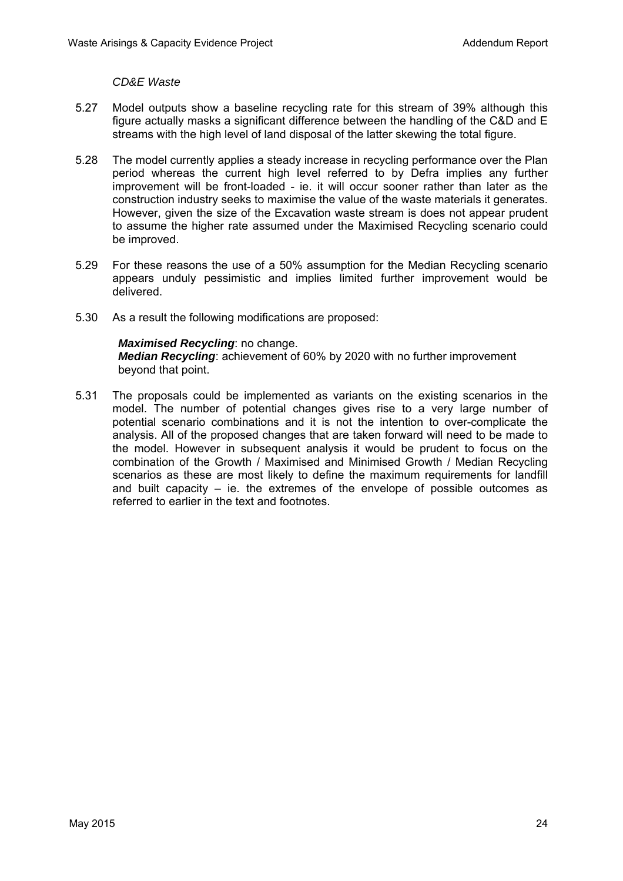*CD&E Waste*

5.27 Model outputs show a baseline recycling rate for this stream of 39% although this figure actually masks a significant difference between the handling of the C&D and E streams with the high level of land disposal of the latter skewing the total figure.

5.28 The model currently applies a steady increase in recycling performance over the Plan period whereas the current high level referred to by Defra implies any further improvement will be front-loaded - ie. it will occur sooner rather than later as the construction industry seeks to maximise the value of the waste materials it generates. However, given the size of the Excavation waste stream is does not appear prudent to assume the higher rate assumed under the Maximised Recycling scenario could be improved.

5.29 For these reasons the use of a 50% assumption for the Median Recycling scenario appears unduly pessimistic and implies limited further improvement would be delivered.

5.30 As a result the following modifications are proposed:

***Maximised Recycling***: no change.
***Median Recycling***: achievement of 60% by 2020 with no further improvement beyond that point.

5.31 The proposals could be implemented as variants on the existing scenarios in the model. The number of potential changes gives rise to a very large number of potential scenario combinations and it is not the intention to over-complicate the analysis. All of the proposed changes that are taken forward will need to be made to the model. However in subsequent analysis it would be prudent to focus on the combination of the Growth / Maximised and Minimised Growth / Median Recycling scenarios as these are most likely to define the maximum requirements for landfill and built capacity – ie. the extremes of the envelope of possible outcomes as referred to earlier in the text and footnotes.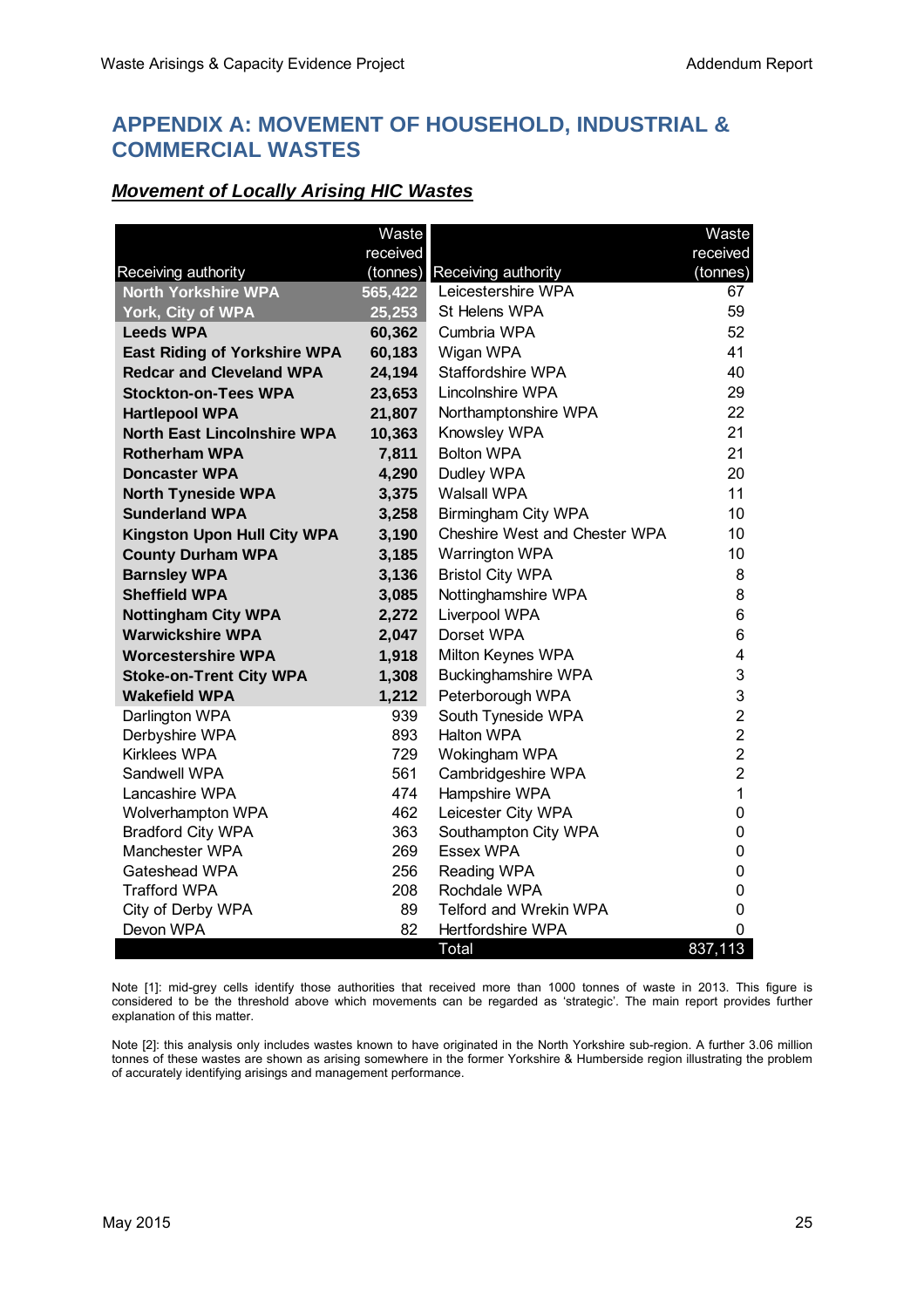## APPENDIX A: MOVEMENT OF HOUSEHOLD, INDUSTRIAL & COMMERCIAL WASTES

### *Movement of Locally Arising HIC Wastes*

| Receiving authority | Waste received (tonnes) | Receiving authority | Waste received (tonnes) |
|---|---|---|---|
| **North Yorkshire WPA** | **565,422** | Leicestershire WPA | 67 |
| **York, City of WPA** | **25,253** | St Helens WPA | 59 |
| **Leeds WPA** | **60,362** | Cumbria WPA | 52 |
| **East Riding of Yorkshire WPA** | **60,183** | Wigan WPA | 41 |
| **Redcar and Cleveland WPA** | **24,194** | Staffordshire WPA | 40 |
| **Stockton-on-Tees WPA** | **23,653** | Lincolnshire WPA | 29 |
| **Hartlepool WPA** | **21,807** | Northamptonshire WPA | 22 |
| **North East Lincolnshire WPA** | **10,363** | Knowsley WPA | 21 |
| **Rotherham WPA** | **7,811** | Bolton WPA | 21 |
| **Doncaster WPA** | **4,290** | Dudley WPA | 20 |
| **North Tyneside WPA** | **3,375** | Walsall WPA | 11 |
| **Sunderland WPA** | **3,258** | Birmingham City WPA | 10 |
| **Kingston Upon Hull City WPA** | **3,190** | Cheshire West and Chester WPA | 10 |
| **County Durham WPA** | **3,185** | Warrington WPA | 10 |
| **Barnsley WPA** | **3,136** | Bristol City WPA | 8 |
| **Sheffield WPA** | **3,085** | Nottinghamshire WPA | 8 |
| **Nottingham City WPA** | **2,272** | Liverpool WPA | 6 |
| **Warwickshire WPA** | **2,047** | Dorset WPA | 6 |
| **Worcestershire WPA** | **1,918** | Milton Keynes WPA | 4 |
| **Stoke-on-Trent City WPA** | **1,308** | Buckinghamshire WPA | 3 |
| **Wakefield WPA** | **1,212** | Peterborough WPA | 3 |
| Darlington WPA | 939 | South Tyneside WPA | 2 |
| Derbyshire WPA | 893 | Halton WPA | 2 |
| Kirklees WPA | 729 | Wokingham WPA | 2 |
| Sandwell WPA | 561 | Cambridgeshire WPA | 2 |
| Lancashire WPA | 474 | Hampshire WPA | 1 |
| Wolverhampton WPA | 462 | Leicester City WPA | 0 |
| Bradford City WPA | 363 | Southampton City WPA | 0 |
| Manchester WPA | 269 | Essex WPA | 0 |
| Gateshead WPA | 256 | Reading WPA | 0 |
| Trafford WPA | 208 | Rochdale WPA | 0 |
| City of Derby WPA | 89 | Telford and Wrekin WPA | 0 |
| Devon WPA | 82 | Hertfordshire WPA | 0 |
| | | Total | 837,113 |

Note [1]: mid-grey cells identify those authorities that received more than 1000 tonnes of waste in 2013. This figure is considered to be the threshold above which movements can be regarded as 'strategic'. The main report provides further explanation of this matter.

Note [2]: this analysis only includes wastes known to have originated in the North Yorkshire sub-region. A further 3.06 million tonnes of these wastes are shown as arising somewhere in the former Yorkshire & Humberside region illustrating the problem of accurately identifying arisings and management performance.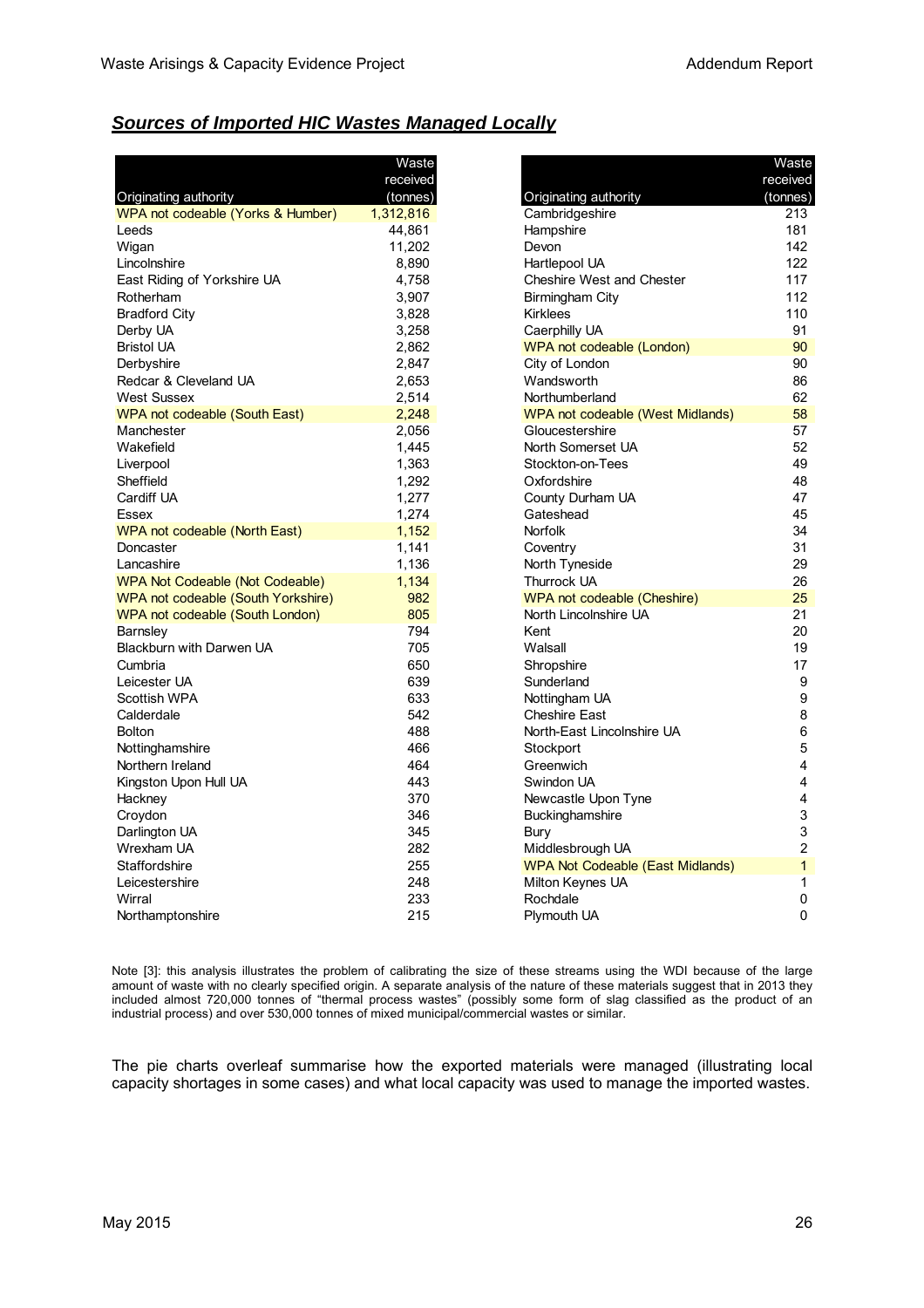## *Sources of Imported HIC Wastes Managed Locally*

| Originating authority | Waste received (tonnes) |
|---|---|
| WPA not codeable (Yorks & Humber) | 1,312,816 |
| Leeds | 44,861 |
| Wigan | 11,202 |
| Lincolnshire | 8,890 |
| East Riding of Yorkshire UA | 4,758 |
| Rotherham | 3,907 |
| Bradford City | 3,828 |
| Derby UA | 3,258 |
| Bristol UA | 2,862 |
| Derbyshire | 2,847 |
| Redcar & Cleveland UA | 2,653 |
| West Sussex | 2,514 |
| WPA not codeable (South East) | 2,248 |
| Manchester | 2,056 |
| Wakefield | 1,445 |
| Liverpool | 1,363 |
| Sheffield | 1,292 |
| Cardiff UA | 1,277 |
| Essex | 1,274 |
| WPA not codeable (North East) | 1,152 |
| Doncaster | 1,141 |
| Lancashire | 1,136 |
| WPA Not Codeable (Not Codeable) | 1,134 |
| WPA not codeable (South Yorkshire) | 982 |
| WPA not codeable (South London) | 805 |
| Barnsley | 794 |
| Blackburn with Darwen UA | 705 |
| Cumbria | 650 |
| Leicester UA | 639 |
| Scottish WPA | 633 |
| Calderdale | 542 |
| Bolton | 488 |
| Nottinghamshire | 466 |
| Northern Ireland | 464 |
| Kingston Upon Hull UA | 443 |
| Hackney | 370 |
| Croydon | 346 |
| Darlington UA | 345 |
| Wrexham UA | 282 |
| Staffordshire | 255 |
| Leicestershire | 248 |
| Wirral | 233 |
| Northamptonshire | 215 |
| Cambridgeshire | 213 |
| Hampshire | 181 |
| Devon | 142 |
| Hartlepool UA | 122 |
| Cheshire West and Chester | 117 |
| Birmingham City | 112 |
| Kirklees | 110 |
| Caerphilly UA | 91 |
| WPA not codeable (London) | 90 |
| City of London | 90 |
| Wandsworth | 86 |
| Northumberland | 62 |
| WPA not codeable (West Midlands) | 58 |
| Gloucestershire | 57 |
| North Somerset UA | 52 |
| Stockton-on-Tees | 49 |
| Oxfordshire | 48 |
| County Durham UA | 47 |
| Gateshead | 45 |
| Norfolk | 34 |
| Coventry | 31 |
| North Tyneside | 29 |
| Thurrock UA | 26 |
| WPA not codeable (Cheshire) | 25 |
| North Lincolnshire UA | 21 |
| Kent | 20 |
| Walsall | 19 |
| Shropshire | 17 |
| Sunderland | 9 |
| Nottingham UA | 9 |
| Cheshire East | 8 |
| North-East Lincolnshire UA | 6 |
| Stockport | 5 |
| Greenwich | 4 |
| Swindon UA | 4 |
| Newcastle Upon Tyne | 4 |
| Buckinghamshire | 3 |
| Bury | 3 |
| Middlesbrough UA | 2 |
| WPA Not Codeable (East Midlands) | 1 |
| Milton Keynes UA | 1 |
| Rochdale | 0 |
| Plymouth UA | 0 |

Note [3]: this analysis illustrates the problem of calibrating the size of these streams using the WDI because of the large amount of waste with no clearly specified origin. A separate analysis of the nature of these materials suggest that in 2013 they included almost 720,000 tonnes of "thermal process wastes" (possibly some form of slag classified as the product of an industrial process) and over 530,000 tonnes of mixed municipal/commercial wastes or similar.

The pie charts overleaf summarise how the exported materials were managed (illustrating local capacity shortages in some cases) and what local capacity was used to manage the imported wastes.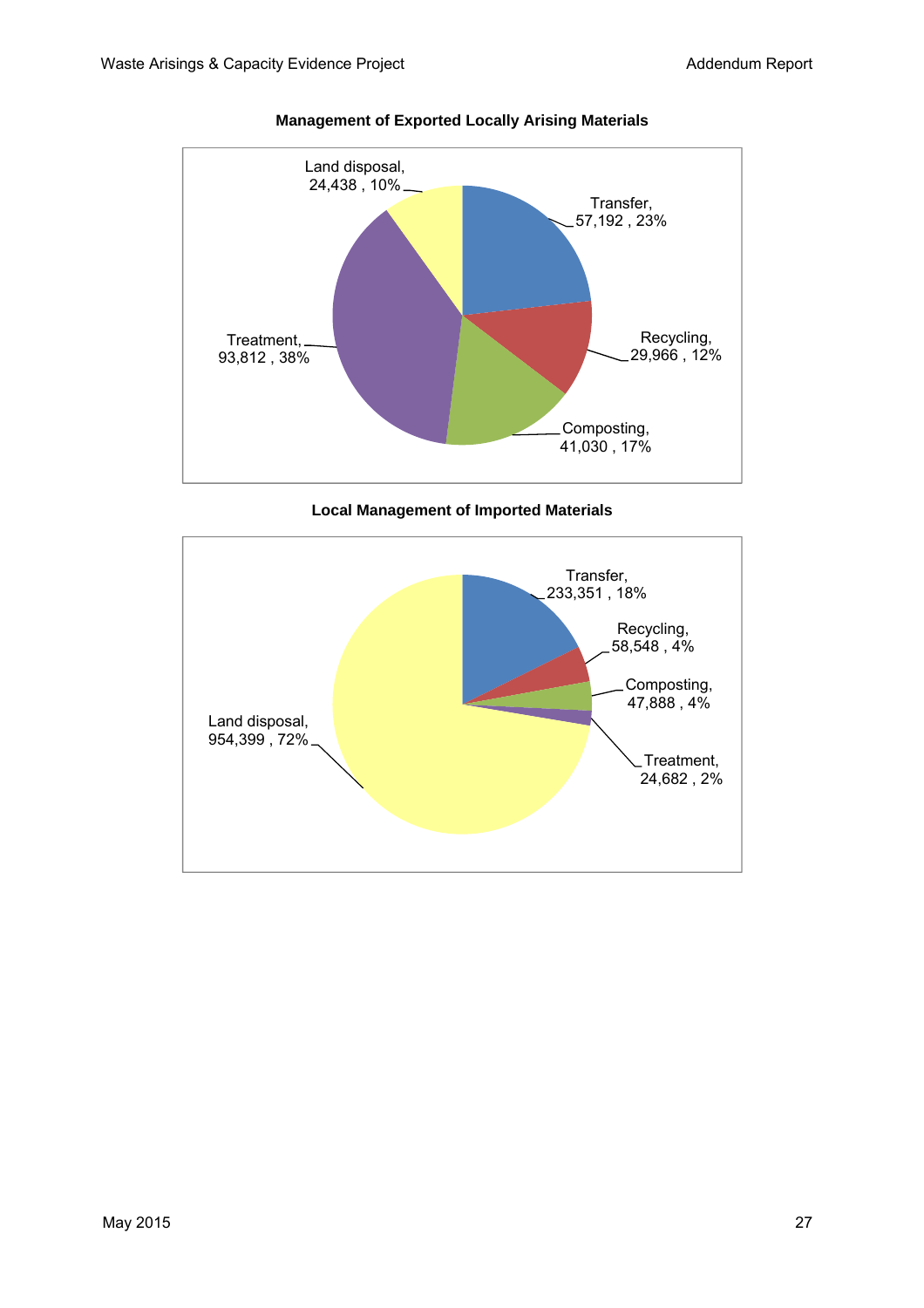**Management of Exported Locally Arising Materials**

Land disposal, 24,438 , 10%

Transfer, 57,192 , 23%

Recycling, 29,966 , 12%

Composting, 41,030 , 17%

Treatment, 93,812 , 38%

**Local Management of Imported Materials**

Transfer, 233,351 , 18%

Recycling, 58,548 , 4%

Composting, 47,888 , 4%

Treatment, 24,682 , 2%

Land disposal, 954,399 , 72%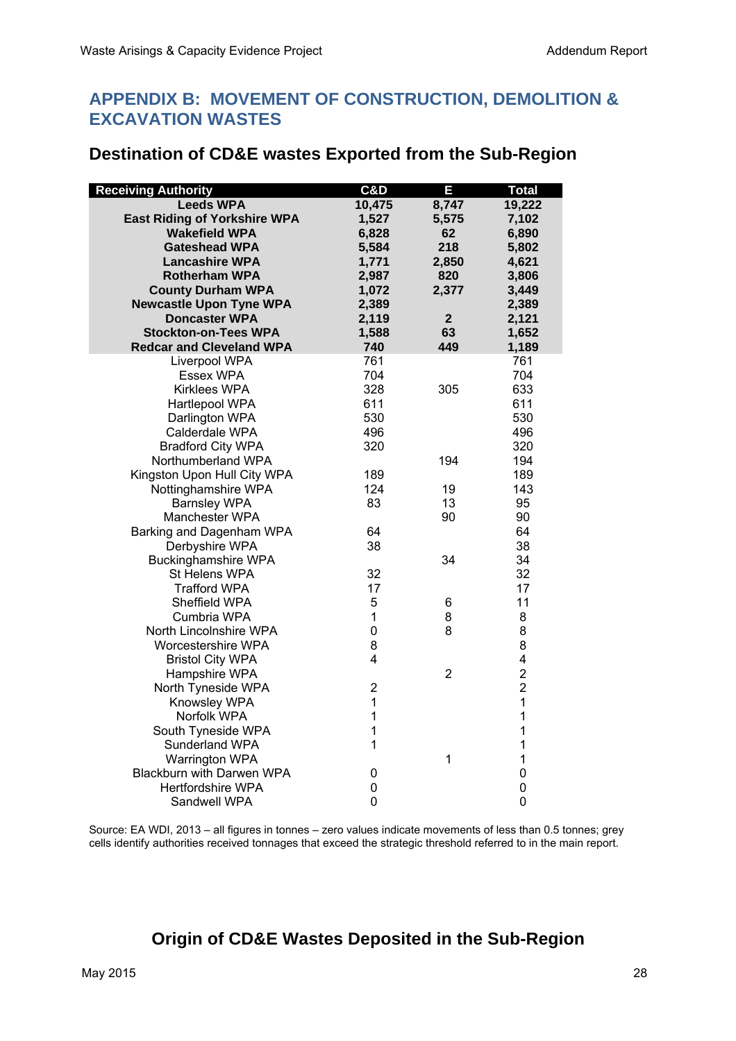# APPENDIX B: MOVEMENT OF CONSTRUCTION, DEMOLITION & EXCAVATION WASTES

## Destination of CD&E wastes Exported from the Sub-Region

| Receiving Authority | C&D | E | Total |
|---|---|---|---|
| **Leeds WPA** | **10,475** | **8,747** | **19,222** |
| **East Riding of Yorkshire WPA** | **1,527** | **5,575** | **7,102** |
| **Wakefield WPA** | **6,828** | **62** | **6,890** |
| **Gateshead WPA** | **5,584** | **218** | **5,802** |
| **Lancashire WPA** | **1,771** | **2,850** | **4,621** |
| **Rotherham WPA** | **2,987** | **820** | **3,806** |
| **County Durham WPA** | **1,072** | **2,377** | **3,449** |
| **Newcastle Upon Tyne WPA** | **2,389** | | **2,389** |
| **Doncaster WPA** | **2,119** | **2** | **2,121** |
| **Stockton-on-Tees WPA** | **1,588** | **63** | **1,652** |
| **Redcar and Cleveland WPA** | **740** | **449** | **1,189** |
| Liverpool WPA | 761 | | 761 |
| Essex WPA | 704 | | 704 |
| Kirklees WPA | 328 | 305 | 633 |
| Hartlepool WPA | 611 | | 611 |
| Darlington WPA | 530 | | 530 |
| Calderdale WPA | 496 | | 496 |
| Bradford City WPA | 320 | | 320 |
| Northumberland WPA | | 194 | 194 |
| Kingston Upon Hull City WPA | 189 | | 189 |
| Nottinghamshire WPA | 124 | 19 | 143 |
| Barnsley WPA | 83 | 13 | 95 |
| Manchester WPA | | 90 | 90 |
| Barking and Dagenham WPA | 64 | | 64 |
| Derbyshire WPA | 38 | | 38 |
| Buckinghamshire WPA | | 34 | 34 |
| St Helens WPA | 32 | | 32 |
| Trafford WPA | 17 | | 17 |
| Sheffield WPA | 5 | 6 | 11 |
| Cumbria WPA | 1 | 8 | 8 |
| North Lincolnshire WPA | 0 | 8 | 8 |
| Worcestershire WPA | 8 | | 8 |
| Bristol City WPA | 4 | | 4 |
| Hampshire WPA | | 2 | 2 |
| North Tyneside WPA | 2 | | 2 |
| Knowsley WPA | 1 | | 1 |
| Norfolk WPA | 1 | | 1 |
| South Tyneside WPA | 1 | | 1 |
| Sunderland WPA | 1 | | 1 |
| Warrington WPA | | 1 | 1 |
| Blackburn with Darwen WPA | 0 | | 0 |
| Hertfordshire WPA | 0 | | 0 |
| Sandwell WPA | 0 | | 0 |

Source: EA WDI, 2013 – all figures in tonnes – zero values indicate movements of less than 0.5 tonnes; grey cells identify authorities received tonnages that exceed the strategic threshold referred to in the main report.

## Origin of CD&E Wastes Deposited in the Sub-Region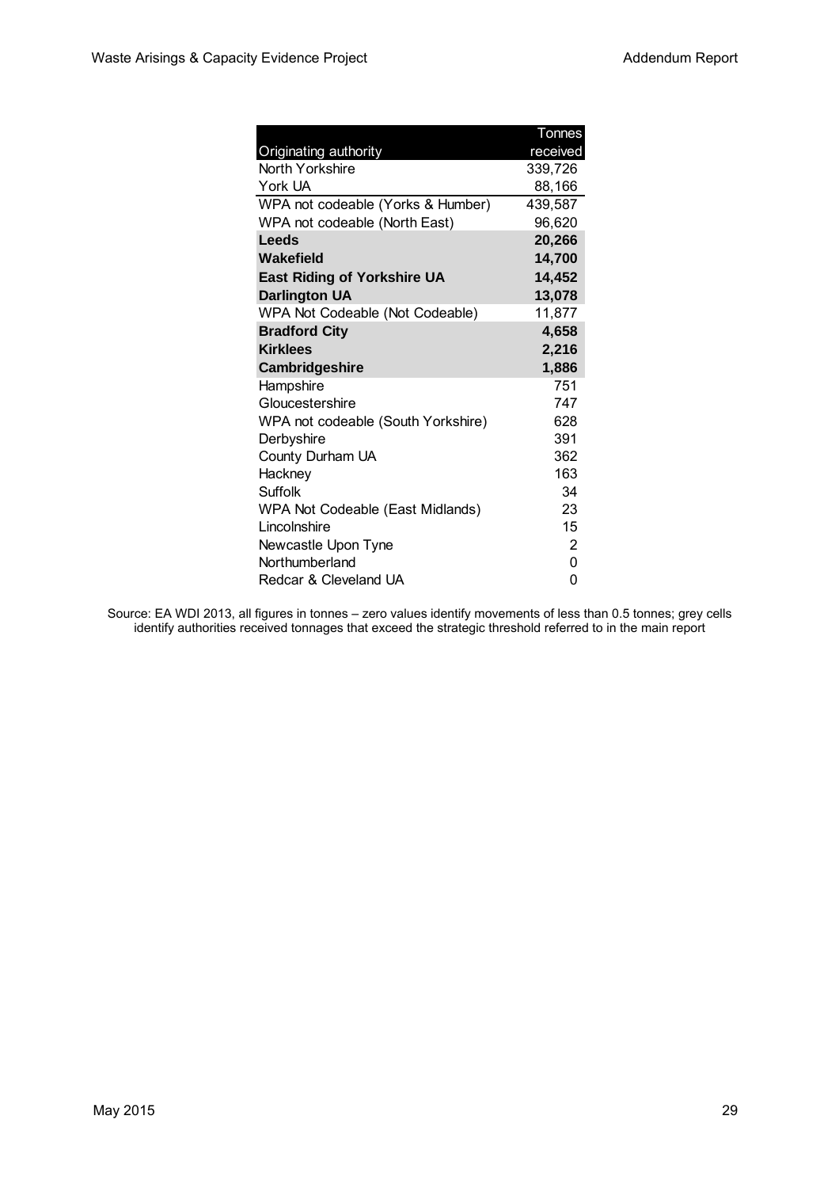| Originating authority | Tonnes received |
|---|---|
| North Yorkshire | 339,726 |
| York UA | 88,166 |
| WPA not codeable (Yorks & Humber) | 439,587 |
| WPA not codeable (North East) | 96,620 |
| **Leeds** | **20,266** |
| **Wakefield** | **14,700** |
| **East Riding of Yorkshire UA** | **14,452** |
| **Darlington UA** | **13,078** |
| WPA Not Codeable (Not Codeable) | 11,877 |
| **Bradford City** | **4,658** |
| **Kirklees** | **2,216** |
| **Cambridgeshire** | **1,886** |
| Hampshire | 751 |
| Gloucestershire | 747 |
| WPA not codeable (South Yorkshire) | 628 |
| Derbyshire | 391 |
| County Durham UA | 362 |
| Hackney | 163 |
| Suffolk | 34 |
| WPA Not Codeable (East Midlands) | 23 |
| Lincolnshire | 15 |
| Newcastle Upon Tyne | 2 |
| Northumberland | 0 |
| Redcar & Cleveland UA | 0 |

Source: EA WDI 2013, all figures in tonnes – zero values identify movements of less than 0.5 tonnes; grey cells identify authorities received tonnages that exceed the strategic threshold referred to in the main report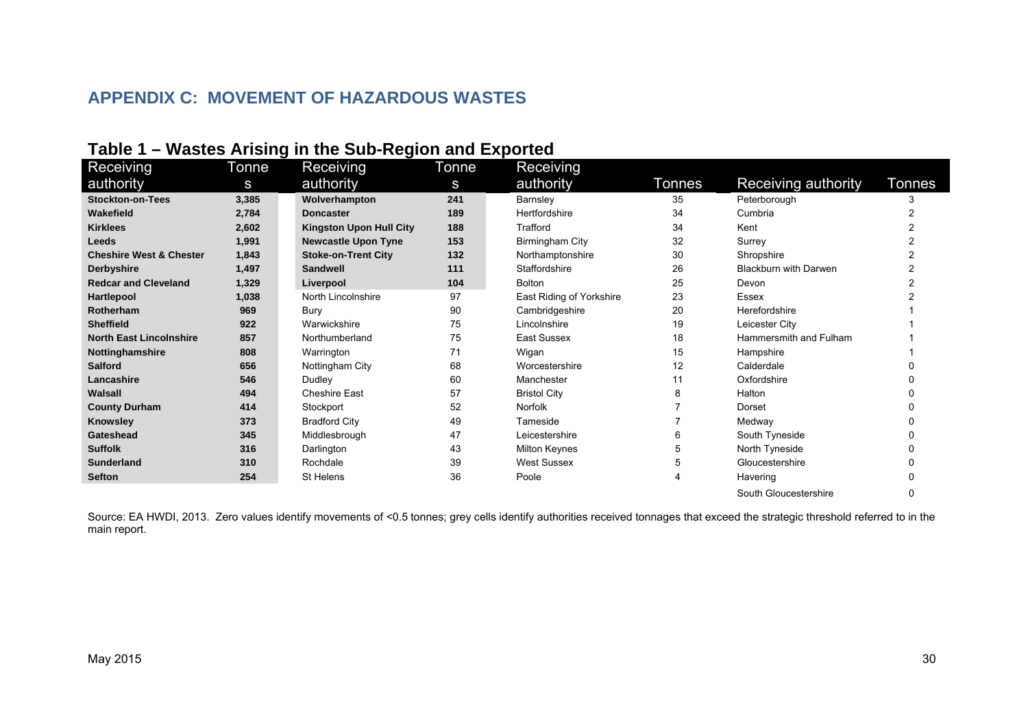# APPENDIX C: MOVEMENT OF HAZARDOUS WASTES

## Table 1 – Wastes Arising in the Sub-Region and Exported

| Receiving authority | Tonnes | Receiving authority | Tonnes | Receiving authority | Tonnes | Receiving authority | Tonnes |
|---|---|---|---|---|---|---|---|
| **Stockton-on-Tees** | **3,385** | **Wolverhampton** | **241** | Barnsley | 35 | Peterborough | 3 |
| **Wakefield** | **2,784** | **Doncaster** | **189** | Hertfordshire | 34 | Cumbria | 2 |
| **Kirklees** | **2,602** | **Kingston Upon Hull City** | **188** | Trafford | 34 | Kent | 2 |
| **Leeds** | **1,991** | **Newcastle Upon Tyne** | **153** | Birmingham City | 32 | Surrey | 2 |
| **Cheshire West & Chester** | **1,843** | **Stoke-on-Trent City** | **132** | Northamptonshire | 30 | Shropshire | 2 |
| **Derbyshire** | **1,497** | **Sandwell** | **111** | Staffordshire | 26 | Blackburn with Darwen | 2 |
| **Redcar and Cleveland** | **1,329** | **Liverpool** | **104** | Bolton | 25 | Devon | 2 |
| **Hartlepool** | **1,038** | North Lincolnshire | 97 | East Riding of Yorkshire | 23 | Essex | 2 |
| **Rotherham** | **969** | Bury | 90 | Cambridgeshire | 20 | Herefordshire | 1 |
| **Sheffield** | **922** | Warwickshire | 75 | Lincolnshire | 19 | Leicester City | 1 |
| **North East Lincolnshire** | **857** | Northumberland | 75 | East Sussex | 18 | Hammersmith and Fulham | 1 |
| **Nottinghamshire** | **808** | Warrington | 71 | Wigan | 15 | Hampshire | 1 |
| **Salford** | **656** | Nottingham City | 68 | Worcestershire | 12 | Calderdale | 0 |
| **Lancashire** | **546** | Dudley | 60 | Manchester | 11 | Oxfordshire | 0 |
| **Walsall** | **494** | Cheshire East | 57 | Bristol City | 8 | Halton | 0 |
| **County Durham** | **414** | Stockport | 52 | Norfolk | 7 | Dorset | 0 |
| **Knowsley** | **373** | Bradford City | 49 | Tameside | 7 | Medway | 0 |
| **Gateshead** | **345** | Middlesbrough | 47 | Leicestershire | 6 | South Tyneside | 0 |
| **Suffolk** | **316** | Darlington | 43 | Milton Keynes | 5 | North Tyneside | 0 |
| **Sunderland** | **310** | Rochdale | 39 | West Sussex | 5 | Gloucestershire | 0 |
| **Sefton** | **254** | St Helens | 36 | Poole | 4 | Havering | 0 |
| | | | | | | South Gloucestershire | 0 |

Source: EA HWDI, 2013. Zero values identify movements of <0.5 tonnes; grey cells identify authorities received tonnages that exceed the strategic threshold referred to in the main report.

May 2015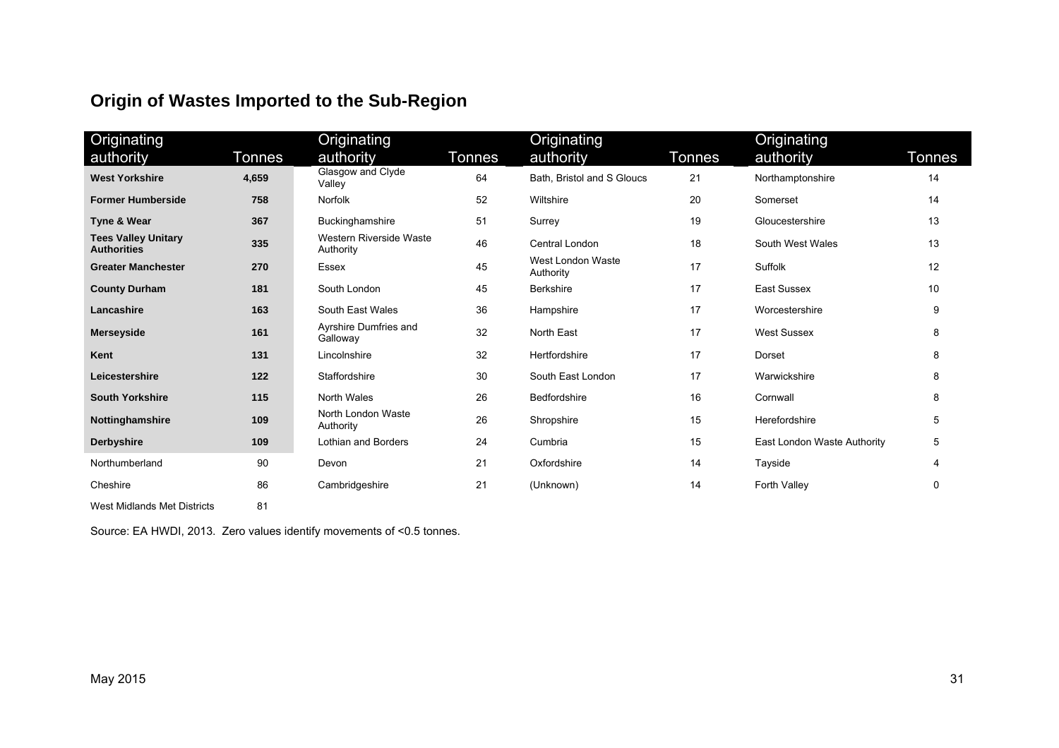## Origin of Wastes Imported to the Sub-Region

| Originating authority | Tonnes | Originating authority | Tonnes | Originating authority | Tonnes | Originating authority | Tonnes |
|---|---|---|---|---|---|---|---|
| **West Yorkshire** | **4,659** | Glasgow and Clyde Valley | 64 | Bath, Bristol and S Gloucs | 21 | Northamptonshire | 14 |
| **Former Humberside** | **758** | Norfolk | 52 | Wiltshire | 20 | Somerset | 14 |
| **Tyne & Wear** | **367** | Buckinghamshire | 51 | Surrey | 19 | Gloucestershire | 13 |
| **Tees Valley Unitary Authorities** | **335** | Western Riverside Waste Authority | 46 | Central London | 18 | South West Wales | 13 |
| **Greater Manchester** | **270** | Essex | 45 | West London Waste Authority | 17 | Suffolk | 12 |
| **County Durham** | **181** | South London | 45 | Berkshire | 17 | East Sussex | 10 |
| **Lancashire** | **163** | South East Wales | 36 | Hampshire | 17 | Worcestershire | 9 |
| **Merseyside** | **161** | Ayrshire Dumfries and Galloway | 32 | North East | 17 | West Sussex | 8 |
| **Kent** | **131** | Lincolnshire | 32 | Hertfordshire | 17 | Dorset | 8 |
| **Leicestershire** | **122** | Staffordshire | 30 | South East London | 17 | Warwickshire | 8 |
| **South Yorkshire** | **115** | North Wales | 26 | Bedfordshire | 16 | Cornwall | 8 |
| **Nottinghamshire** | **109** | North London Waste Authority | 26 | Shropshire | 15 | Herefordshire | 5 |
| **Derbyshire** | **109** | Lothian and Borders | 24 | Cumbria | 15 | East London Waste Authority | 5 |
| Northumberland | 90 | Devon | 21 | Oxfordshire | 14 | Tayside | 4 |
| Cheshire | 86 | Cambridgeshire | 21 | (Unknown) | 14 | Forth Valley | 0 |
| West Midlands Met Districts | 81 | | | | | | |

Source: EA HWDI, 2013. Zero values identify movements of <0.5 tonnes.

May 2015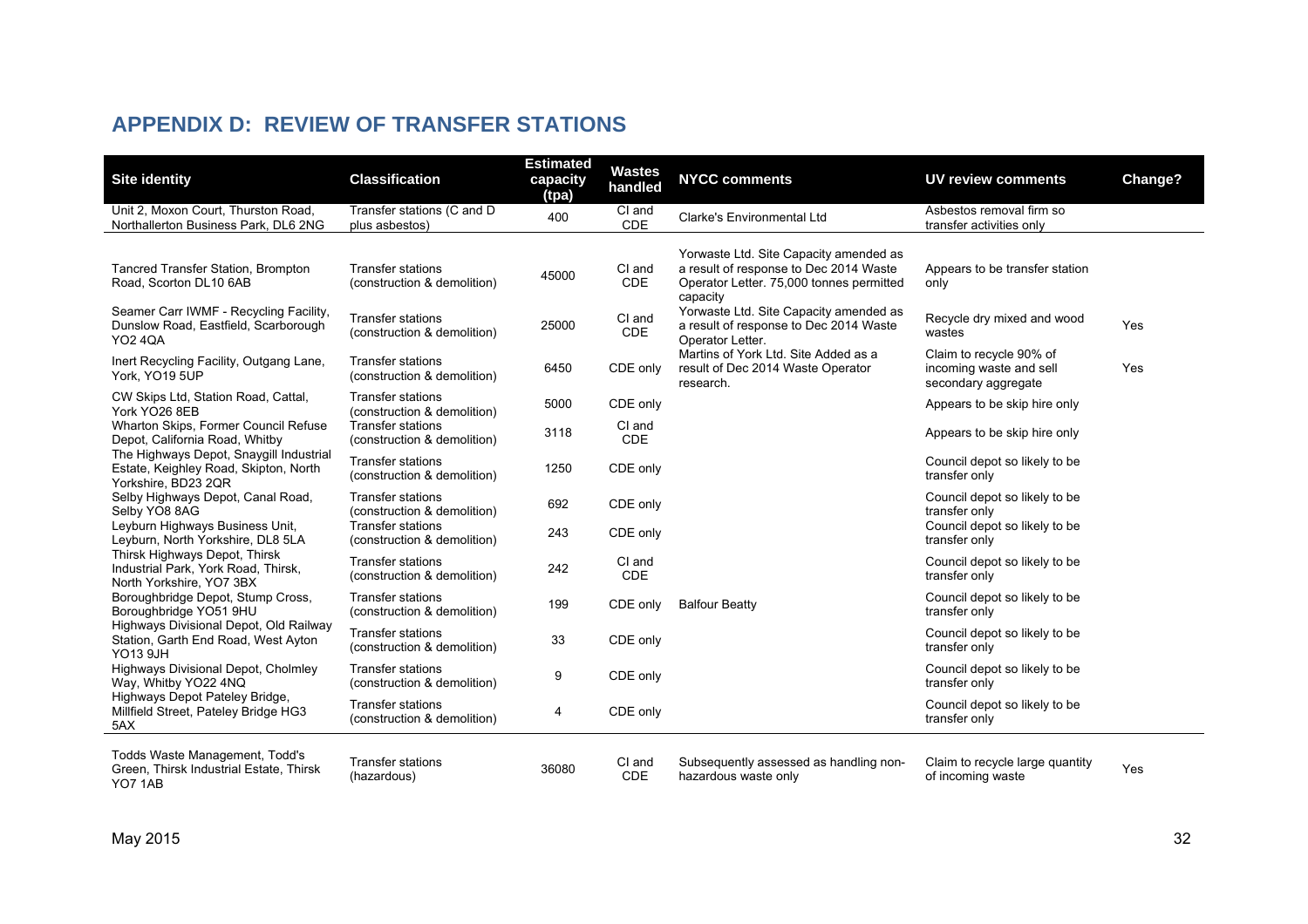## APPENDIX D: REVIEW OF TRANSFER STATIONS

| Site identity | Classification | Estimated capacity (tpa) | Wastes handled | NYCC comments | UV review comments | Change? |
|---|---|---|---|---|---|---|
| Unit 2, Moxon Court, Thurston Road, Northallerton Business Park, DL6 2NG | Transfer stations (C and D plus asbestos) | 400 | CI and CDE | Clarke's Environmental Ltd | Asbestos removal firm so transfer activities only | |
| Tancred Transfer Station, Brompton Road, Scorton DL10 6AB | Transfer stations (construction & demolition) | 45000 | CI and CDE | Yorwaste Ltd. Site Capacity amended as a result of response to Dec 2014 Waste Operator Letter. 75,000 tonnes permitted capacity | Appears to be transfer station only | |
| Seamer Carr IWMF - Recycling Facility, Dunslow Road, Eastfield, Scarborough YO2 4QA | Transfer stations (construction & demolition) | 25000 | CI and CDE | Yorwaste Ltd. Site Capacity amended as a result of response to Dec 2014 Waste Operator Letter. | Recycle dry mixed and wood wastes | Yes |
| Inert Recycling Facility, Outgang Lane, York, YO19 5UP | Transfer stations (construction & demolition) | 6450 | CDE only | Martins of York Ltd. Site Added as a result of Dec 2014 Waste Operator research. | Claim to recycle 90% of incoming waste and sell secondary aggregate | Yes |
| CW Skips Ltd, Station Road, Cattal, York YO26 8EB | Transfer stations (construction & demolition) | 5000 | CDE only | | Appears to be skip hire only | |
| Wharton Skips, Former Council Refuse Depot, California Road, Whitby | Transfer stations (construction & demolition) | 3118 | CI and CDE | | Appears to be skip hire only | |
| The Highways Depot, Snaygill Industrial Estate, Keighley Road, Skipton, North Yorkshire, BD23 2QR | Transfer stations (construction & demolition) | 1250 | CDE only | | Council depot so likely to be transfer only | |
| Selby Highways Depot, Canal Road, Selby YO8 8AG | Transfer stations (construction & demolition) | 692 | CDE only | | Council depot so likely to be transfer only | |
| Leyburn Highways Business Unit, Leyburn, North Yorkshire, DL8 5LA | Transfer stations (construction & demolition) | 243 | CDE only | | Council depot so likely to be transfer only | |
| Thirsk Highways Depot, Thirsk Industrial Park, York Road, Thirsk, North Yorkshire, YO7 3BX | Transfer stations (construction & demolition) | 242 | CI and CDE | | Council depot so likely to be transfer only | |
| Boroughbridge Depot, Stump Cross, Boroughbridge YO51 9HU | Transfer stations (construction & demolition) | 199 | CDE only | Balfour Beatty | Council depot so likely to be transfer only | |
| Highways Divisional Depot, Old Railway Station, Garth End Road, West Ayton YO13 9JH | Transfer stations (construction & demolition) | 33 | CDE only | | Council depot so likely to be transfer only | |
| Highways Divisional Depot, Cholmley Way, Whitby YO22 4NQ | Transfer stations (construction & demolition) | 9 | CDE only | | Council depot so likely to be transfer only | |
| Highways Depot Pateley Bridge, Millfield Street, Pateley Bridge HG3 5AX | Transfer stations (construction & demolition) | 4 | CDE only | | Council depot so likely to be transfer only | |
| Todds Waste Management, Todd's Green, Thirsk Industrial Estate, Thirsk YO7 1AB | Transfer stations (hazardous) | 36080 | CI and CDE | Subsequently assessed as handling non-hazardous waste only | Claim to recycle large quantity of incoming waste | Yes |

May 2015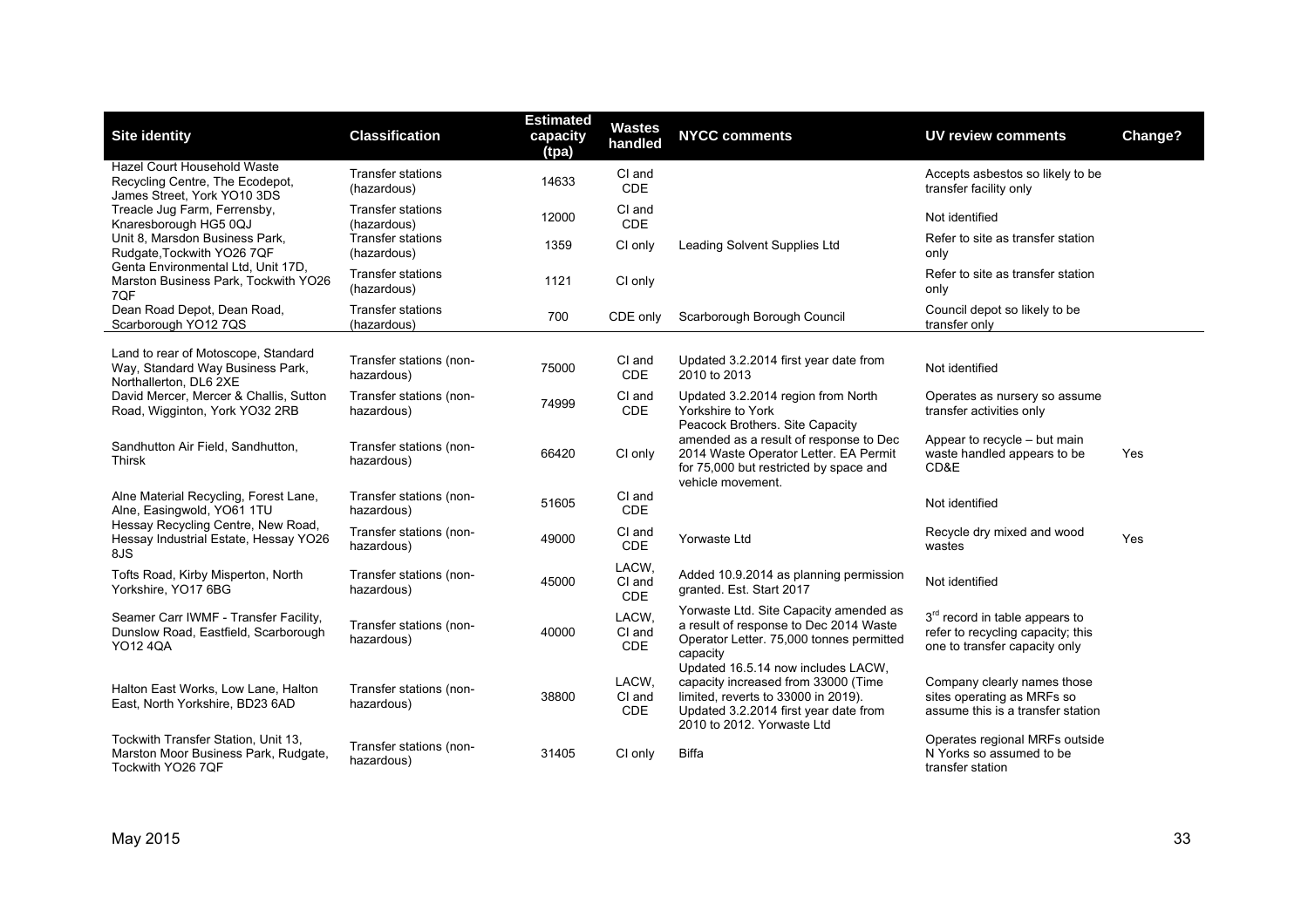| Site identity | Classification | Estimated capacity (tpa) | Wastes handled | NYCC comments | UV review comments | Change? |
|---|---|---|---|---|---|---|
| Hazel Court Household Waste Recycling Centre, The Ecodepot, James Street, York YO10 3DS | Transfer stations (hazardous) | 14633 | CI and CDE | | Accepts asbestos so likely to be transfer facility only | |
| Treacle Jug Farm, Ferrensby, Knaresborough HG5 0QJ | Transfer stations (hazardous) | 12000 | CI and CDE | | Not identified | |
| Unit 8, Marsdon Business Park, Rudgate,Tockwith YO26 7QF | Transfer stations (hazardous) | 1359 | CI only | Leading Solvent Supplies Ltd | Refer to site as transfer station only | |
| Genta Environmental Ltd, Unit 17D, Marston Business Park, Tockwith YO26 7QF | Transfer stations (hazardous) | 1121 | CI only | | Refer to site as transfer station only | |
| Dean Road Depot, Dean Road, Scarborough YO12 7QS | Transfer stations (hazardous) | 700 | CDE only | Scarborough Borough Council | Council depot so likely to be transfer only | |
| Land to rear of Motoscope, Standard Way, Standard Way Business Park, Northallerton, DL6 2XE | Transfer stations (non-hazardous) | 75000 | CI and CDE | Updated 3.2.2014 first year date from 2010 to 2013 | Not identified | |
| David Mercer, Mercer & Challis, Sutton Road, Wigginton, York YO32 2RB | Transfer stations (non-hazardous) | 74999 | CI and CDE | Updated 3.2.2014 region from North Yorkshire to York | Operates as nursery so assume transfer activities only | |
| Sandhutton Air Field, Sandhutton, Thirsk | Transfer stations (non-hazardous) | 66420 | CI only | Peacock Brothers. Site Capacity amended as a result of response to Dec 2014 Waste Operator Letter. EA Permit for 75,000 but restricted by space and vehicle movement. | Appear to recycle – but main waste handled appears to be CD&E | Yes |
| Alne Material Recycling, Forest Lane, Alne, Easingwold, YO61 1TU | Transfer stations (non-hazardous) | 51605 | CI and CDE | | Not identified | |
| Hessay Recycling Centre, New Road, Hessay Industrial Estate, Hessay YO26 8JS | Transfer stations (non-hazardous) | 49000 | CI and CDE | Yorwaste Ltd | Recycle dry mixed and wood wastes | Yes |
| Tofts Road, Kirby Misperton, North Yorkshire, YO17 6BG | Transfer stations (non-hazardous) | 45000 | LACW, CI and CDE | Added 10.9.2014 as planning permission granted. Est. Start 2017 | Not identified | |
| Seamer Carr IWMF - Transfer Facility, Dunslow Road, Eastfield, Scarborough YO12 4QA | Transfer stations (non-hazardous) | 40000 | LACW, CI and CDE | Yorwaste Ltd. Site Capacity amended as a result of response to Dec 2014 Waste Operator Letter. 75,000 tonnes permitted capacity | 3rd record in table appears to refer to recycling capacity; this one to transfer capacity only | |
| Halton East Works, Low Lane, Halton East, North Yorkshire, BD23 6AD | Transfer stations (non-hazardous) | 38800 | LACW, CI and CDE | Updated 16.5.14 now includes LACW, capacity increased from 33000 (Time limited, reverts to 33000 in 2019). Updated 3.2.2014 first year date from 2010 to 2012. Yorwaste Ltd | Company clearly names those sites operating as MRFs so assume this is a transfer station | |
| Tockwith Transfer Station, Unit 13, Marston Moor Business Park, Rudgate, Tockwith YO26 7QF | Transfer stations (non-hazardous) | 31405 | CI only | Biffa | Operates regional MRFs outside N Yorks so assumed to be transfer station | |

May 2015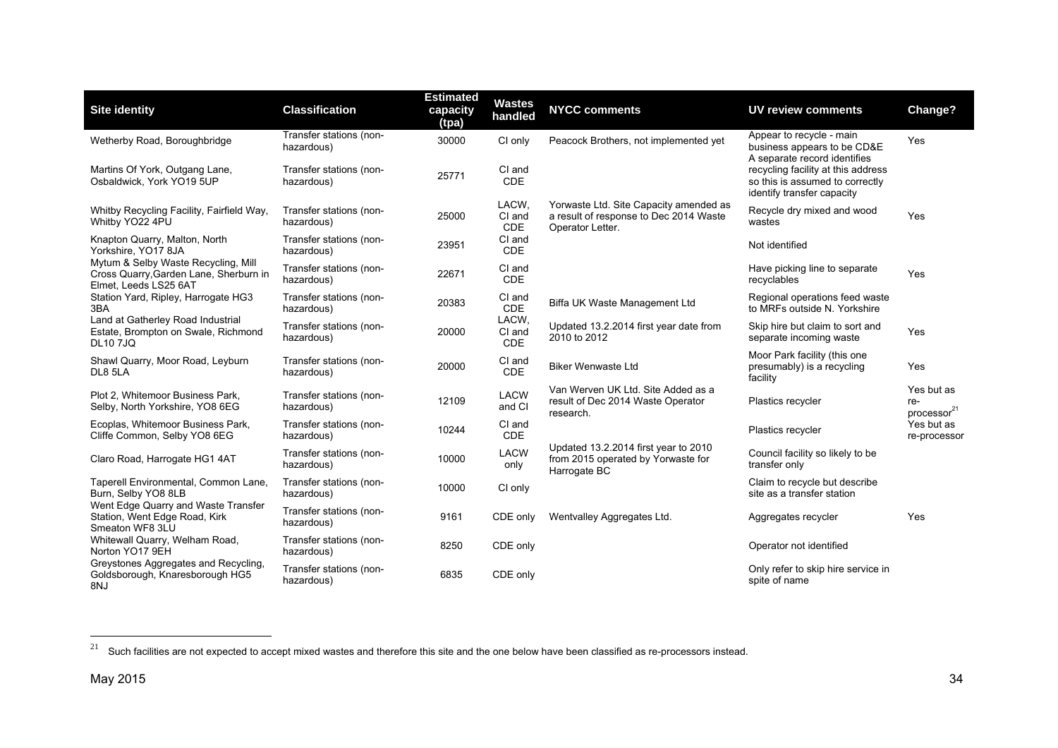| Site identity | Classification | Estimated capacity (tpa) | Wastes handled | NYCC comments | UV review comments | Change? |
|---|---|---|---|---|---|---|
| Wetherby Road, Boroughbridge | Transfer stations (non-hazardous) | 30000 | CI only | Peacock Brothers, not implemented yet | Appear to recycle - main business appears to be CD&E | Yes |
| Martins Of York, Outgang Lane, Osbaldwick, York YO19 5UP | Transfer stations (non-hazardous) | 25771 | CI and CDE | | A separate record identifies recycling facility at this address so this is assumed to correctly identify transfer capacity | |
| Whitby Recycling Facility, Fairfield Way, Whitby YO22 4PU | Transfer stations (non-hazardous) | 25000 | LACW, CI and CDE | Yorwaste Ltd. Site Capacity amended as a result of response to Dec 2014 Waste Operator Letter. | Recycle dry mixed and wood wastes | Yes |
| Knapton Quarry, Malton, North Yorkshire, YO17 8JA | Transfer stations (non-hazardous) | 23951 | CI and CDE | | Not identified | |
| Mytum & Selby Waste Recycling, Mill Cross Quarry,Garden Lane, Sherburn in Elmet, Leeds LS25 6AT | Transfer stations (non-hazardous) | 22671 | CI and CDE | | Have picking line to separate recyclables | Yes |
| Station Yard, Ripley, Harrogate HG3 3BA | Transfer stations (non-hazardous) | 20383 | CI and CDE | Biffa UK Waste Management Ltd | Regional operations feed waste to MRFs outside N. Yorkshire | |
| Land at Gatherley Road Industrial Estate, Brompton on Swale, Richmond DL10 7JQ | Transfer stations (non-hazardous) | 20000 | LACW, CI and CDE | Updated 13.2.2014 first year date from 2010 to 2012 | Skip hire but claim to sort and separate incoming waste | Yes |
| Shawl Quarry, Moor Road, Leyburn DL8 5LA | Transfer stations (non-hazardous) | 20000 | CI and CDE | Biker Wenwaste Ltd | Moor Park facility (this one presumably) is a recycling facility | Yes |
| Plot 2, Whitemoor Business Park, Selby, North Yorkshire, YO8 6EG | Transfer stations (non-hazardous) | 12109 | LACW and CI | Van Werven UK Ltd. Site Added as a result of Dec 2014 Waste Operator research. | Plastics recycler | Yes but as re-processor[21] |
| Ecoplas, Whitemoor Business Park, Cliffe Common, Selby YO8 6EG | Transfer stations (non-hazardous) | 10244 | CI and CDE | | Plastics recycler | Yes but as re-processor |
| Claro Road, Harrogate HG1 4AT | Transfer stations (non-hazardous) | 10000 | LACW only | Updated 13.2.2014 first year to 2010 from 2015 operated by Yorwaste for Harrogate BC | Council facility so likely to be transfer only | |
| Taperell Environmental, Common Lane, Burn, Selby YO8 8LB | Transfer stations (non-hazardous) | 10000 | CI only | | Claim to recycle but describe site as a transfer station | |
| Went Edge Quarry and Waste Transfer Station, Went Edge Road, Kirk Smeaton WF8 3LU | Transfer stations (non-hazardous) | 9161 | CDE only | Wentvalley Aggregates Ltd. | Aggregates recycler | Yes |
| Whitewall Quarry, Welham Road, Norton YO17 9EH | Transfer stations (non-hazardous) | 8250 | CDE only | | Operator not identified | |
| Greystones Aggregates and Recycling, Goldsborough, Knaresborough HG5 8NJ | Transfer stations (non-hazardous) | 6835 | CDE only | | Only refer to skip hire service in spite of name | |

[21] Such facilities are not expected to accept mixed wastes and therefore this site and the one below have been classified as re-processors instead.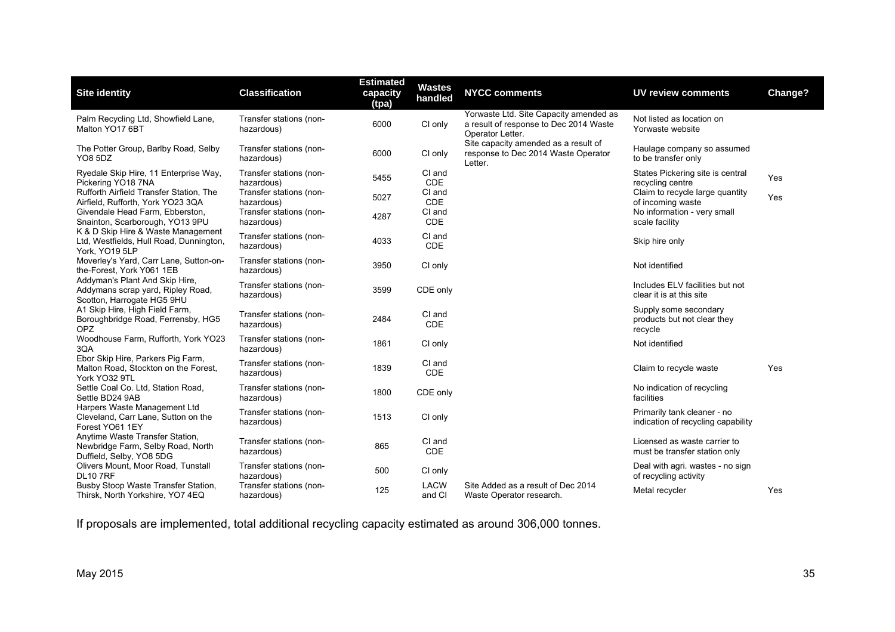| Site identity | Classification | Estimated capacity (tpa) | Wastes handled | NYCC comments | UV review comments | Change? |
|---|---|---|---|---|---|---|
| Palm Recycling Ltd, Showfield Lane, Malton YO17 6BT | Transfer stations (non-hazardous) | 6000 | CI only | Yorwaste Ltd. Site Capacity amended as a result of response to Dec 2014 Waste Operator Letter. | Not listed as location on Yorwaste website | |
| The Potter Group, Barlby Road, Selby YO8 5DZ | Transfer stations (non-hazardous) | 6000 | CI only | Site capacity amended as a result of response to Dec 2014 Waste Operator Letter. | Haulage company so assumed to be transfer only | |
| Ryedale Skip Hire, 11 Enterprise Way, Pickering YO18 7NA | Transfer stations (non-hazardous) | 5455 | CI and CDE | | States Pickering site is central recycling centre | Yes |
| Rufforth Airfield Transfer Station, The Airfield, Rufforth, York YO23 3QA | Transfer stations (non-hazardous) | 5027 | CI and CDE | | Claim to recycle large quantity of incoming waste | Yes |
| Givendale Head Farm, Ebberston, Snainton, Scarborough, YO13 9PU | Transfer stations (non-hazardous) | 4287 | CI and CDE | | No information - very small scale facility | |
| K & D Skip Hire & Waste Management Ltd, Westfields, Hull Road, Dunnington, York, YO19 5LP | Transfer stations (non-hazardous) | 4033 | CI and CDE | | Skip hire only | |
| Moverley's Yard, Carr Lane, Sutton-on-the-Forest, York Y061 1EB | Transfer stations (non-hazardous) | 3950 | CI only | | Not identified | |
| Addyman's Plant And Skip Hire, Addymans scrap yard, Ripley Road, Scotton, Harrogate HG5 9HU | Transfer stations (non-hazardous) | 3599 | CDE only | | Includes ELV facilities but not clear it is at this site | |
| A1 Skip Hire, High Field Farm, Boroughbridge Road, Ferrensby, HG5 OPZ | Transfer stations (non-hazardous) | 2484 | CI and CDE | | Supply some secondary products but not clear they recycle | |
| Woodhouse Farm, Rufforth, York YO23 3QA | Transfer stations (non-hazardous) | 1861 | CI only | | Not identified | |
| Ebor Skip Hire, Parkers Pig Farm, Malton Road, Stockton on the Forest, York YO32 9TL | Transfer stations (non-hazardous) | 1839 | CI and CDE | | Claim to recycle waste | Yes |
| Settle Coal Co. Ltd, Station Road, Settle BD24 9AB | Transfer stations (non-hazardous) | 1800 | CDE only | | No indication of recycling facilities | |
| Harpers Waste Management Ltd Cleveland, Carr Lane, Sutton on the Forest YO61 1EY | Transfer stations (non-hazardous) | 1513 | CI only | | Primarily tank cleaner - no indication of recycling capability | |
| Anytime Waste Transfer Station, Newbridge Farm, Selby Road, North Duffield, Selby, YO8 5DG | Transfer stations (non-hazardous) | 865 | CI and CDE | | Licensed as waste carrier to must be transfer station only | |
| Olivers Mount, Moor Road, Tunstall DL10 7RF | Transfer stations (non-hazardous) | 500 | CI only | | Deal with agri. wastes - no sign of recycling activity | |
| Busby Stoop Waste Transfer Station, Thirsk, North Yorkshire, YO7 4EQ | Transfer stations (non-hazardous) | 125 | LACW and CI | Site Added as a result of Dec 2014 Waste Operator research. | Metal recycler | Yes |

If proposals are implemented, total additional recycling capacity estimated as around 306,000 tonnes.

May 2015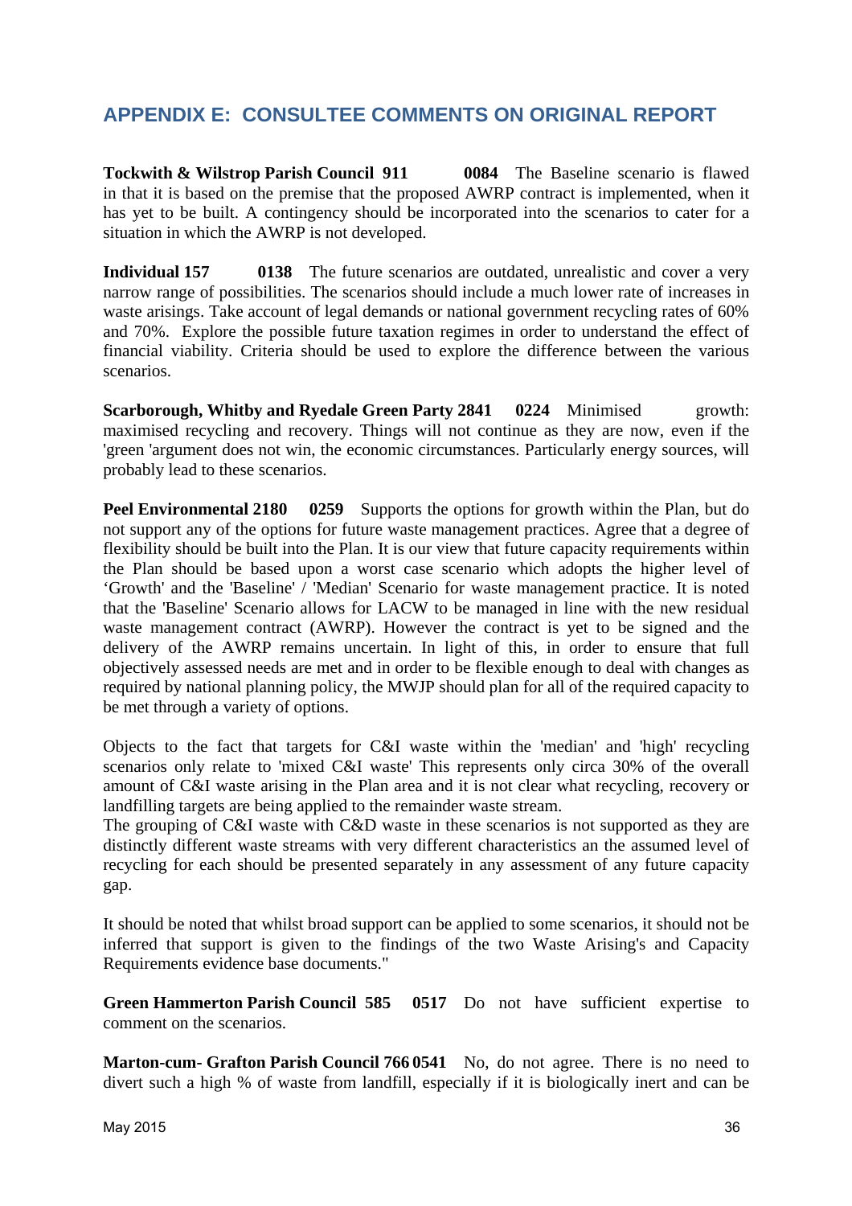## APPENDIX E: CONSULTEE COMMENTS ON ORIGINAL REPORT

**Tockwith & Wilstrop Parish Council 911 0084** The Baseline scenario is flawed in that it is based on the premise that the proposed AWRP contract is implemented, when it has yet to be built. A contingency should be incorporated into the scenarios to cater for a situation in which the AWRP is not developed.

**Individual 157 0138** The future scenarios are outdated, unrealistic and cover a very narrow range of possibilities. The scenarios should include a much lower rate of increases in waste arisings. Take account of legal demands or national government recycling rates of 60% and 70%. Explore the possible future taxation regimes in order to understand the effect of financial viability. Criteria should be used to explore the difference between the various scenarios.

**Scarborough, Whitby and Ryedale Green Party 2841 0224** Minimised growth: maximised recycling and recovery. Things will not continue as they are now, even if the 'green 'argument does not win, the economic circumstances. Particularly energy sources, will probably lead to these scenarios.

**Peel Environmental 2180 0259** Supports the options for growth within the Plan, but do not support any of the options for future waste management practices. Agree that a degree of flexibility should be built into the Plan. It is our view that future capacity requirements within the Plan should be based upon a worst case scenario which adopts the higher level of 'Growth' and the 'Baseline' / 'Median' Scenario for waste management practice. It is noted that the 'Baseline' Scenario allows for LACW to be managed in line with the new residual waste management contract (AWRP). However the contract is yet to be signed and the delivery of the AWRP remains uncertain. In light of this, in order to ensure that full objectively assessed needs are met and in order to be flexible enough to deal with changes as required by national planning policy, the MWJP should plan for all of the required capacity to be met through a variety of options.

Objects to the fact that targets for C&I waste within the 'median' and 'high' recycling scenarios only relate to 'mixed C&I waste' This represents only circa 30% of the overall amount of C&I waste arising in the Plan area and it is not clear what recycling, recovery or landfilling targets are being applied to the remainder waste stream.
The grouping of C&I waste with C&D waste in these scenarios is not supported as they are distinctly different waste streams with very different characteristics an the assumed level of recycling for each should be presented separately in any assessment of any future capacity gap.

It should be noted that whilst broad support can be applied to some scenarios, it should not be inferred that support is given to the findings of the two Waste Arising's and Capacity Requirements evidence base documents."

**Green Hammerton Parish Council 585 0517** Do not have sufficient expertise to comment on the scenarios.

**Marton-cum- Grafton Parish Council 766 0541** No, do not agree. There is no need to divert such a high % of waste from landfill, especially if it is biologically inert and can be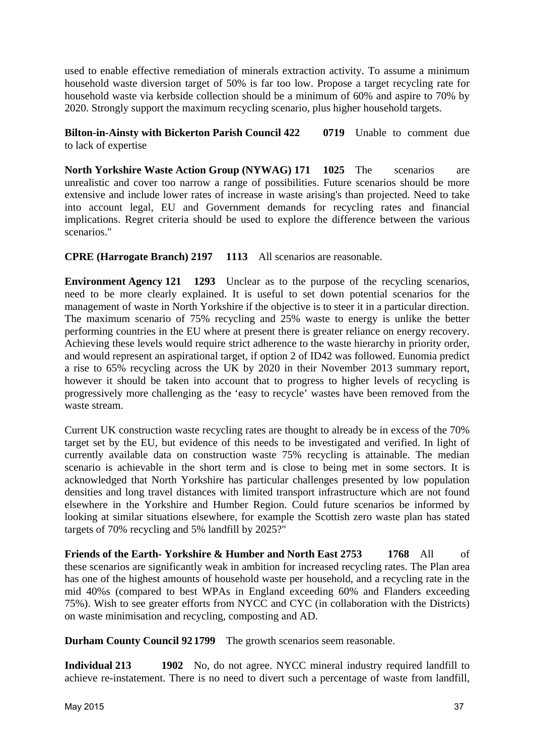used to enable effective remediation of minerals extraction activity. To assume a minimum household waste diversion target of 50% is far too low. Propose a target recycling rate for household waste via kerbside collection should be a minimum of 60% and aspire to 70% by 2020. Strongly support the maximum recycling scenario, plus higher household targets.

**Bilton-in-Ainsty with Bickerton Parish Council 422 0719** Unable to comment due to lack of expertise

**North Yorkshire Waste Action Group (NYWAG) 171 1025** The scenarios are unrealistic and cover too narrow a range of possibilities. Future scenarios should be more extensive and include lower rates of increase in waste arising's than projected. Need to take into account legal, EU and Government demands for recycling rates and financial implications. Regret criteria should be used to explore the difference between the various scenarios."

**CPRE (Harrogate Branch) 2197 1113** All scenarios are reasonable.

**Environment Agency 121 1293** Unclear as to the purpose of the recycling scenarios, need to be more clearly explained. It is useful to set down potential scenarios for the management of waste in North Yorkshire if the objective is to steer it in a particular direction. The maximum scenario of 75% recycling and 25% waste to energy is unlike the better performing countries in the EU where at present there is greater reliance on energy recovery. Achieving these levels would require strict adherence to the waste hierarchy in priority order, and would represent an aspirational target, if option 2 of ID42 was followed. Eunomia predict a rise to 65% recycling across the UK by 2020 in their November 2013 summary report, however it should be taken into account that to progress to higher levels of recycling is progressively more challenging as the 'easy to recycle' wastes have been removed from the waste stream.

Current UK construction waste recycling rates are thought to already be in excess of the 70% target set by the EU, but evidence of this needs to be investigated and verified. In light of currently available data on construction waste 75% recycling is attainable. The median scenario is achievable in the short term and is close to being met in some sectors. It is acknowledged that North Yorkshire has particular challenges presented by low population densities and long travel distances with limited transport infrastructure which are not found elsewhere in the Yorkshire and Humber Region. Could future scenarios be informed by looking at similar situations elsewhere, for example the Scottish zero waste plan has stated targets of 70% recycling and 5% landfill by 2025?"

**Friends of the Earth- Yorkshire & Humber and North East 2753 1768** All of these scenarios are significantly weak in ambition for increased recycling rates. The Plan area has one of the highest amounts of household waste per household, and a recycling rate in the mid 40%s (compared to best WPAs in England exceeding 60% and Flanders exceeding 75%). Wish to see greater efforts from NYCC and CYC (in collaboration with the Districts) on waste minimisation and recycling, composting and AD.

**Durham County Council 92 1799** The growth scenarios seem reasonable.

**Individual 213 1902** No, do not agree. NYCC mineral industry required landfill to achieve re-instatement. There is no need to divert such a percentage of waste from landfill,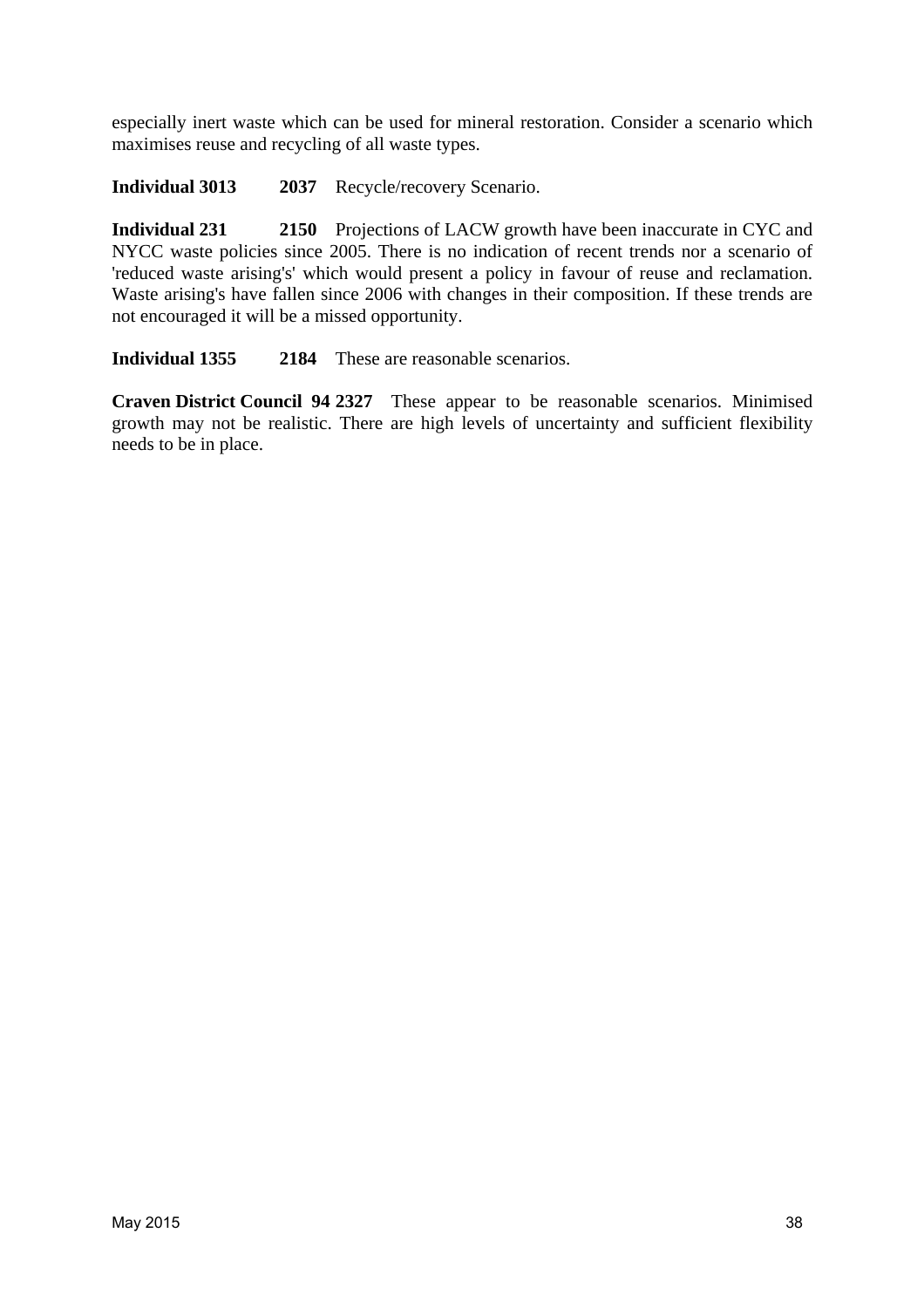especially inert waste which can be used for mineral restoration. Consider a scenario which maximises reuse and recycling of all waste types.

**Individual 3013** **2037** Recycle/recovery Scenario.

**Individual 231** **2150** Projections of LACW growth have been inaccurate in CYC and NYCC waste policies since 2005. There is no indication of recent trends nor a scenario of 'reduced waste arising's' which would present a policy in favour of reuse and reclamation. Waste arising's have fallen since 2006 with changes in their composition. If these trends are not encouraged it will be a missed opportunity.

**Individual 1355** **2184** These are reasonable scenarios.

**Craven District Council 94 2327** These appear to be reasonable scenarios. Minimised growth may not be realistic. There are high levels of uncertainty and sufficient flexibility needs to be in place.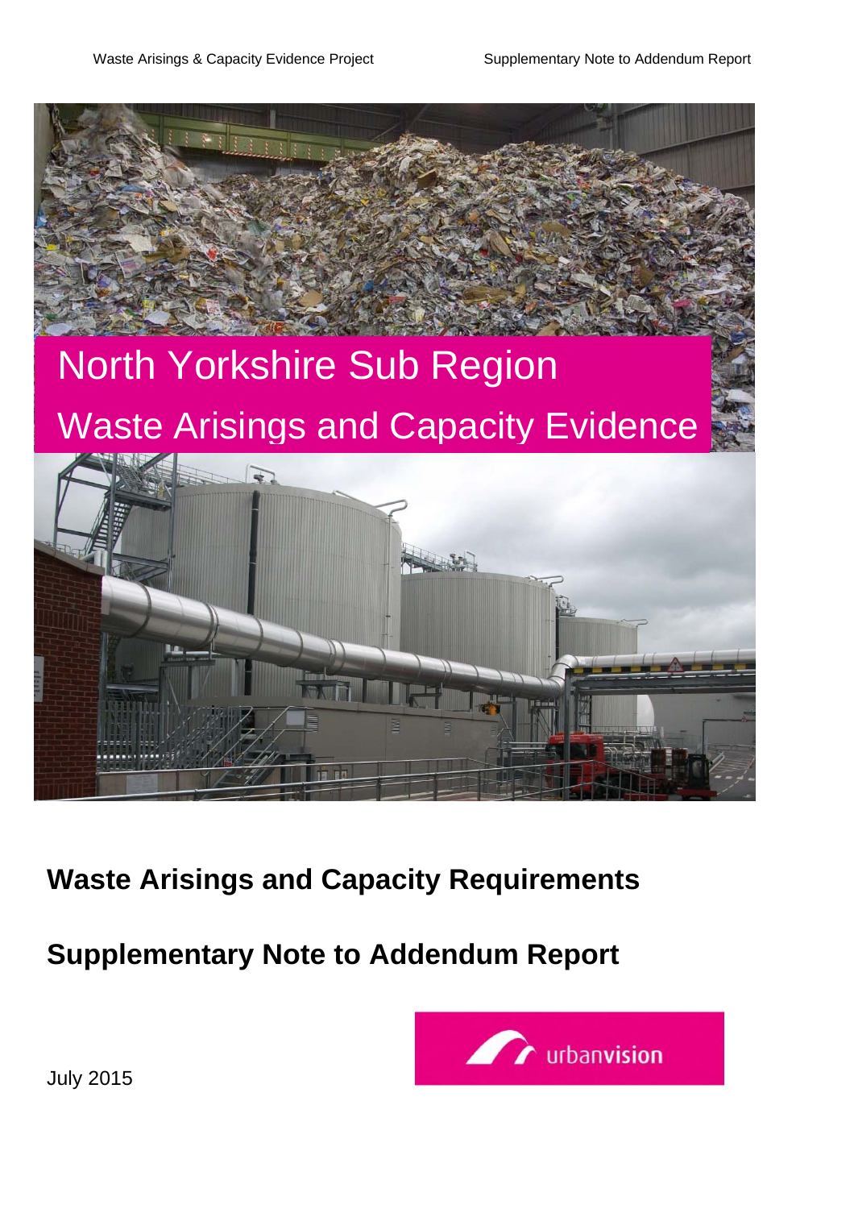# North Yorkshire Sub Region

# Waste Arisings and Capacity Evidence

## Waste Arisings and Capacity Requirements

## Supplementary Note to Addendum Report

urbanvision

July 2015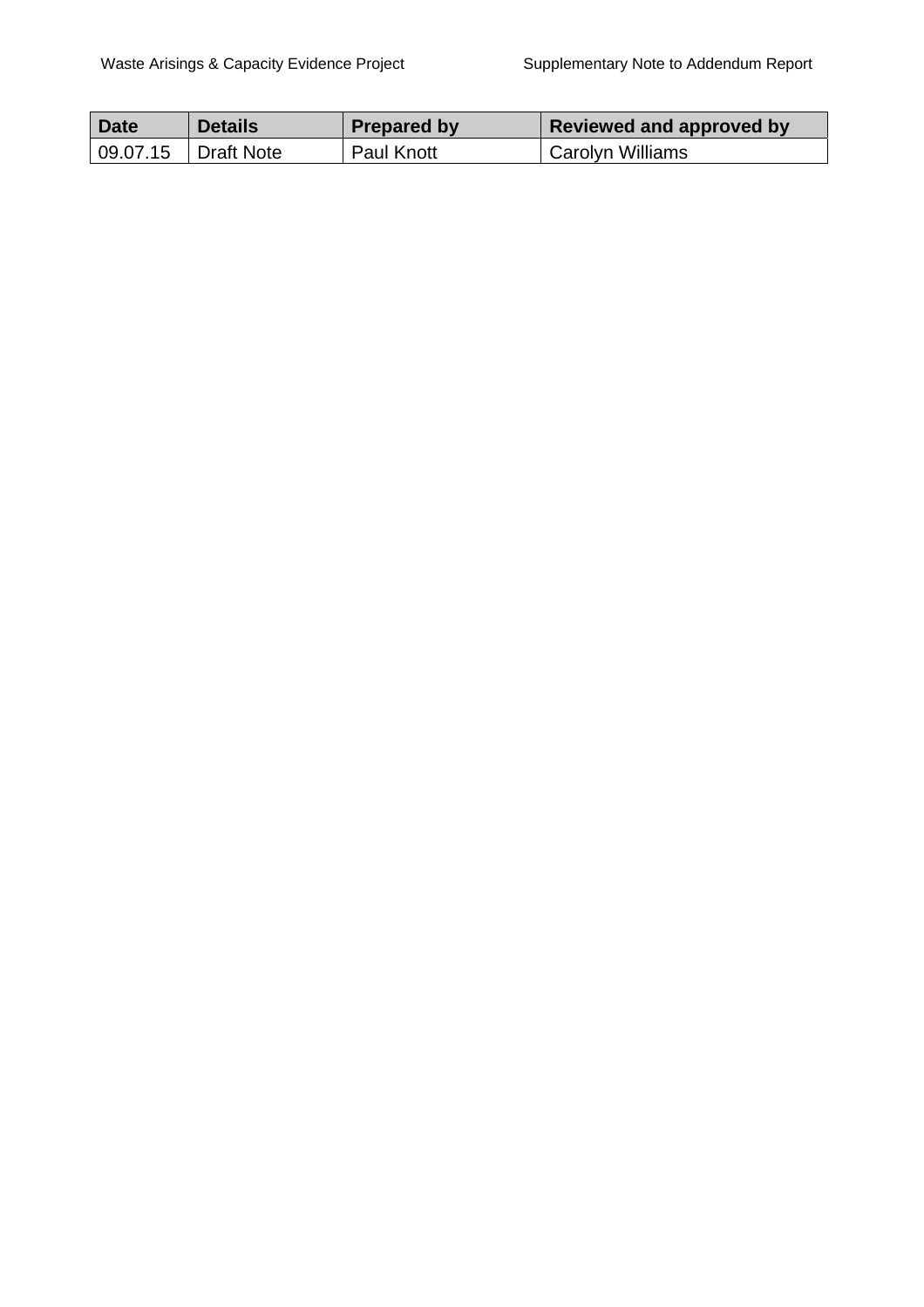| Date | Details | Prepared by | Reviewed and approved by |
|---|---|---|---|
| 09.07.15 | Draft Note | Paul Knott | Carolyn Williams |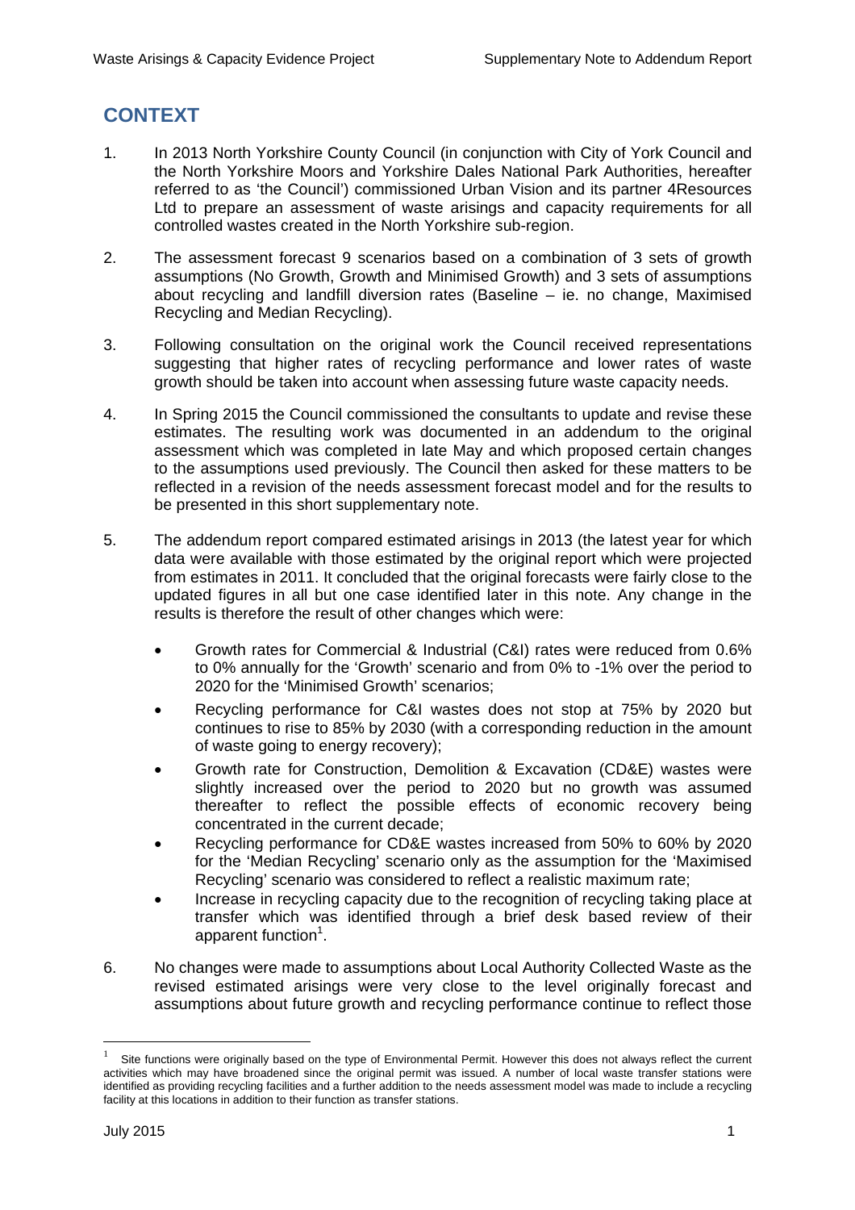## CONTEXT

1. In 2013 North Yorkshire County Council (in conjunction with City of York Council and the North Yorkshire Moors and Yorkshire Dales National Park Authorities, hereafter referred to as 'the Council') commissioned Urban Vision and its partner 4Resources Ltd to prepare an assessment of waste arisings and capacity requirements for all controlled wastes created in the North Yorkshire sub-region.

2. The assessment forecast 9 scenarios based on a combination of 3 sets of growth assumptions (No Growth, Growth and Minimised Growth) and 3 sets of assumptions about recycling and landfill diversion rates (Baseline – ie. no change, Maximised Recycling and Median Recycling).

3. Following consultation on the original work the Council received representations suggesting that higher rates of recycling performance and lower rates of waste growth should be taken into account when assessing future waste capacity needs.

4. In Spring 2015 the Council commissioned the consultants to update and revise these estimates. The resulting work was documented in an addendum to the original assessment which was completed in late May and which proposed certain changes to the assumptions used previously. The Council then asked for these matters to be reflected in a revision of the needs assessment forecast model and for the results to be presented in this short supplementary note.

5. The addendum report compared estimated arisings in 2013 (the latest year for which data were available with those estimated by the original report which were projected from estimates in 2011. It concluded that the original forecasts were fairly close to the updated figures in all but one case identified later in this note. Any change in the results is therefore the result of other changes which were:

   - Growth rates for Commercial & Industrial (C&I) rates were reduced from 0.6% to 0% annually for the 'Growth' scenario and from 0% to -1% over the period to 2020 for the 'Minimised Growth' scenarios;
   - Recycling performance for C&I wastes does not stop at 75% by 2020 but continues to rise to 85% by 2030 (with a corresponding reduction in the amount of waste going to energy recovery);
   - Growth rate for Construction, Demolition & Excavation (CD&E) wastes were slightly increased over the period to 2020 but no growth was assumed thereafter to reflect the possible effects of economic recovery being concentrated in the current decade;
   - Recycling performance for CD&E wastes increased from 50% to 60% by 2020 for the 'Median Recycling' scenario only as the assumption for the 'Maximised Recycling' scenario was considered to reflect a realistic maximum rate;
   - Increase in recycling capacity due to the recognition of recycling taking place at transfer which was identified through a brief desk based review of their apparent function[1].

6. No changes were made to assumptions about Local Authority Collected Waste as the revised estimated arisings were very close to the level originally forecast and assumptions about future growth and recycling performance continue to reflect those

---

[1] Site functions were originally based on the type of Environmental Permit. However this does not always reflect the current activities which may have broadened since the original permit was issued. A number of local waste transfer stations were identified as providing recycling facilities and a further addition to the needs assessment model was made to include a recycling facility at this locations in addition to their function as transfer stations.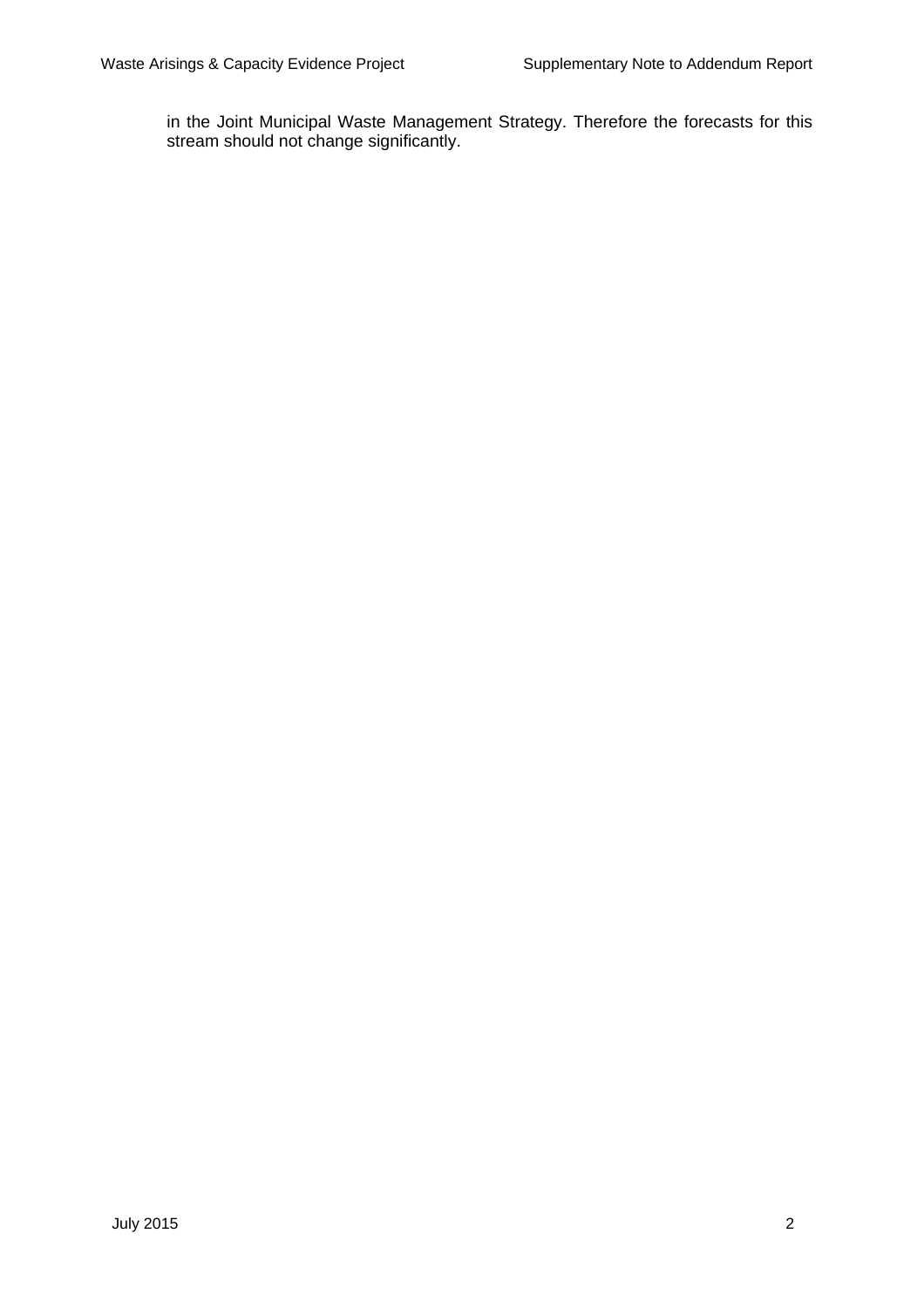in the Joint Municipal Waste Management Strategy. Therefore the forecasts for this stream should not change significantly.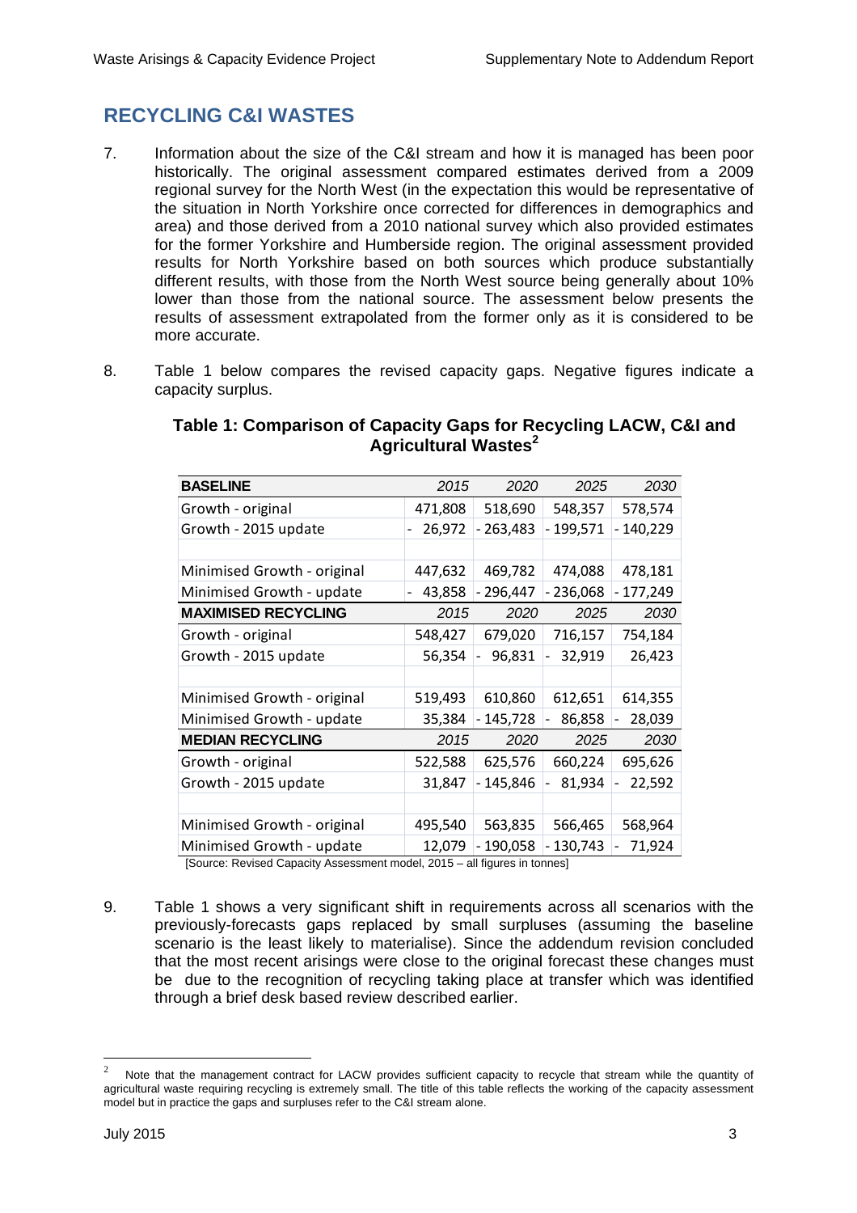## RECYCLING C&I WASTES

7. Information about the size of the C&I stream and how it is managed has been poor historically. The original assessment compared estimates derived from a 2009 regional survey for the North West (in the expectation this would be representative of the situation in North Yorkshire once corrected for differences in demographics and area) and those derived from a 2010 national survey which also provided estimates for the former Yorkshire and Humberside region. The original assessment provided results for North Yorkshire based on both sources which produce substantially different results, with those from the North West source being generally about 10% lower than those from the national source. The assessment below presents the results of assessment extrapolated from the former only as it is considered to be more accurate.

8. Table 1 below compares the revised capacity gaps. Negative figures indicate a capacity surplus.

**Table 1: Comparison of Capacity Gaps for Recycling LACW, C&I and Agricultural Wastes[2]**

| **BASELINE** | *2015* | *2020* | *2025* | *2030* |
|---|---|---|---|---|
| Growth - original | 471,808 | 518,690 | 548,357 | 578,574 |
| Growth - 2015 update | - 26,972 | - 263,483 | - 199,571 | - 140,229 |
| | | | | |
| Minimised Growth - original | 447,632 | 469,782 | 474,088 | 478,181 |
| Minimised Growth - update | - 43,858 | - 296,447 | - 236,068 | - 177,249 |
| **MAXIMISED RECYCLING** | *2015* | *2020* | *2025* | *2030* |
| Growth - original | 548,427 | 679,020 | 716,157 | 754,184 |
| Growth - 2015 update | 56,354 | - 96,831 | - 32,919 | 26,423 |
| | | | | |
| Minimised Growth - original | 519,493 | 610,860 | 612,651 | 614,355 |
| Minimised Growth - update | 35,384 | - 145,728 | - 86,858 | - 28,039 |
| **MEDIAN RECYCLING** | *2015* | *2020* | *2025* | *2030* |
| Growth - original | 522,588 | 625,576 | 660,224 | 695,626 |
| Growth - 2015 update | 31,847 | - 145,846 | - 81,934 | - 22,592 |
| | | | | |
| Minimised Growth - original | 495,540 | 563,835 | 566,465 | 568,964 |
| Minimised Growth - update | 12,079 | - 190,058 | - 130,743 | - 71,924 |

[Source: Revised Capacity Assessment model, 2015 – all figures in tonnes]

9. Table 1 shows a very significant shift in requirements across all scenarios with the previously-forecasts gaps replaced by small surpluses (assuming the baseline scenario is the least likely to materialise). Since the addendum revision concluded that the most recent arisings were close to the original forecast these changes must be due to the recognition of recycling taking place at transfer which was identified through a brief desk based review described earlier.

---

[2] Note that the management contract for LACW provides sufficient capacity to recycle that stream while the quantity of agricultural waste requiring recycling is extremely small. The title of this table reflects the working of the capacity assessment model but in practice the gaps and surpluses refer to the C&I stream alone.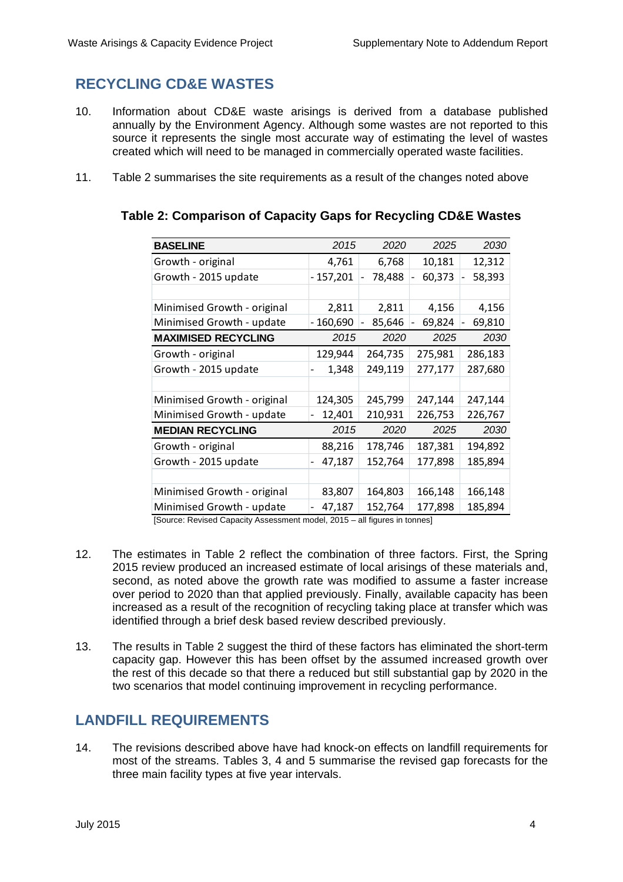## RECYCLING CD&E WASTES

10. Information about CD&E waste arisings is derived from a database published annually by the Environment Agency. Although some wastes are not reported to this source it represents the single most accurate way of estimating the level of wastes created which will need to be managed in commercially operated waste facilities.

11. Table 2 summarises the site requirements as a result of the changes noted above

**Table 2: Comparison of Capacity Gaps for Recycling CD&E Wastes**

| BASELINE | 2015 | 2020 | 2025 | 2030 |
|---|---|---|---|---|
| Growth - original | 4,761 | 6,768 | 10,181 | 12,312 |
| Growth - 2015 update | - 157,201 | - 78,488 | - 60,373 | - 58,393 |
| | | | | |
| Minimised Growth - original | 2,811 | 2,811 | 4,156 | 4,156 |
| Minimised Growth - update | - 160,690 | - 85,646 | - 69,824 | - 69,810 |
| **MAXIMISED RECYCLING** | 2015 | 2020 | 2025 | 2030 |
| Growth - original | 129,944 | 264,735 | 275,981 | 286,183 |
| Growth - 2015 update | - 1,348 | 249,119 | 277,177 | 287,680 |
| | | | | |
| Minimised Growth - original | 124,305 | 245,799 | 247,144 | 247,144 |
| Minimised Growth - update | - 12,401 | 210,931 | 226,753 | 226,767 |
| **MEDIAN RECYCLING** | 2015 | 2020 | 2025 | 2030 |
| Growth - original | 88,216 | 178,746 | 187,381 | 194,892 |
| Growth - 2015 update | - 47,187 | 152,764 | 177,898 | 185,894 |
| | | | | |
| Minimised Growth - original | 83,807 | 164,803 | 166,148 | 166,148 |
| Minimised Growth - update | - 47,187 | 152,764 | 177,898 | 185,894 |

[Source: Revised Capacity Assessment model, 2015 – all figures in tonnes]

12. The estimates in Table 2 reflect the combination of three factors. First, the Spring 2015 review produced an increased estimate of local arisings of these materials and, second, as noted above the growth rate was modified to assume a faster increase over period to 2020 than that applied previously. Finally, available capacity has been increased as a result of the recognition of recycling taking place at transfer which was identified through a brief desk based review described previously.

13. The results in Table 2 suggest the third of these factors has eliminated the short-term capacity gap. However this has been offset by the assumed increased growth over the rest of this decade so that there a reduced but still substantial gap by 2020 in the two scenarios that model continuing improvement in recycling performance.

## LANDFILL REQUIREMENTS

14. The revisions described above have had knock-on effects on landfill requirements for most of the streams. Tables 3, 4 and 5 summarise the revised gap forecasts for the three main facility types at five year intervals.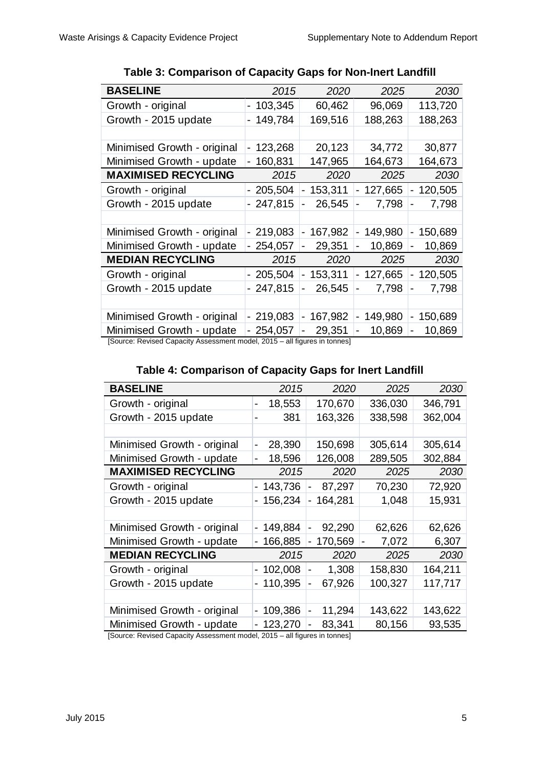**Table 3: Comparison of Capacity Gaps for Non-Inert Landfill**

| BASELINE | 2015 | 2020 | 2025 | 2030 |
|---|---|---|---|---|
| Growth - original | - 103,345 | 60,462 | 96,069 | 113,720 |
| Growth - 2015 update | - 149,784 | 169,516 | 188,263 | 188,263 |
| | | | | |
| Minimised Growth - original | - 123,268 | 20,123 | 34,772 | 30,877 |
| Minimised Growth - update | - 160,831 | 147,965 | 164,673 | 164,673 |
| **MAXIMISED RECYCLING** | *2015* | *2020* | *2025* | *2030* |
| Growth - original | - 205,504 | - 153,311 | - 127,665 | - 120,505 |
| Growth - 2015 update | - 247,815 | - 26,545 | - 7,798 | - 7,798 |
| | | | | |
| Minimised Growth - original | - 219,083 | - 167,982 | - 149,980 | - 150,689 |
| Minimised Growth - update | - 254,057 | - 29,351 | - 10,869 | - 10,869 |
| **MEDIAN RECYCLING** | *2015* | *2020* | *2025* | *2030* |
| Growth - original | - 205,504 | - 153,311 | - 127,665 | - 120,505 |
| Growth - 2015 update | - 247,815 | - 26,545 | - 7,798 | - 7,798 |
| | | | | |
| Minimised Growth - original | - 219,083 | - 167,982 | - 149,980 | - 150,689 |
| Minimised Growth - update | - 254,057 | - 29,351 | - 10,869 | - 10,869 |

[Source: Revised Capacity Assessment model, 2015 – all figures in tonnes]

**Table 4: Comparison of Capacity Gaps for Inert Landfill**

| BASELINE | 2015 | 2020 | 2025 | 2030 |
|---|---|---|---|---|
| Growth - original | - 18,553 | 170,670 | 336,030 | 346,791 |
| Growth - 2015 update | - 381 | 163,326 | 338,598 | 362,004 |
| | | | | |
| Minimised Growth - original | - 28,390 | 150,698 | 305,614 | 305,614 |
| Minimised Growth - update | - 18,596 | 126,008 | 289,505 | 302,884 |
| **MAXIMISED RECYCLING** | *2015* | *2020* | *2025* | *2030* |
| Growth - original | - 143,736 | - 87,297 | 70,230 | 72,920 |
| Growth - 2015 update | - 156,234 | - 164,281 | 1,048 | 15,931 |
| | | | | |
| Minimised Growth - original | - 149,884 | - 92,290 | 62,626 | 62,626 |
| Minimised Growth - update | - 166,885 | - 170,569 | - 7,072 | 6,307 |
| **MEDIAN RECYCLING** | *2015* | *2020* | *2025* | *2030* |
| Growth - original | - 102,008 | - 1,308 | 158,830 | 164,211 |
| Growth - 2015 update | - 110,395 | - 67,926 | 100,327 | 117,717 |
| | | | | |
| Minimised Growth - original | - 109,386 | - 11,294 | 143,622 | 143,622 |
| Minimised Growth - update | - 123,270 | - 83,341 | 80,156 | 93,535 |

[Source: Revised Capacity Assessment model, 2015 – all figures in tonnes]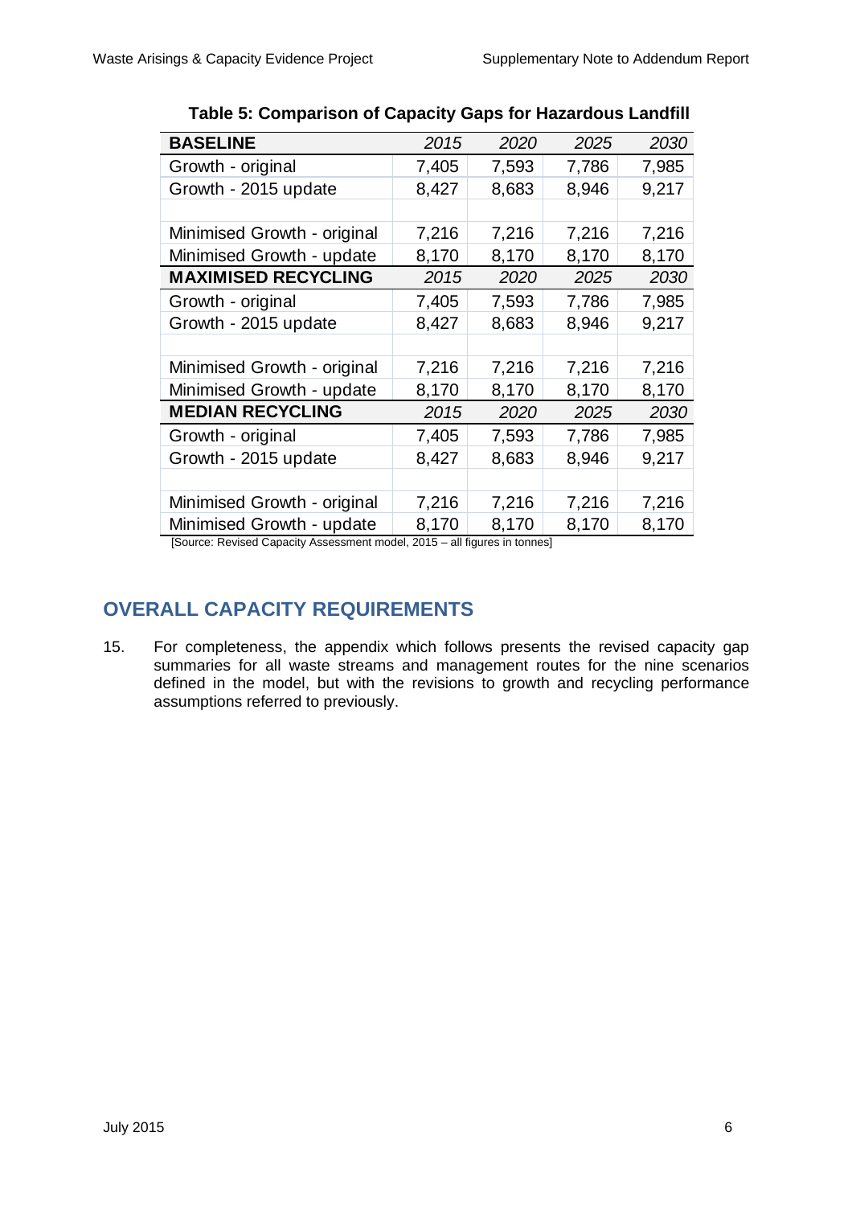**Table 5: Comparison of Capacity Gaps for Hazardous Landfill**

| BASELINE | *2015* | *2020* | *2025* | *2030* |
|---|---|---|---|---|
| Growth - original | 7,405 | 7,593 | 7,786 | 7,985 |
| Growth - 2015 update | 8,427 | 8,683 | 8,946 | 9,217 |
| | | | | |
| Minimised Growth - original | 7,216 | 7,216 | 7,216 | 7,216 |
| Minimised Growth - update | 8,170 | 8,170 | 8,170 | 8,170 |
| **MAXIMISED RECYCLING** | *2015* | *2020* | *2025* | *2030* |
| Growth - original | 7,405 | 7,593 | 7,786 | 7,985 |
| Growth - 2015 update | 8,427 | 8,683 | 8,946 | 9,217 |
| | | | | |
| Minimised Growth - original | 7,216 | 7,216 | 7,216 | 7,216 |
| Minimised Growth - update | 8,170 | 8,170 | 8,170 | 8,170 |
| **MEDIAN RECYCLING** | *2015* | *2020* | *2025* | *2030* |
| Growth - original | 7,405 | 7,593 | 7,786 | 7,985 |
| Growth - 2015 update | 8,427 | 8,683 | 8,946 | 9,217 |
| | | | | |
| Minimised Growth - original | 7,216 | 7,216 | 7,216 | 7,216 |
| Minimised Growth - update | 8,170 | 8,170 | 8,170 | 8,170 |

[Source: Revised Capacity Assessment model, 2015 – all figures in tonnes]

## OVERALL CAPACITY REQUIREMENTS

15. For completeness, the appendix which follows presents the revised capacity gap summaries for all waste streams and management routes for the nine scenarios defined in the model, but with the revisions to growth and recycling performance assumptions referred to previously.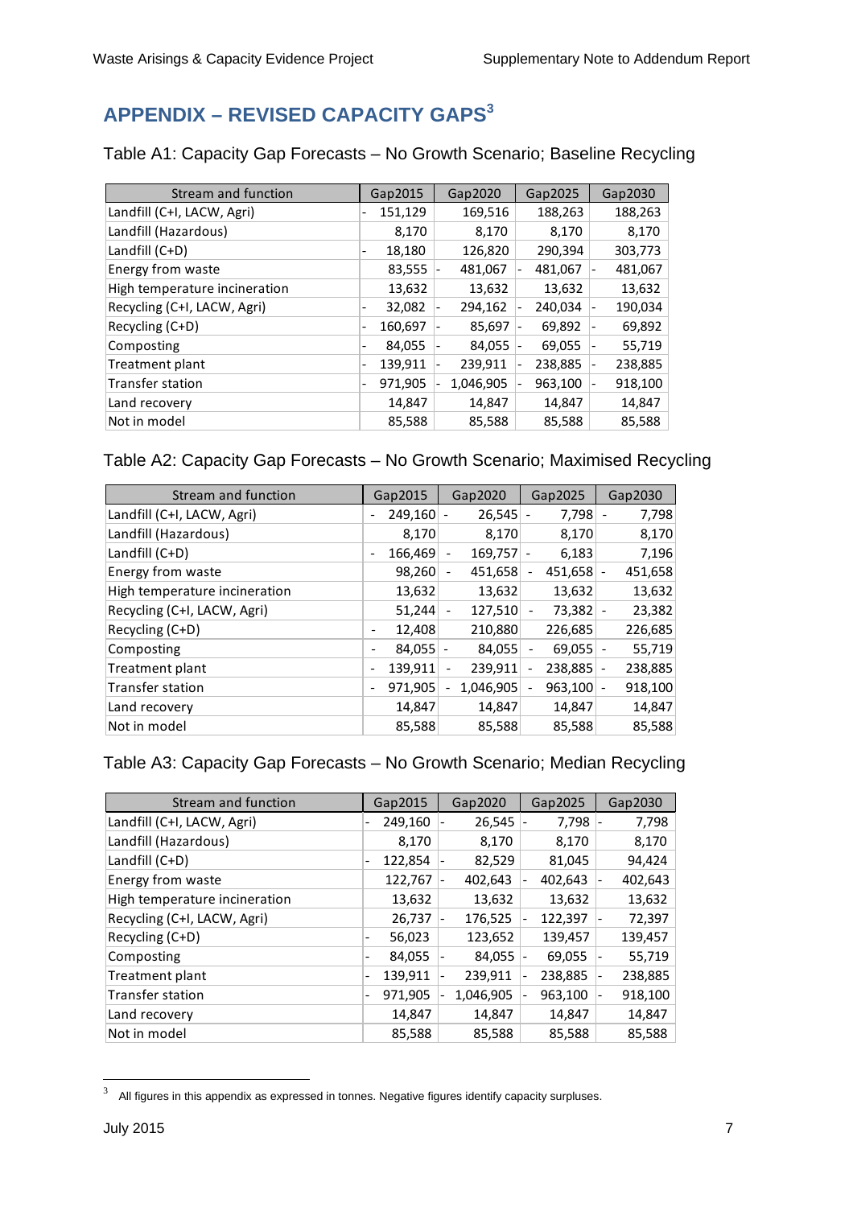## APPENDIX – REVISED CAPACITY GAPS[3]

Table A1: Capacity Gap Forecasts – No Growth Scenario; Baseline Recycling

| Stream and function | Gap2015 | Gap2020 | Gap2025 | Gap2030 |
|---|---|---|---|---|
| Landfill (C+I, LACW, Agri) | -151,129 | 169,516 | 188,263 | 188,263 |
| Landfill (Hazardous) | 8,170 | 8,170 | 8,170 | 8,170 |
| Landfill (C+D) | -18,180 | 126,820 | 290,394 | 303,773 |
| Energy from waste | 83,555 | -481,067 | -481,067 | -481,067 |
| High temperature incineration | 13,632 | 13,632 | 13,632 | 13,632 |
| Recycling (C+I, LACW, Agri) | -32,082 | -294,162 | -240,034 | -190,034 |
| Recycling (C+D) | -160,697 | -85,697 | -69,892 | -69,892 |
| Composting | -84,055 | -84,055 | -69,055 | -55,719 |
| Treatment plant | -139,911 | -239,911 | -238,885 | -238,885 |
| Transfer station | -971,905 | -1,046,905 | -963,100 | -918,100 |
| Land recovery | 14,847 | 14,847 | 14,847 | 14,847 |
| Not in model | 85,588 | 85,588 | 85,588 | 85,588 |

Table A2: Capacity Gap Forecasts – No Growth Scenario; Maximised Recycling

| Stream and function | Gap2015 | Gap2020 | Gap2025 | Gap2030 |
|---|---|---|---|---|
| Landfill (C+I, LACW, Agri) | -249,160 | -26,545 | -7,798 | -7,798 |
| Landfill (Hazardous) | 8,170 | 8,170 | 8,170 | 8,170 |
| Landfill (C+D) | -166,469 | -169,757 | -6,183 | 7,196 |
| Energy from waste | 98,260 | -451,658 | -451,658 | -451,658 |
| High temperature incineration | 13,632 | 13,632 | 13,632 | 13,632 |
| Recycling (C+I, LACW, Agri) | 51,244 | -127,510 | -73,382 | -23,382 |
| Recycling (C+D) | -12,408 | 210,880 | 226,685 | 226,685 |
| Composting | -84,055 | -84,055 | -69,055 | -55,719 |
| Treatment plant | -139,911 | -239,911 | -238,885 | -238,885 |
| Transfer station | -971,905 | -1,046,905 | -963,100 | -918,100 |
| Land recovery | 14,847 | 14,847 | 14,847 | 14,847 |
| Not in model | 85,588 | 85,588 | 85,588 | 85,588 |

Table A3: Capacity Gap Forecasts – No Growth Scenario; Median Recycling

| Stream and function | Gap2015 | Gap2020 | Gap2025 | Gap2030 |
|---|---|---|---|---|
| Landfill (C+I, LACW, Agri) | -249,160 | -26,545 | -7,798 | -7,798 |
| Landfill (Hazardous) | 8,170 | 8,170 | 8,170 | 8,170 |
| Landfill (C+D) | -122,854 | -82,529 | 81,045 | 94,424 |
| Energy from waste | 122,767 | -402,643 | -402,643 | -402,643 |
| High temperature incineration | 13,632 | 13,632 | 13,632 | 13,632 |
| Recycling (C+I, LACW, Agri) | 26,737 | -176,525 | -122,397 | -72,397 |
| Recycling (C+D) | -56,023 | 123,652 | 139,457 | 139,457 |
| Composting | -84,055 | -84,055 | -69,055 | -55,719 |
| Treatment plant | -139,911 | -239,911 | -238,885 | -238,885 |
| Transfer station | -971,905 | -1,046,905 | -963,100 | -918,100 |
| Land recovery | 14,847 | 14,847 | 14,847 | 14,847 |
| Not in model | 85,588 | 85,588 | 85,588 | 85,588 |

[3] All figures in this appendix as expressed in tonnes. Negative figures identify capacity surpluses.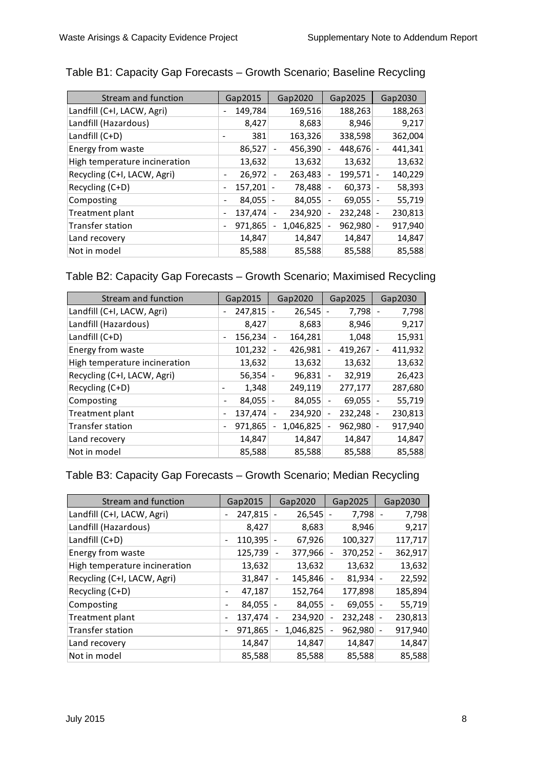### Table B1: Capacity Gap Forecasts – Growth Scenario; Baseline Recycling

| Stream and function | Gap2015 | Gap2020 | Gap2025 | Gap2030 |
|---|---|---|---|---|
| Landfill (C+I, LACW, Agri) | -149,784 | 169,516 | 188,263 | 188,263 |
| Landfill (Hazardous) | 8,427 | 8,683 | 8,946 | 9,217 |
| Landfill (C+D) | -381 | 163,326 | 338,598 | 362,004 |
| Energy from waste | 86,527 | -456,390 | -448,676 | -441,341 |
| High temperature incineration | 13,632 | 13,632 | 13,632 | 13,632 |
| Recycling (C+I, LACW, Agri) | -26,972 | -263,483 | -199,571 | -140,229 |
| Recycling (C+D) | -157,201 | -78,488 | -60,373 | -58,393 |
| Composting | -84,055 | -84,055 | -69,055 | -55,719 |
| Treatment plant | -137,474 | -234,920 | -232,248 | -230,813 |
| Transfer station | -971,865 | -1,046,825 | -962,980 | -917,940 |
| Land recovery | 14,847 | 14,847 | 14,847 | 14,847 |
| Not in model | 85,588 | 85,588 | 85,588 | 85,588 |

### Table B2: Capacity Gap Forecasts – Growth Scenario; Maximised Recycling

| Stream and function | Gap2015 | Gap2020 | Gap2025 | Gap2030 |
|---|---|---|---|---|
| Landfill (C+I, LACW, Agri) | -247,815 | -26,545 | -7,798 | -7,798 |
| Landfill (Hazardous) | 8,427 | 8,683 | 8,946 | 9,217 |
| Landfill (C+D) | -156,234 | -164,281 | 1,048 | 15,931 |
| Energy from waste | 101,232 | -426,981 | -419,267 | -411,932 |
| High temperature incineration | 13,632 | 13,632 | 13,632 | 13,632 |
| Recycling (C+I, LACW, Agri) | 56,354 | -96,831 | -32,919 | 26,423 |
| Recycling (C+D) | -1,348 | 249,119 | 277,177 | 287,680 |
| Composting | -84,055 | -84,055 | -69,055 | -55,719 |
| Treatment plant | -137,474 | -234,920 | -232,248 | -230,813 |
| Transfer station | -971,865 | -1,046,825 | -962,980 | -917,940 |
| Land recovery | 14,847 | 14,847 | 14,847 | 14,847 |
| Not in model | 85,588 | 85,588 | 85,588 | 85,588 |

### Table B3: Capacity Gap Forecasts – Growth Scenario; Median Recycling

| Stream and function | Gap2015 | Gap2020 | Gap2025 | Gap2030 |
|---|---|---|---|---|
| Landfill (C+I, LACW, Agri) | -247,815 | -26,545 | -7,798 | -7,798 |
| Landfill (Hazardous) | 8,427 | 8,683 | 8,946 | 9,217 |
| Landfill (C+D) | -110,395 | -67,926 | 100,327 | 117,717 |
| Energy from waste | 125,739 | -377,966 | -370,252 | -362,917 |
| High temperature incineration | 13,632 | 13,632 | 13,632 | 13,632 |
| Recycling (C+I, LACW, Agri) | 31,847 | -145,846 | -81,934 | -22,592 |
| Recycling (C+D) | -47,187 | 152,764 | 177,898 | 185,894 |
| Composting | -84,055 | -84,055 | -69,055 | -55,719 |
| Treatment plant | -137,474 | -234,920 | -232,248 | -230,813 |
| Transfer station | -971,865 | -1,046,825 | -962,980 | -917,940 |
| Land recovery | 14,847 | 14,847 | 14,847 | 14,847 |
| Not in model | 85,588 | 85,588 | 85,588 | 85,588 |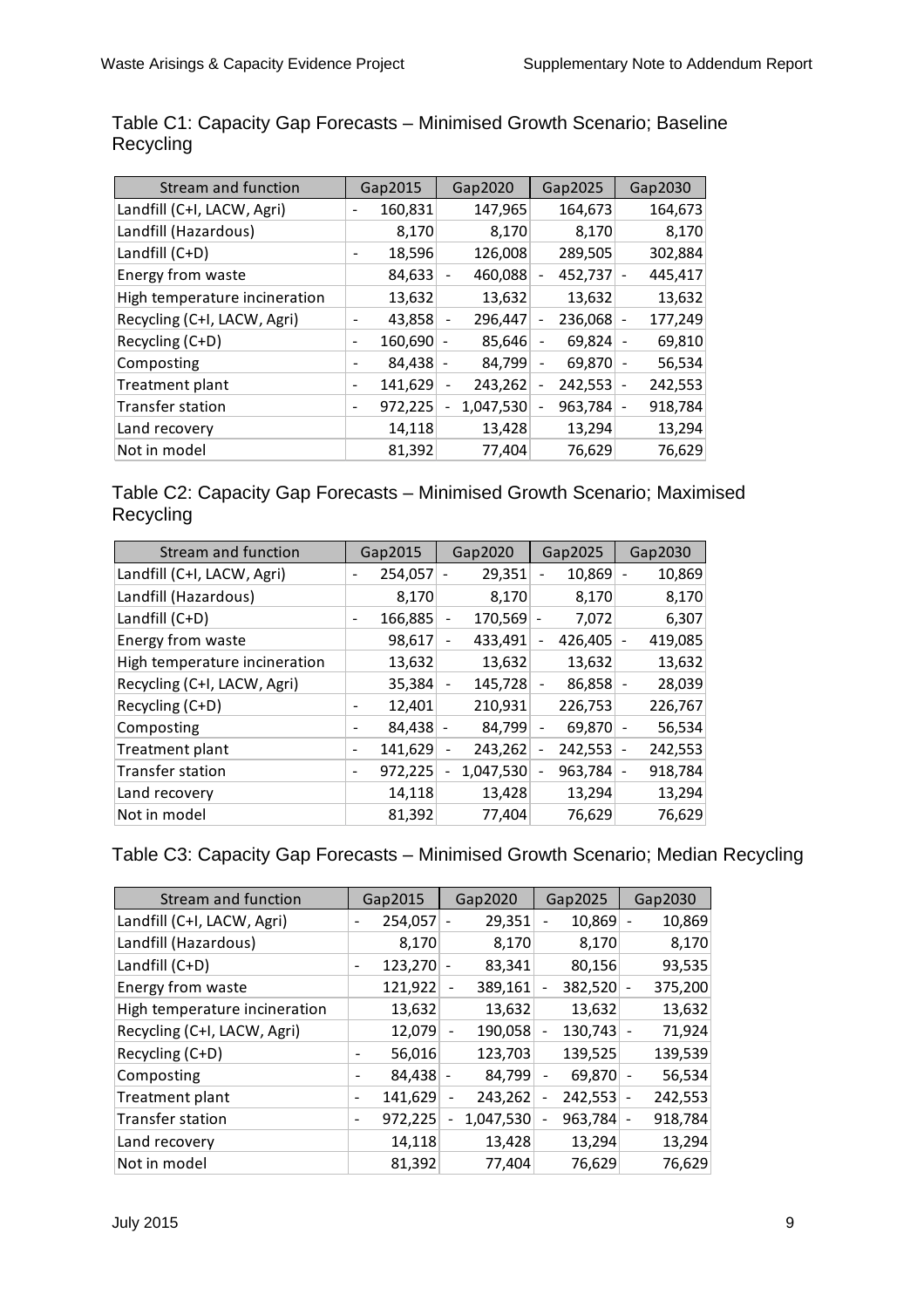Table C1: Capacity Gap Forecasts – Minimised Growth Scenario; Baseline Recycling

| Stream and function | Gap2015 | Gap2020 | Gap2025 | Gap2030 |
|---|---|---|---|---|
| Landfill (C+I, LACW, Agri) | - 160,831 | 147,965 | 164,673 | 164,673 |
| Landfill (Hazardous) | 8,170 | 8,170 | 8,170 | 8,170 |
| Landfill (C+D) | - 18,596 | 126,008 | 289,505 | 302,884 |
| Energy from waste | 84,633 | - 460,088 | - 452,737 | - 445,417 |
| High temperature incineration | 13,632 | 13,632 | 13,632 | 13,632 |
| Recycling (C+I, LACW, Agri) | - 43,858 | - 296,447 | - 236,068 | - 177,249 |
| Recycling (C+D) | - 160,690 | - 85,646 | - 69,824 | - 69,810 |
| Composting | - 84,438 | - 84,799 | - 69,870 | - 56,534 |
| Treatment plant | - 141,629 | - 243,262 | - 242,553 | - 242,553 |
| Transfer station | - 972,225 | - 1,047,530 | - 963,784 | - 918,784 |
| Land recovery | 14,118 | 13,428 | 13,294 | 13,294 |
| Not in model | 81,392 | 77,404 | 76,629 | 76,629 |

Table C2: Capacity Gap Forecasts – Minimised Growth Scenario; Maximised Recycling

| Stream and function | Gap2015 | Gap2020 | Gap2025 | Gap2030 |
|---|---|---|---|---|
| Landfill (C+I, LACW, Agri) | - 254,057 | - 29,351 | - 10,869 | - 10,869 |
| Landfill (Hazardous) | 8,170 | 8,170 | 8,170 | 8,170 |
| Landfill (C+D) | - 166,885 | - 170,569 | - 7,072 | 6,307 |
| Energy from waste | 98,617 | - 433,491 | - 426,405 | - 419,085 |
| High temperature incineration | 13,632 | 13,632 | 13,632 | 13,632 |
| Recycling (C+I, LACW, Agri) | 35,384 | - 145,728 | - 86,858 | - 28,039 |
| Recycling (C+D) | - 12,401 | 210,931 | 226,753 | 226,767 |
| Composting | - 84,438 | - 84,799 | - 69,870 | - 56,534 |
| Treatment plant | - 141,629 | - 243,262 | - 242,553 | - 242,553 |
| Transfer station | - 972,225 | - 1,047,530 | - 963,784 | - 918,784 |
| Land recovery | 14,118 | 13,428 | 13,294 | 13,294 |
| Not in model | 81,392 | 77,404 | 76,629 | 76,629 |

Table C3: Capacity Gap Forecasts – Minimised Growth Scenario; Median Recycling

| Stream and function | Gap2015 | Gap2020 | Gap2025 | Gap2030 |
|---|---|---|---|---|
| Landfill (C+I, LACW, Agri) | - 254,057 | - 29,351 | - 10,869 | - 10,869 |
| Landfill (Hazardous) | 8,170 | 8,170 | 8,170 | 8,170 |
| Landfill (C+D) | - 123,270 | - 83,341 | 80,156 | 93,535 |
| Energy from waste | 121,922 | - 389,161 | - 382,520 | - 375,200 |
| High temperature incineration | 13,632 | 13,632 | 13,632 | 13,632 |
| Recycling (C+I, LACW, Agri) | 12,079 | - 190,058 | - 130,743 | - 71,924 |
| Recycling (C+D) | - 56,016 | 123,703 | 139,525 | 139,539 |
| Composting | - 84,438 | - 84,799 | - 69,870 | - 56,534 |
| Treatment plant | - 141,629 | - 243,262 | - 242,553 | - 242,553 |
| Transfer station | - 972,225 | - 1,047,530 | - 963,784 | - 918,784 |
| Land recovery | 14,118 | 13,428 | 13,294 | 13,294 |
| Not in model | 81,392 | 77,404 | 76,629 | 76,629 |